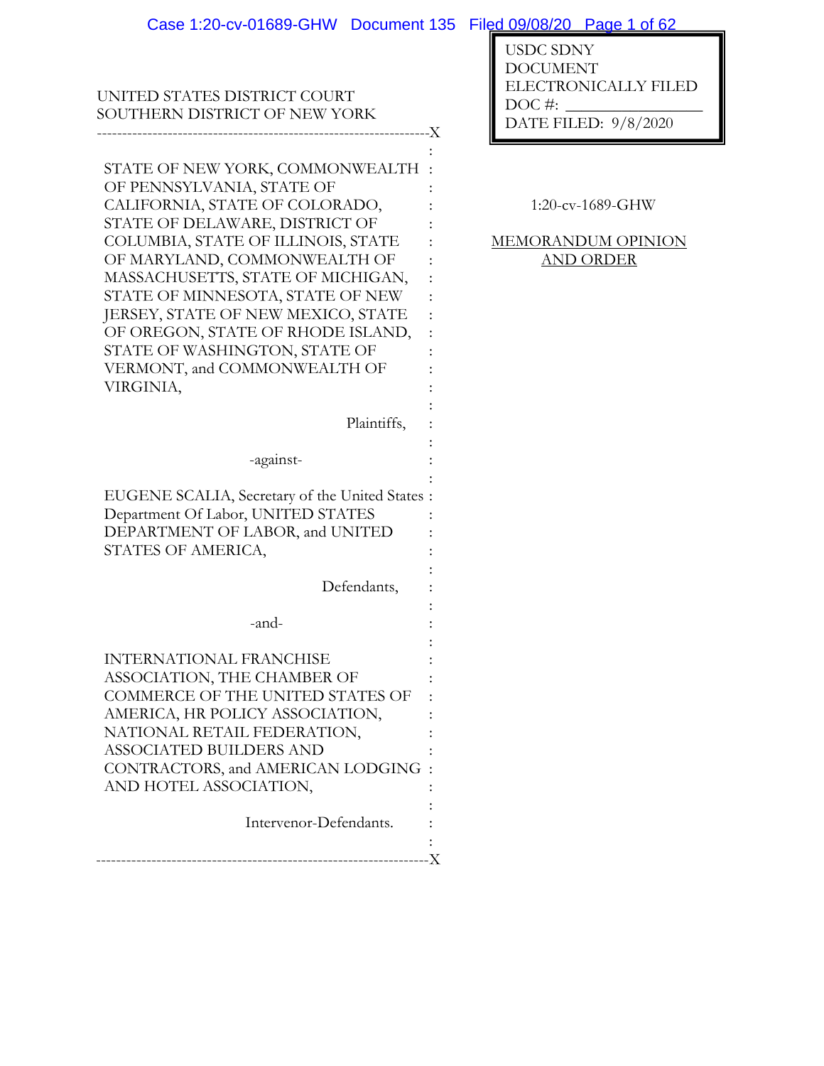USDC SDNY
DOCUMENT
ELECTRONICALLY FILED
DOC #: \_\_\_\_\_\_\_\_\_\_\_\_\_\_\_\_
DATE FILED: 9/8/2020

UNITED STATES DISTRICT COURT
SOUTHERN DISTRICT OF NEW YORK

---

STATE OF NEW YORK, COMMONWEALTH OF PENNSYLVANIA, STATE OF CALIFORNIA, STATE OF COLORADO, STATE OF DELAWARE, DISTRICT OF COLUMBIA, STATE OF ILLINOIS, STATE OF MARYLAND, COMMONWEALTH OF MASSACHUSETTS, STATE OF MICHIGAN, STATE OF MINNESOTA, STATE OF NEW JERSEY, STATE OF NEW MEXICO, STATE OF OREGON, STATE OF RHODE ISLAND, STATE OF WASHINGTON, STATE OF VERMONT, and COMMONWEALTH OF VIRGINIA,

Plaintiffs,

-against-

EUGENE SCALIA, Secretary of the United States Department Of Labor, UNITED STATES DEPARTMENT OF LABOR, and UNITED STATES OF AMERICA,

Defendants,

-and-

INTERNATIONAL FRANCHISE ASSOCIATION, THE CHAMBER OF COMMERCE OF THE UNITED STATES OF AMERICA, HR POLICY ASSOCIATION, NATIONAL RETAIL FEDERATION, ASSOCIATED BUILDERS AND CONTRACTORS, and AMERICAN LODGING AND HOTEL ASSOCIATION,

Intervenor-Defendants.

---

1:20-cv-1689-GHW

MEMORANDUM OPINION AND ORDER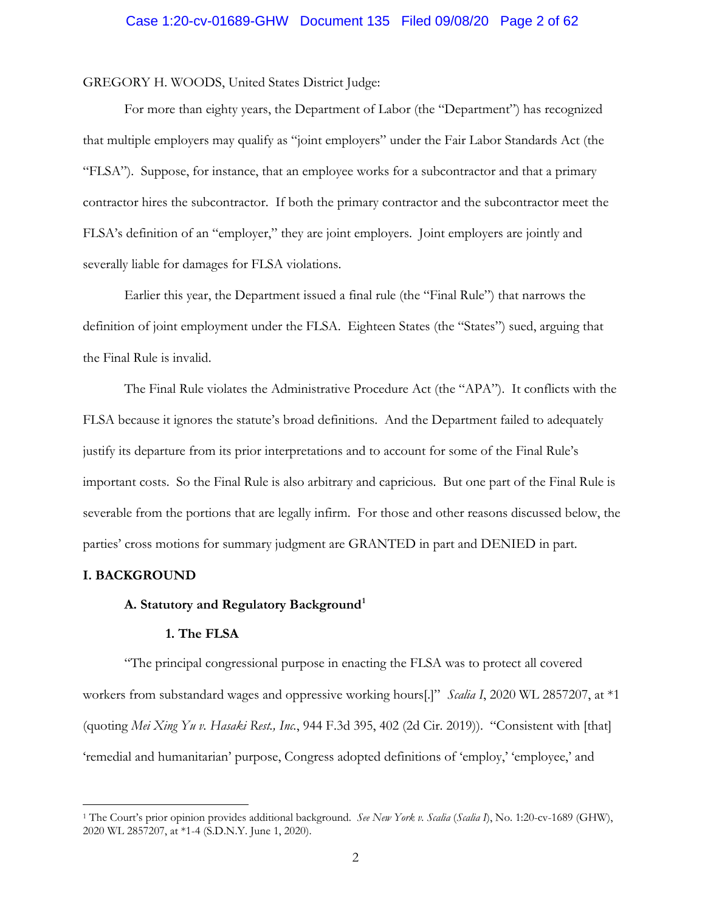GREGORY H. WOODS, United States District Judge:

For more than eighty years, the Department of Labor (the "Department") has recognized that multiple employers may qualify as "joint employers" under the Fair Labor Standards Act (the "FLSA"). Suppose, for instance, that an employee works for a subcontractor and that a primary contractor hires the subcontractor. If both the primary contractor and the subcontractor meet the FLSA's definition of an "employer," they are joint employers. Joint employers are jointly and severally liable for damages for FLSA violations.

Earlier this year, the Department issued a final rule (the "Final Rule") that narrows the definition of joint employment under the FLSA. Eighteen States (the "States") sued, arguing that the Final Rule is invalid.

The Final Rule violates the Administrative Procedure Act (the "APA"). It conflicts with the FLSA because it ignores the statute's broad definitions. And the Department failed to adequately justify its departure from its prior interpretations and to account for some of the Final Rule's important costs. So the Final Rule is also arbitrary and capricious. But one part of the Final Rule is severable from the portions that are legally infirm. For those and other reasons discussed below, the parties' cross motions for summary judgment are GRANTED in part and DENIED in part.

## I. BACKGROUND

### A. Statutory and Regulatory Background[1]

#### 1. The FLSA

"The principal congressional purpose in enacting the FLSA was to protect all covered workers from substandard wages and oppressive working hours[.]" *Scalia I*, 2020 WL 2857207, at *1 (quoting *Mei Xing Yu v. Hasaki Rest., Inc.*, 944 F.3d 395, 402 (2d Cir. 2019)). "Consistent with [that] 'remedial and humanitarian' purpose, Congress adopted definitions of 'employ,' 'employee,' and

---

[1] The Court's prior opinion provides additional background. *See New York v. Scalia* (*Scalia I*), No. 1:20-cv-1689 (GHW), 2020 WL 2857207, at *1-4 (S.D.N.Y. June 1, 2020).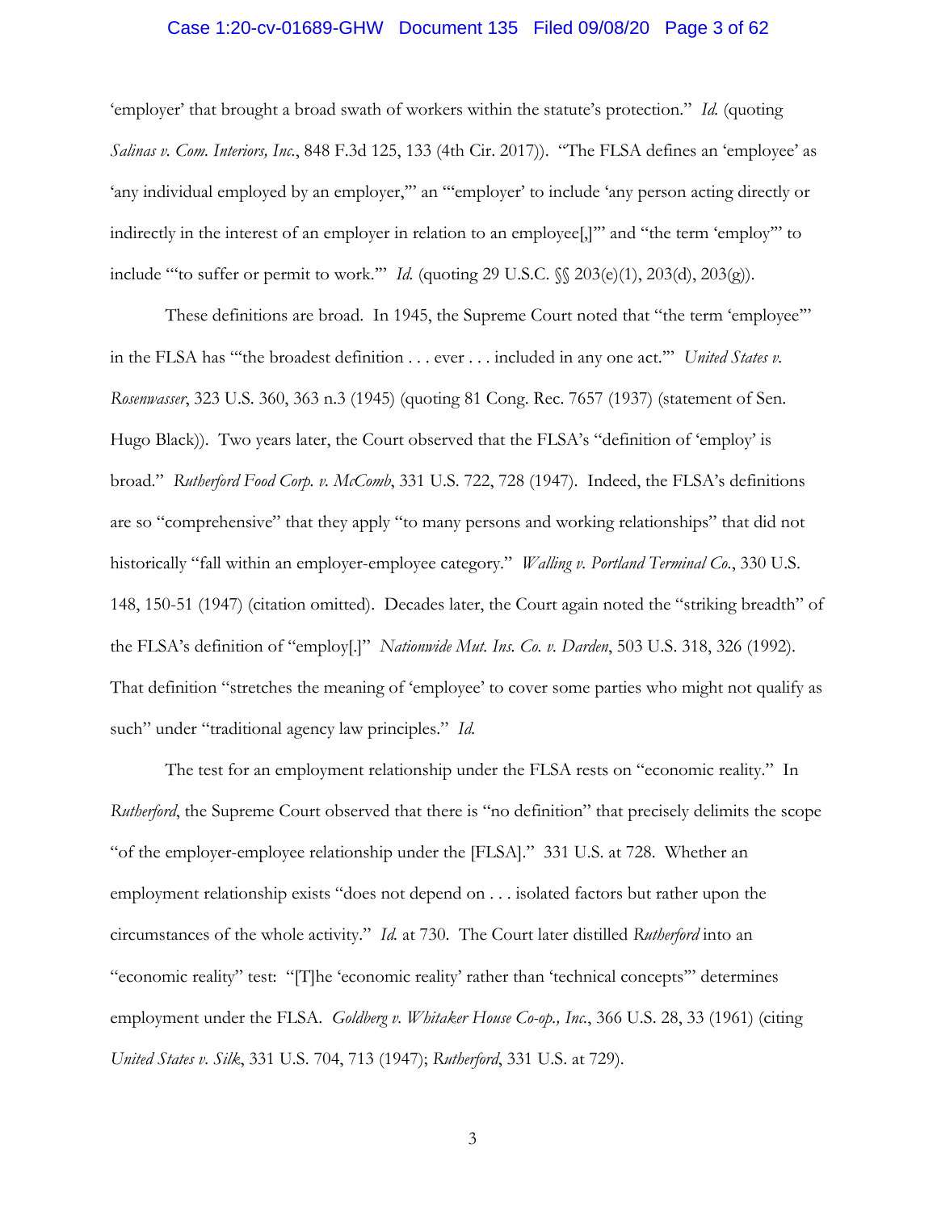'employer' that brought a broad swath of workers within the statute's protection." *Id.* (quoting *Salinas v. Com. Interiors, Inc.*, 848 F.3d 125, 133 (4th Cir. 2017)). "The FLSA defines an 'employee' as 'any individual employed by an employer,'" an "'employer' to include 'any person acting directly or indirectly in the interest of an employer in relation to an employee[,]'" and "the term 'employ'" to include "'to suffer or permit to work.'" *Id.* (quoting 29 U.S.C. §§ 203(e)(1), 203(d), 203(g)).

These definitions are broad. In 1945, the Supreme Court noted that "the term 'employee'" in the FLSA has "'the broadest definition . . . ever . . . included in any one act.'" *United States v. Rosenwasser*, 323 U.S. 360, 363 n.3 (1945) (quoting 81 Cong. Rec. 7657 (1937) (statement of Sen. Hugo Black)). Two years later, the Court observed that the FLSA's "definition of 'employ' is broad." *Rutherford Food Corp. v. McComb*, 331 U.S. 722, 728 (1947). Indeed, the FLSA's definitions are so "comprehensive" that they apply "to many persons and working relationships" that did not historically "fall within an employer-employee category." *Walling v. Portland Terminal Co.*, 330 U.S. 148, 150-51 (1947) (citation omitted). Decades later, the Court again noted the "striking breadth" of the FLSA's definition of "employ[.]" *Nationwide Mut. Ins. Co. v. Darden*, 503 U.S. 318, 326 (1992). That definition "stretches the meaning of 'employee' to cover some parties who might not qualify as such" under "traditional agency law principles." *Id.*

The test for an employment relationship under the FLSA rests on "economic reality." In *Rutherford*, the Supreme Court observed that there is "no definition" that precisely delimits the scope "of the employer-employee relationship under the [FLSA]." 331 U.S. at 728. Whether an employment relationship exists "does not depend on . . . isolated factors but rather upon the circumstances of the whole activity." *Id.* at 730. The Court later distilled *Rutherford* into an "economic reality" test: "[T]he 'economic reality' rather than 'technical concepts'" determines employment under the FLSA. *Goldberg v. Whitaker House Co-op., Inc.*, 366 U.S. 28, 33 (1961) (citing *United States v. Silk*, 331 U.S. 704, 713 (1947); *Rutherford*, 331 U.S. at 729).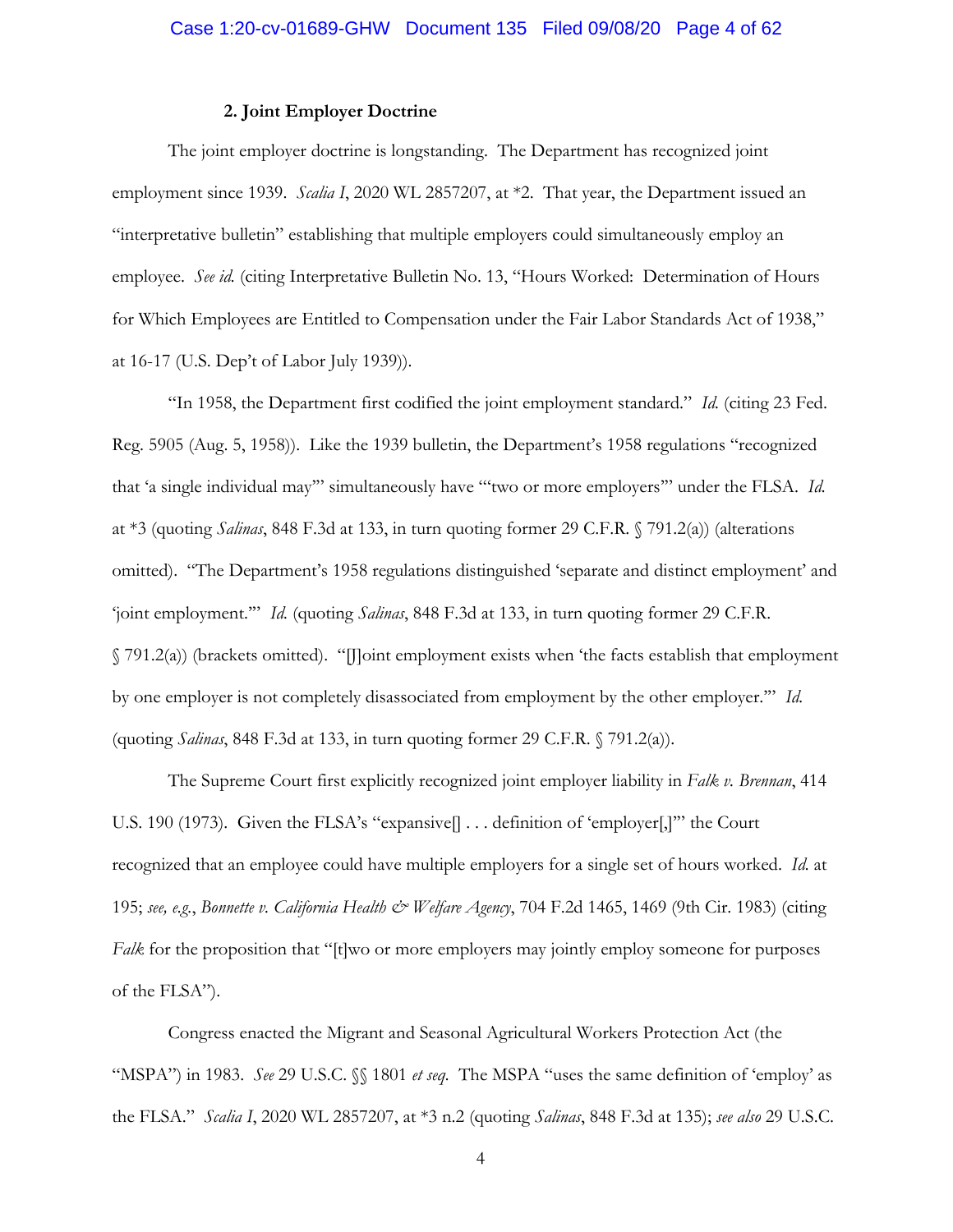### 2. Joint Employer Doctrine

The joint employer doctrine is longstanding. The Department has recognized joint employment since 1939. *Scalia I*, 2020 WL 2857207, at *2. That year, the Department issued an "interpretative bulletin" establishing that multiple employers could simultaneously employ an employee. *See id.* (citing Interpretative Bulletin No. 13, "Hours Worked: Determination of Hours for Which Employees are Entitled to Compensation under the Fair Labor Standards Act of 1938," at 16-17 (U.S. Dep't of Labor July 1939)).

"In 1958, the Department first codified the joint employment standard." *Id.* (citing 23 Fed. Reg. 5905 (Aug. 5, 1958)). Like the 1939 bulletin, the Department's 1958 regulations "recognized that 'a single individual may'" simultaneously have "'two or more employers'" under the FLSA. *Id.* at *3 (quoting *Salinas*, 848 F.3d at 133, in turn quoting former 29 C.F.R. § 791.2(a)) (alterations omitted). "The Department's 1958 regulations distinguished 'separate and distinct employment' and 'joint employment.'" *Id.* (quoting *Salinas*, 848 F.3d at 133, in turn quoting former 29 C.F.R. § 791.2(a)) (brackets omitted). "[J]oint employment exists when 'the facts establish that employment by one employer is not completely disassociated from employment by the other employer.'" *Id.* (quoting *Salinas*, 848 F.3d at 133, in turn quoting former 29 C.F.R. § 791.2(a)).

The Supreme Court first explicitly recognized joint employer liability in *Falk v. Brennan*, 414 U.S. 190 (1973). Given the FLSA's "expansive[] . . . definition of 'employer[,]'" the Court recognized that an employee could have multiple employers for a single set of hours worked. *Id.* at 195; *see, e.g.*, *Bonnette v. California Health & Welfare Agency*, 704 F.2d 1465, 1469 (9th Cir. 1983) (citing *Falk* for the proposition that "[t]wo or more employers may jointly employ someone for purposes of the FLSA").

Congress enacted the Migrant and Seasonal Agricultural Workers Protection Act (the "MSPA") in 1983. *See* 29 U.S.C. §§ 1801 *et seq.* The MSPA "uses the same definition of 'employ' as the FLSA." *Scalia I*, 2020 WL 2857207, at *3 n.2 (quoting *Salinas*, 848 F.3d at 135); *see also* 29 U.S.C.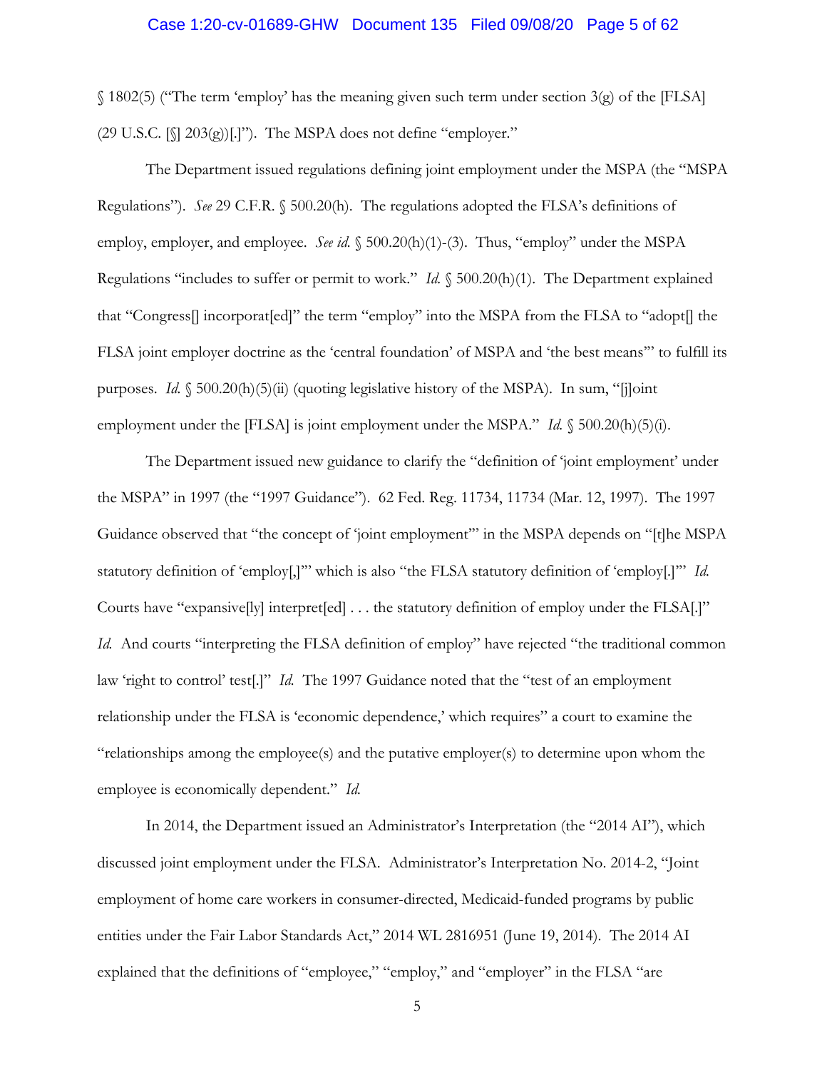§ 1802(5) ("The term 'employ' has the meaning given such term under section 3(g) of the [FLSA] (29 U.S.C. [§] 203(g))[.]"). The MSPA does not define "employer."

The Department issued regulations defining joint employment under the MSPA (the "MSPA Regulations"). *See* 29 C.F.R. § 500.20(h). The regulations adopted the FLSA's definitions of employ, employer, and employee. *See id.* § 500.20(h)(1)-(3). Thus, "employ" under the MSPA Regulations "includes to suffer or permit to work." *Id.* § 500.20(h)(1). The Department explained that "Congress[] incorporat[ed]" the term "employ" into the MSPA from the FLSA to "adopt[] the FLSA joint employer doctrine as the 'central foundation' of MSPA and 'the best means'" to fulfill its purposes. *Id.* § 500.20(h)(5)(ii) (quoting legislative history of the MSPA). In sum, "[j]oint employment under the [FLSA] is joint employment under the MSPA." *Id.* § 500.20(h)(5)(i).

The Department issued new guidance to clarify the "definition of 'joint employment' under the MSPA" in 1997 (the "1997 Guidance"). 62 Fed. Reg. 11734, 11734 (Mar. 12, 1997). The 1997 Guidance observed that "the concept of 'joint employment'" in the MSPA depends on "[t]he MSPA statutory definition of 'employ[,]'" which is also "the FLSA statutory definition of 'employ[.]'" *Id.* Courts have "expansive[ly] interpret[ed] . . . the statutory definition of employ under the FLSA[.]" *Id.* And courts "interpreting the FLSA definition of employ" have rejected "the traditional common law 'right to control' test[.]" *Id.* The 1997 Guidance noted that the "test of an employment relationship under the FLSA is 'economic dependence,' which requires" a court to examine the "relationships among the employee(s) and the putative employer(s) to determine upon whom the employee is economically dependent." *Id.*

In 2014, the Department issued an Administrator's Interpretation (the "2014 AI"), which discussed joint employment under the FLSA. Administrator's Interpretation No. 2014-2, "Joint employment of home care workers in consumer-directed, Medicaid-funded programs by public entities under the Fair Labor Standards Act," 2014 WL 2816951 (June 19, 2014). The 2014 AI explained that the definitions of "employee," "employ," and "employer" in the FLSA "are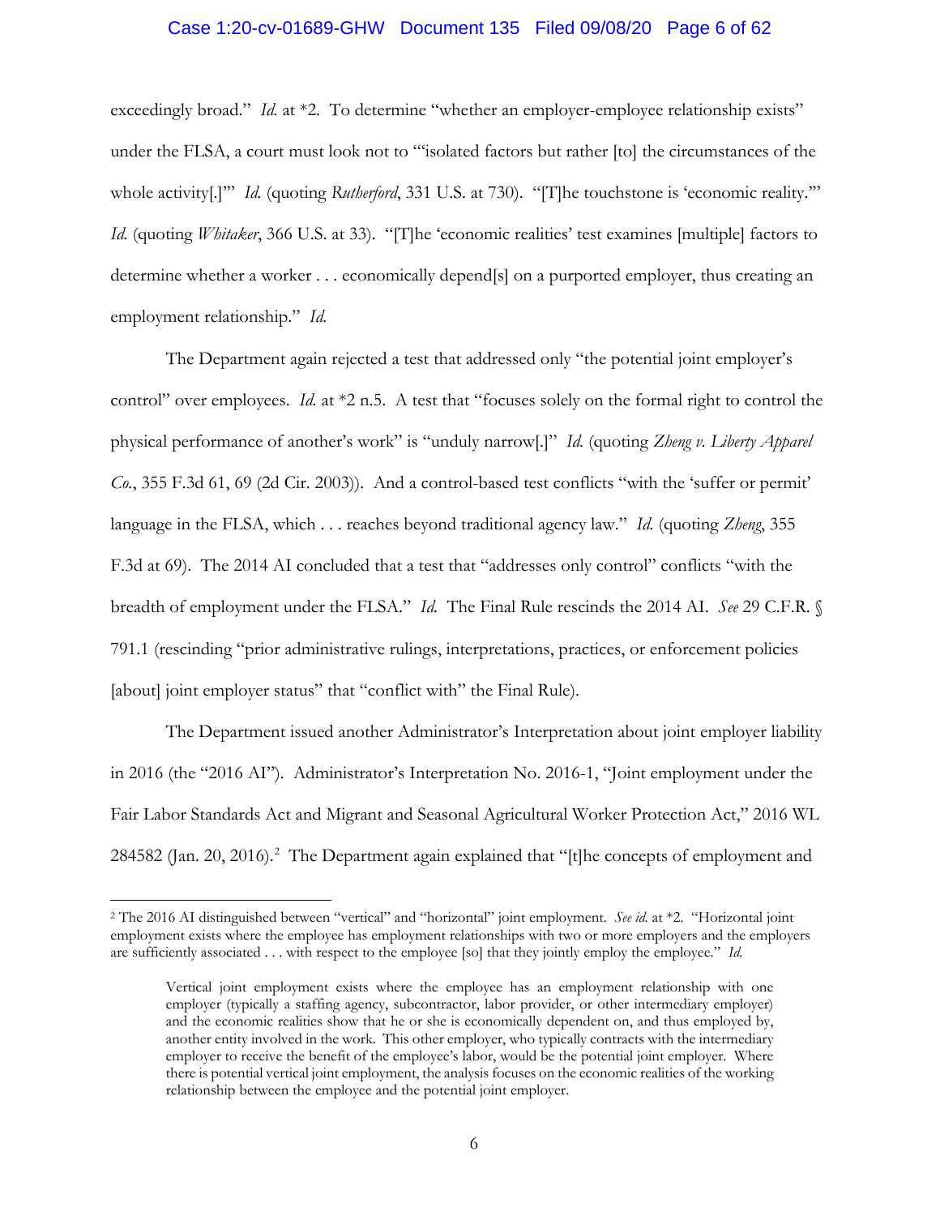exceedingly broad." *Id.* at *2. To determine "whether an employer-employee relationship exists" under the FLSA, a court must look not to "'isolated factors but rather [to] the circumstances of the whole activity[.]'" *Id.* (quoting *Rutherford*, 331 U.S. at 730). "[T]he touchstone is 'economic reality.'" *Id.* (quoting *Whitaker*, 366 U.S. at 33). "[T]he 'economic realities' test examines [multiple] factors to determine whether a worker . . . economically depend[s] on a purported employer, thus creating an employment relationship." *Id.*

The Department again rejected a test that addressed only "the potential joint employer's control" over employees. *Id.* at *2 n.5. A test that "focuses solely on the formal right to control the physical performance of another's work" is "unduly narrow[.]" *Id.* (quoting *Zheng v. Liberty Apparel Co.*, 355 F.3d 61, 69 (2d Cir. 2003)). And a control-based test conflicts "with the 'suffer or permit' language in the FLSA, which . . . reaches beyond traditional agency law." *Id.* (quoting *Zheng*, 355 F.3d at 69). The 2014 AI concluded that a test that "addresses only control" conflicts "with the breadth of employment under the FLSA." *Id.* The Final Rule rescinds the 2014 AI. *See* 29 C.F.R. § 791.1 (rescinding "prior administrative rulings, interpretations, practices, or enforcement policies [about] joint employer status" that "conflict with" the Final Rule).

The Department issued another Administrator's Interpretation about joint employer liability in 2016 (the "2016 AI"). Administrator's Interpretation No. 2016-1, "Joint employment under the Fair Labor Standards Act and Migrant and Seasonal Agricultural Worker Protection Act," 2016 WL 284582 (Jan. 20, 2016).[2] The Department again explained that "[t]he concepts of employment and

---

[2] The 2016 AI distinguished between "vertical" and "horizontal" joint employment. *See id.* at *2. "Horizontal joint employment exists where the employee has employment relationships with two or more employers and the employers are sufficiently associated . . . with respect to the employee [so] that they jointly employ the employee." *Id.*

> Vertical joint employment exists where the employee has an employment relationship with one employer (typically a staffing agency, subcontractor, labor provider, or other intermediary employer) and the economic realities show that he or she is economically dependent on, and thus employed by, another entity involved in the work. This other employer, who typically contracts with the intermediary employer to receive the benefit of the employee's labor, would be the potential joint employer. Where there is potential vertical joint employment, the analysis focuses on the economic realities of the working relationship between the employee and the potential joint employer.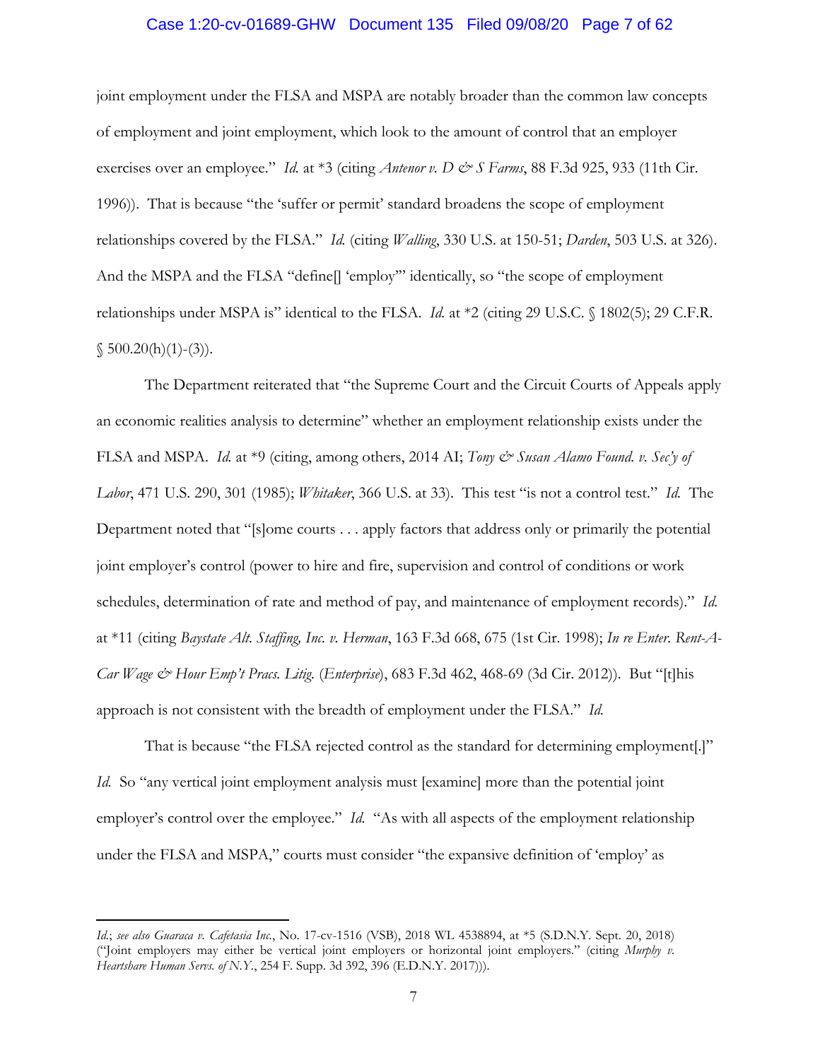joint employment under the FLSA and MSPA are notably broader than the common law concepts of employment and joint employment, which look to the amount of control that an employer exercises over an employee." *Id.* at \*3 (citing *Antenor v. D & S Farms*, 88 F.3d 925, 933 (11th Cir. 1996)). That is because "the 'suffer or permit' standard broadens the scope of employment relationships covered by the FLSA." *Id.* (citing *Walling*, 330 U.S. at 150-51; *Darden*, 503 U.S. at 326). And the MSPA and the FLSA "define[] 'employ'" identically, so "the scope of employment relationships under MSPA is" identical to the FLSA. *Id.* at \*2 (citing 29 U.S.C. § 1802(5); 29 C.F.R. § 500.20(h)(1)-(3)).

The Department reiterated that "the Supreme Court and the Circuit Courts of Appeals apply an economic realities analysis to determine" whether an employment relationship exists under the FLSA and MSPA. *Id.* at \*9 (citing, among others, 2014 AI; *Tony & Susan Alamo Found. v. Sec'y of Labor*, 471 U.S. 290, 301 (1985); *Whitaker*, 366 U.S. at 33). This test "is not a control test." *Id.* The Department noted that "[s]ome courts . . . apply factors that address only or primarily the potential joint employer's control (power to hire and fire, supervision and control of conditions or work schedules, determination of rate and method of pay, and maintenance of employment records)." *Id.* at \*11 (citing *Baystate Alt. Staffing, Inc. v. Herman*, 163 F.3d 668, 675 (1st Cir. 1998); *In re Enter. Rent-A-Car Wage & Hour Emp't Pracs. Litig.* (*Enterprise*), 683 F.3d 462, 468-69 (3d Cir. 2012)). But "[t]his approach is not consistent with the breadth of employment under the FLSA." *Id.*

That is because "the FLSA rejected control as the standard for determining employment[.]" *Id.* So "any vertical joint employment analysis must [examine] more than the potential joint employer's control over the employee." *Id.* "As with all aspects of the employment relationship under the FLSA and MSPA," courts must consider "the expansive definition of 'employ' as

---

*Id.*; *see also Guaraca v. Cafetasia Inc.*, No. 17-cv-1516 (VSB), 2018 WL 4538894, at \*5 (S.D.N.Y. Sept. 20, 2018) ("Joint employers may either be vertical joint employers or horizontal joint employers." (citing *Murphy v. Heartshare Human Servs. of N.Y.*, 254 F. Supp. 3d 392, 396 (E.D.N.Y. 2017))).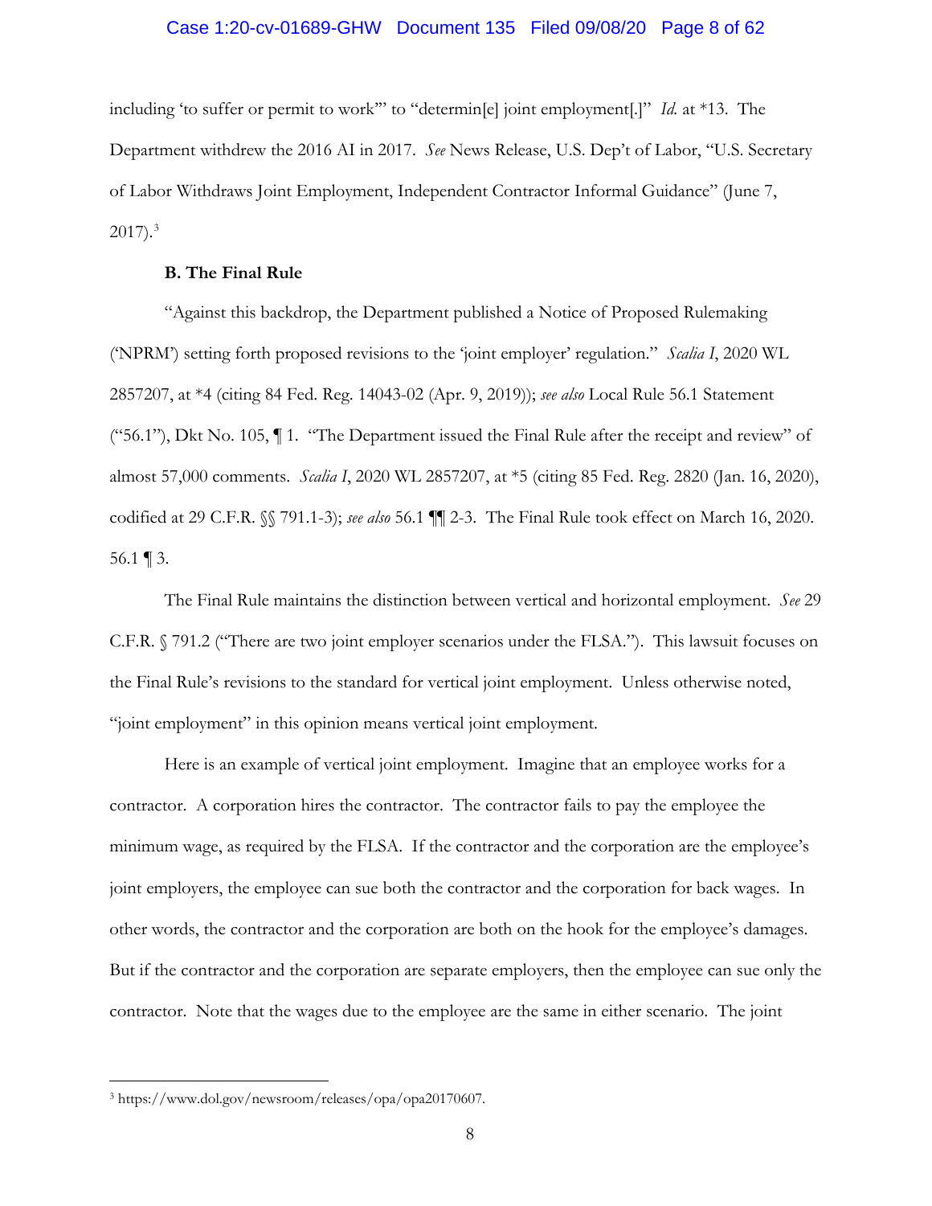including 'to suffer or permit to work'" to "determin[e] joint employment[.]" *Id.* at *13. The Department withdrew the 2016 AI in 2017. *See* News Release, U.S. Dep't of Labor, "U.S. Secretary of Labor Withdraws Joint Employment, Independent Contractor Informal Guidance" (June 7, 2017).[3]

**B. The Final Rule**

"Against this backdrop, the Department published a Notice of Proposed Rulemaking ('NPRM') setting forth proposed revisions to the 'joint employer' regulation." *Scalia I*, 2020 WL 2857207, at *4 (citing 84 Fed. Reg. 14043-02 (Apr. 9, 2019)); *see also* Local Rule 56.1 Statement ("56.1"), Dkt No. 105, ¶ 1. "The Department issued the Final Rule after the receipt and review" of almost 57,000 comments. *Scalia I*, 2020 WL 2857207, at *5 (citing 85 Fed. Reg. 2820 (Jan. 16, 2020), codified at 29 C.F.R. §§ 791.1-3); *see also* 56.1 ¶¶ 2-3. The Final Rule took effect on March 16, 2020. 56.1 ¶ 3.

The Final Rule maintains the distinction between vertical and horizontal employment. *See* 29 C.F.R. § 791.2 ("There are two joint employer scenarios under the FLSA."). This lawsuit focuses on the Final Rule's revisions to the standard for vertical joint employment. Unless otherwise noted, "joint employment" in this opinion means vertical joint employment.

Here is an example of vertical joint employment. Imagine that an employee works for a contractor. A corporation hires the contractor. The contractor fails to pay the employee the minimum wage, as required by the FLSA. If the contractor and the corporation are the employee's joint employers, the employee can sue both the contractor and the corporation for back wages. In other words, the contractor and the corporation are both on the hook for the employee's damages. But if the contractor and the corporation are separate employers, then the employee can sue only the contractor. Note that the wages due to the employee are the same in either scenario. The joint

---

[3] https://www.dol.gov/newsroom/releases/opa/opa20170607.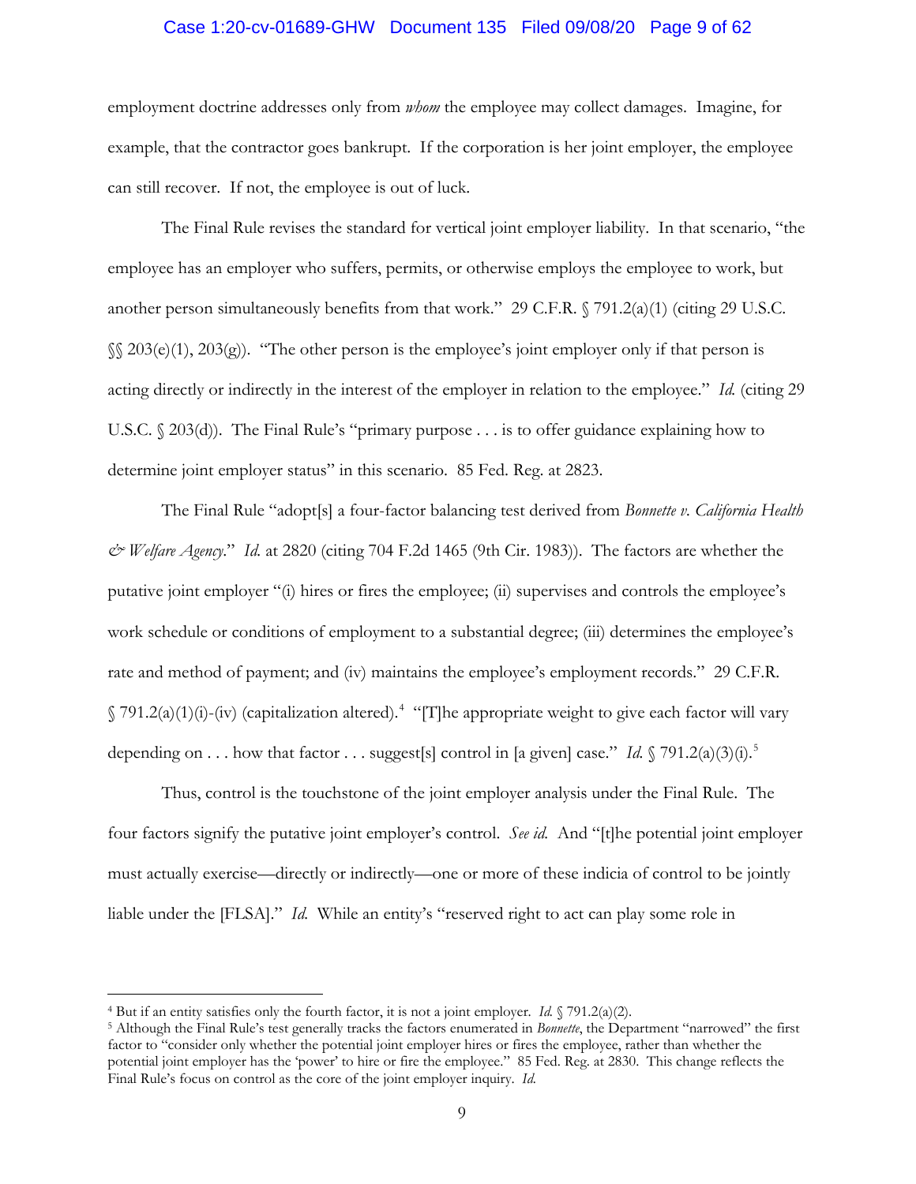employment doctrine addresses only from *whom* the employee may collect damages. Imagine, for example, that the contractor goes bankrupt. If the corporation is her joint employer, the employee can still recover. If not, the employee is out of luck.

The Final Rule revises the standard for vertical joint employer liability. In that scenario, "the employee has an employer who suffers, permits, or otherwise employs the employee to work, but another person simultaneously benefits from that work." 29 C.F.R. § 791.2(a)(1) (citing 29 U.S.C. §§ 203(e)(1), 203(g)). "The other person is the employee's joint employer only if that person is acting directly or indirectly in the interest of the employer in relation to the employee." *Id.* (citing 29 U.S.C. § 203(d)). The Final Rule's "primary purpose . . . is to offer guidance explaining how to determine joint employer status" in this scenario. 85 Fed. Reg. at 2823.

The Final Rule "adopt[s] a four-factor balancing test derived from *Bonnette v. California Health & Welfare Agency*." *Id.* at 2820 (citing 704 F.2d 1465 (9th Cir. 1983)). The factors are whether the putative joint employer "(i) hires or fires the employee; (ii) supervises and controls the employee's work schedule or conditions of employment to a substantial degree; (iii) determines the employee's rate and method of payment; and (iv) maintains the employee's employment records." 29 C.F.R. § 791.2(a)(1)(i)-(iv) (capitalization altered).[4] "[T]he appropriate weight to give each factor will vary depending on . . . how that factor . . . suggest[s] control in [a given] case." *Id.* § 791.2(a)(3)(i).[5]

Thus, control is the touchstone of the joint employer analysis under the Final Rule. The four factors signify the putative joint employer's control. *See id.* And "[t]he potential joint employer must actually exercise—directly or indirectly—one or more of these indicia of control to be jointly liable under the [FLSA]." *Id.* While an entity's "reserved right to act can play some role in

---

[4] But if an entity satisfies only the fourth factor, it is not a joint employer. *Id.* § 791.2(a)(2).

[5] Although the Final Rule's test generally tracks the factors enumerated in *Bonnette*, the Department "narrowed" the first factor to "consider only whether the potential joint employer hires or fires the employee, rather than whether the potential joint employer has the 'power' to hire or fire the employee." 85 Fed. Reg. at 2830. This change reflects the Final Rule's focus on control as the core of the joint employer inquiry. *Id.*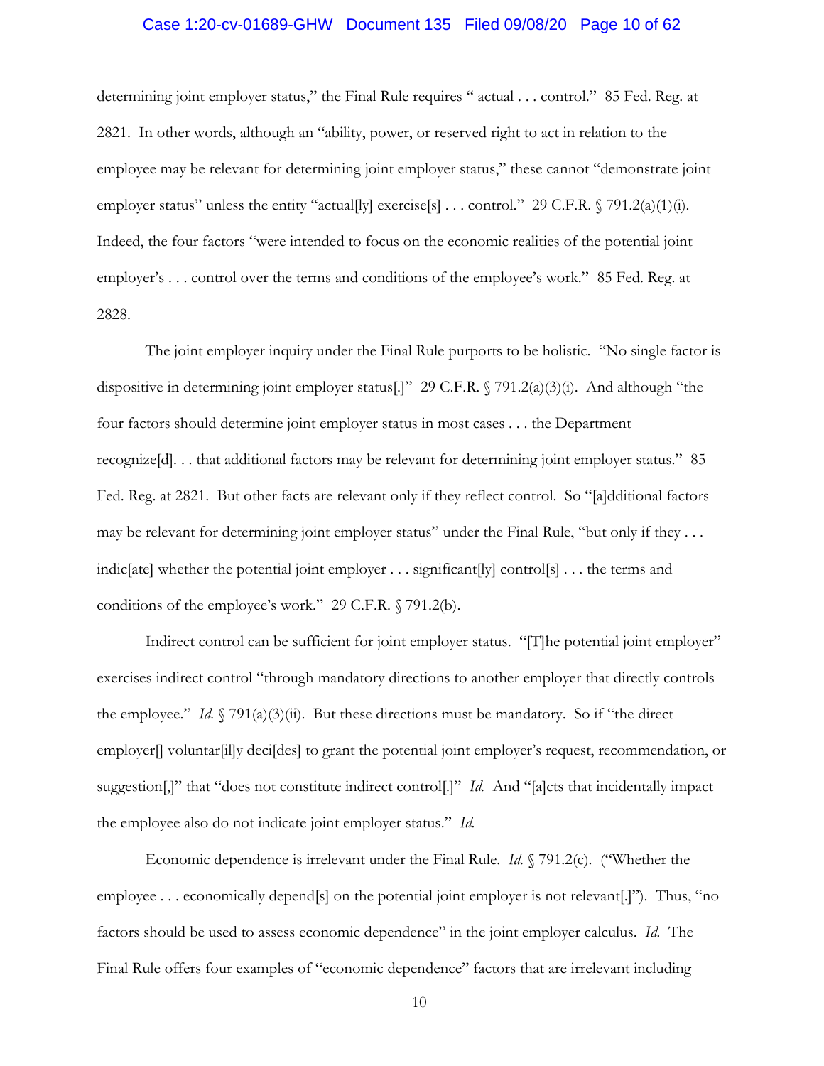determining joint employer status," the Final Rule requires " actual . . . control." 85 Fed. Reg. at 2821. In other words, although an "ability, power, or reserved right to act in relation to the employee may be relevant for determining joint employer status," these cannot "demonstrate joint employer status" unless the entity "actual[ly] exercise[s] . . . control." 29 C.F.R. § 791.2(a)(1)(i). Indeed, the four factors "were intended to focus on the economic realities of the potential joint employer's . . . control over the terms and conditions of the employee's work." 85 Fed. Reg. at 2828.

The joint employer inquiry under the Final Rule purports to be holistic. "No single factor is dispositive in determining joint employer status[.]" 29 C.F.R. § 791.2(a)(3)(i). And although "the four factors should determine joint employer status in most cases . . . the Department recognize[d]. . . that additional factors may be relevant for determining joint employer status." 85 Fed. Reg. at 2821. But other facts are relevant only if they reflect control. So "[a]dditional factors may be relevant for determining joint employer status" under the Final Rule, "but only if they . . . indic[ate] whether the potential joint employer . . . significant[ly] control[s] . . . the terms and conditions of the employee's work." 29 C.F.R. § 791.2(b).

Indirect control can be sufficient for joint employer status. "[T]he potential joint employer" exercises indirect control "through mandatory directions to another employer that directly controls the employee." *Id.* § 791(a)(3)(ii). But these directions must be mandatory. So if "the direct employer[] voluntar[il]y deci[des] to grant the potential joint employer's request, recommendation, or suggestion[,]" that "does not constitute indirect control[.]" *Id.* And "[a]cts that incidentally impact the employee also do not indicate joint employer status." *Id.*

Economic dependence is irrelevant under the Final Rule. *Id.* § 791.2(c). ("Whether the employee . . . economically depend[s] on the potential joint employer is not relevant[.]"). Thus, "no factors should be used to assess economic dependence" in the joint employer calculus. *Id.* The Final Rule offers four examples of "economic dependence" factors that are irrelevant including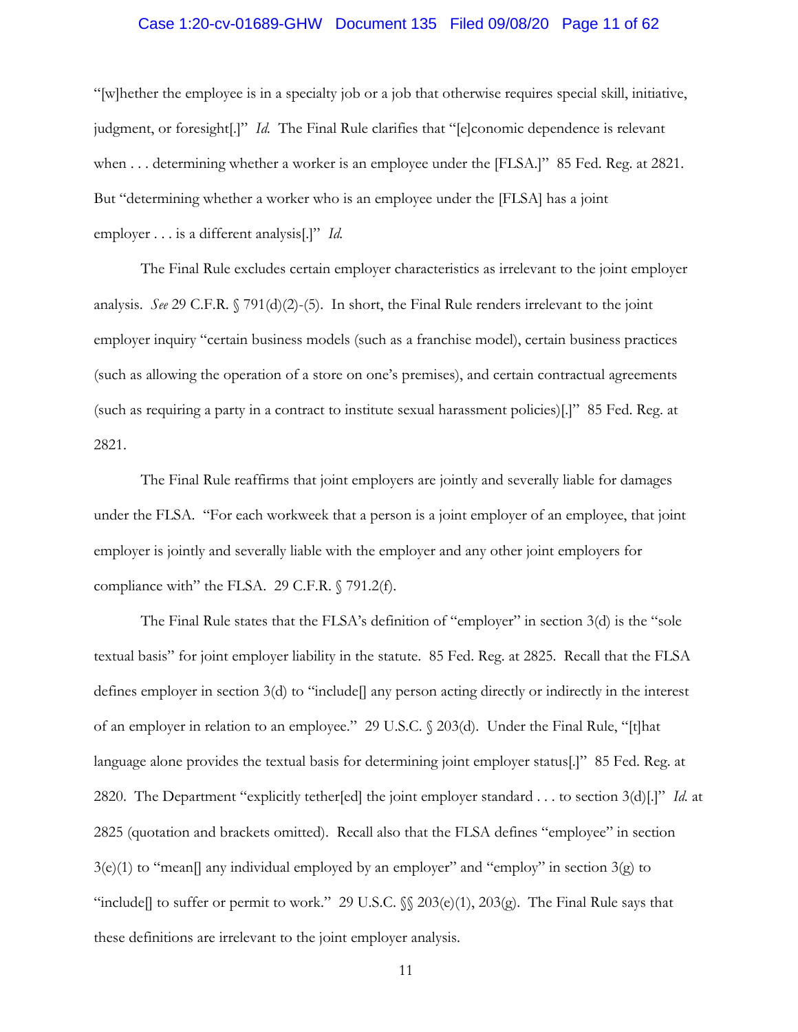"[w]hether the employee is in a specialty job or a job that otherwise requires special skill, initiative, judgment, or foresight[.]" *Id.* The Final Rule clarifies that "[e]conomic dependence is relevant when . . . determining whether a worker is an employee under the [FLSA.]" 85 Fed. Reg. at 2821. But "determining whether a worker who is an employee under the [FLSA] has a joint employer . . . is a different analysis[.]" *Id.*

The Final Rule excludes certain employer characteristics as irrelevant to the joint employer analysis. *See* 29 C.F.R. § 791(d)(2)-(5). In short, the Final Rule renders irrelevant to the joint employer inquiry "certain business models (such as a franchise model), certain business practices (such as allowing the operation of a store on one's premises), and certain contractual agreements (such as requiring a party in a contract to institute sexual harassment policies)[.]" 85 Fed. Reg. at 2821.

The Final Rule reaffirms that joint employers are jointly and severally liable for damages under the FLSA. "For each workweek that a person is a joint employer of an employee, that joint employer is jointly and severally liable with the employer and any other joint employers for compliance with" the FLSA. 29 C.F.R. § 791.2(f).

The Final Rule states that the FLSA's definition of "employer" in section 3(d) is the "sole textual basis" for joint employer liability in the statute. 85 Fed. Reg. at 2825. Recall that the FLSA defines employer in section 3(d) to "include[] any person acting directly or indirectly in the interest of an employer in relation to an employee." 29 U.S.C. § 203(d). Under the Final Rule, "[t]hat language alone provides the textual basis for determining joint employer status[.]" 85 Fed. Reg. at 2820. The Department "explicitly tether[ed] the joint employer standard . . . to section 3(d)[.]" *Id.* at 2825 (quotation and brackets omitted). Recall also that the FLSA defines "employee" in section 3(e)(1) to "mean[] any individual employed by an employer" and "employ" in section 3(g) to "include[] to suffer or permit to work." 29 U.S.C. §§ 203(e)(1), 203(g). The Final Rule says that these definitions are irrelevant to the joint employer analysis.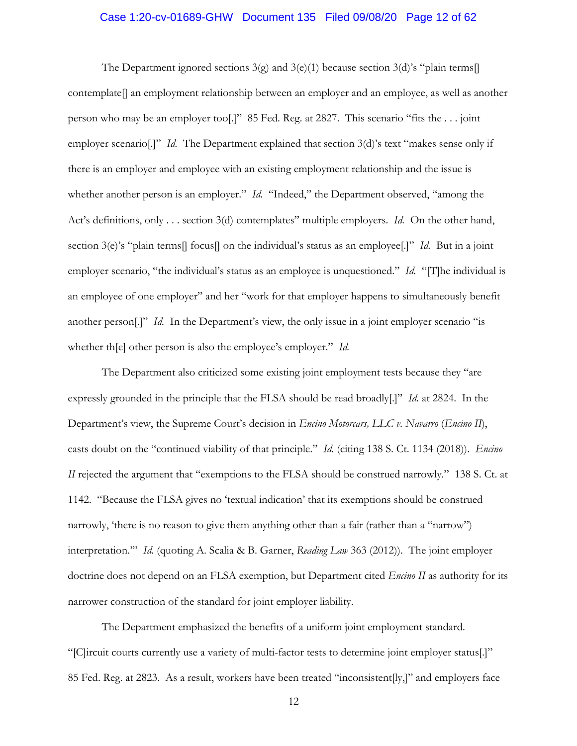The Department ignored sections 3(g) and 3(e)(1) because section 3(d)'s "plain terms[] contemplate[] an employment relationship between an employer and an employee, as well as another person who may be an employer too[.]" 85 Fed. Reg. at 2827. This scenario "fits the . . . joint employer scenario[.]" *Id.* The Department explained that section 3(d)'s text "makes sense only if there is an employer and employee with an existing employment relationship and the issue is whether another person is an employer." *Id.* "Indeed," the Department observed, "among the Act's definitions, only . . . section 3(d) contemplates" multiple employers. *Id.* On the other hand, section 3(e)'s "plain terms[] focus[] on the individual's status as an employee[.]" *Id.* But in a joint employer scenario, "the individual's status as an employee is unquestioned." *Id.* "[T]he individual is an employee of one employer" and her "work for that employer happens to simultaneously benefit another person[.]" *Id.* In the Department's view, the only issue in a joint employer scenario "is whether th[e] other person is also the employee's employer." *Id.*

The Department also criticized some existing joint employment tests because they "are expressly grounded in the principle that the FLSA should be read broadly[.]" *Id.* at 2824. In the Department's view, the Supreme Court's decision in *Encino Motorcars, LLC v. Navarro* (*Encino II*), casts doubt on the "continued viability of that principle." *Id.* (citing 138 S. Ct. 1134 (2018)). *Encino II* rejected the argument that "exemptions to the FLSA should be construed narrowly." 138 S. Ct. at 1142. "Because the FLSA gives no 'textual indication' that its exemptions should be construed narrowly, 'there is no reason to give them anything other than a fair (rather than a "narrow") interpretation.'" *Id.* (quoting A. Scalia & B. Garner, *Reading Law* 363 (2012)). The joint employer doctrine does not depend on an FLSA exemption, but Department cited *Encino II* as authority for its narrower construction of the standard for joint employer liability.

The Department emphasized the benefits of a uniform joint employment standard. "[C]ircuit courts currently use a variety of multi-factor tests to determine joint employer status[.]" 85 Fed. Reg. at 2823. As a result, workers have been treated "inconsistent[ly,]" and employers face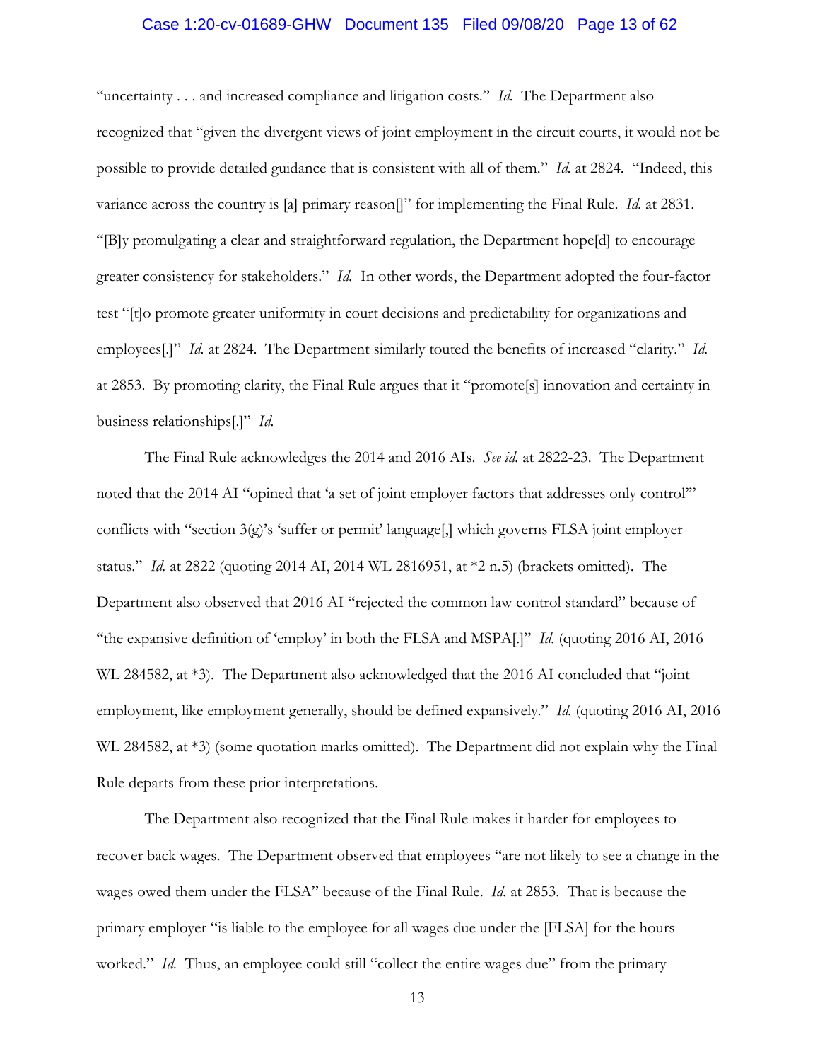"uncertainty . . . and increased compliance and litigation costs." *Id.* The Department also recognized that "given the divergent views of joint employment in the circuit courts, it would not be possible to provide detailed guidance that is consistent with all of them." *Id.* at 2824. "Indeed, this variance across the country is [a] primary reason[]" for implementing the Final Rule. *Id.* at 2831. "[B]y promulgating a clear and straightforward regulation, the Department hope[d] to encourage greater consistency for stakeholders." *Id.* In other words, the Department adopted the four-factor test "[t]o promote greater uniformity in court decisions and predictability for organizations and employees[.]" *Id.* at 2824. The Department similarly touted the benefits of increased "clarity." *Id.* at 2853. By promoting clarity, the Final Rule argues that it "promote[s] innovation and certainty in business relationships[.]" *Id.*

The Final Rule acknowledges the 2014 and 2016 AIs. *See id.* at 2822-23. The Department noted that the 2014 AI "opined that 'a set of joint employer factors that addresses only control'" conflicts with "section 3(g)'s 'suffer or permit' language[,] which governs FLSA joint employer status." *Id.* at 2822 (quoting 2014 AI, 2014 WL 2816951, at *2 n.5) (brackets omitted). The Department also observed that 2016 AI "rejected the common law control standard" because of "the expansive definition of 'employ' in both the FLSA and MSPA[.]" *Id.* (quoting 2016 AI, 2016 WL 284582, at *3). The Department also acknowledged that the 2016 AI concluded that "joint employment, like employment generally, should be defined expansively." *Id.* (quoting 2016 AI, 2016 WL 284582, at *3) (some quotation marks omitted). The Department did not explain why the Final Rule departs from these prior interpretations.

The Department also recognized that the Final Rule makes it harder for employees to recover back wages. The Department observed that employees "are not likely to see a change in the wages owed them under the FLSA" because of the Final Rule. *Id.* at 2853. That is because the primary employer "is liable to the employee for all wages due under the [FLSA] for the hours worked." *Id.* Thus, an employee could still "collect the entire wages due" from the primary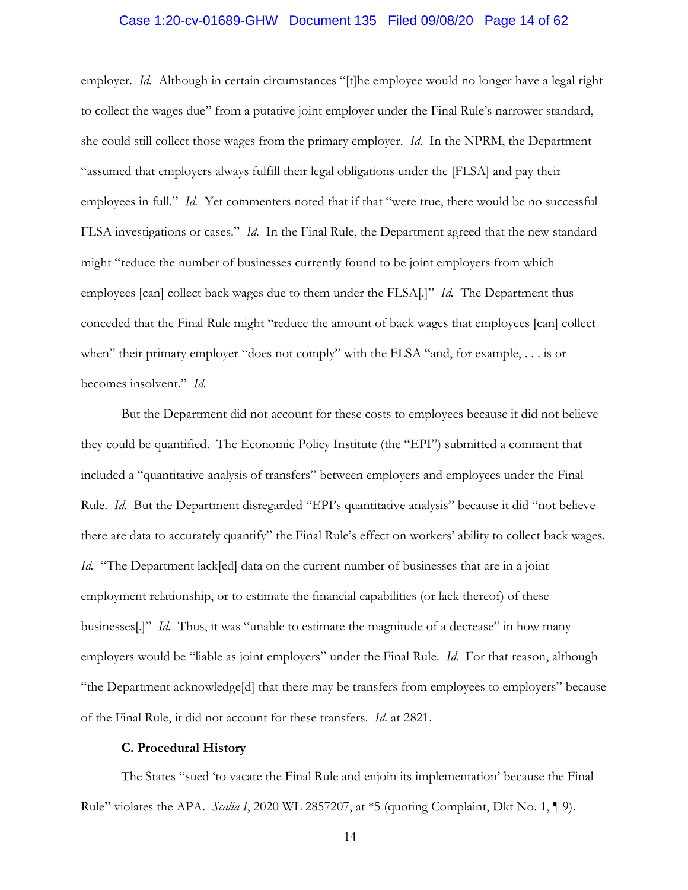employer. *Id.* Although in certain circumstances "[t]he employee would no longer have a legal right to collect the wages due" from a putative joint employer under the Final Rule's narrower standard, she could still collect those wages from the primary employer. *Id.* In the NPRM, the Department "assumed that employers always fulfill their legal obligations under the [FLSA] and pay their employees in full." *Id.* Yet commenters noted that if that "were true, there would be no successful FLSA investigations or cases." *Id.* In the Final Rule, the Department agreed that the new standard might "reduce the number of businesses currently found to be joint employers from which employees [can] collect back wages due to them under the FLSA[.]" *Id.* The Department thus conceded that the Final Rule might "reduce the amount of back wages that employees [can] collect when" their primary employer "does not comply" with the FLSA "and, for example, . . . is or becomes insolvent." *Id.*

But the Department did not account for these costs to employees because it did not believe they could be quantified. The Economic Policy Institute (the "EPI") submitted a comment that included a "quantitative analysis of transfers" between employers and employees under the Final Rule. *Id.* But the Department disregarded "EPI's quantitative analysis" because it did "not believe there are data to accurately quantify" the Final Rule's effect on workers' ability to collect back wages. *Id.* "The Department lack[ed] data on the current number of businesses that are in a joint employment relationship, or to estimate the financial capabilities (or lack thereof) of these businesses[.]" *Id.* Thus, it was "unable to estimate the magnitude of a decrease" in how many employers would be "liable as joint employers" under the Final Rule. *Id.* For that reason, although "the Department acknowledge[d] that there may be transfers from employees to employers" because of the Final Rule, it did not account for these transfers. *Id.* at 2821.

### C. Procedural History

The States "sued 'to vacate the Final Rule and enjoin its implementation' because the Final Rule" violates the APA. *Scalia I*, 2020 WL 2857207, at *5 (quoting Complaint, Dkt No. 1, ¶ 9).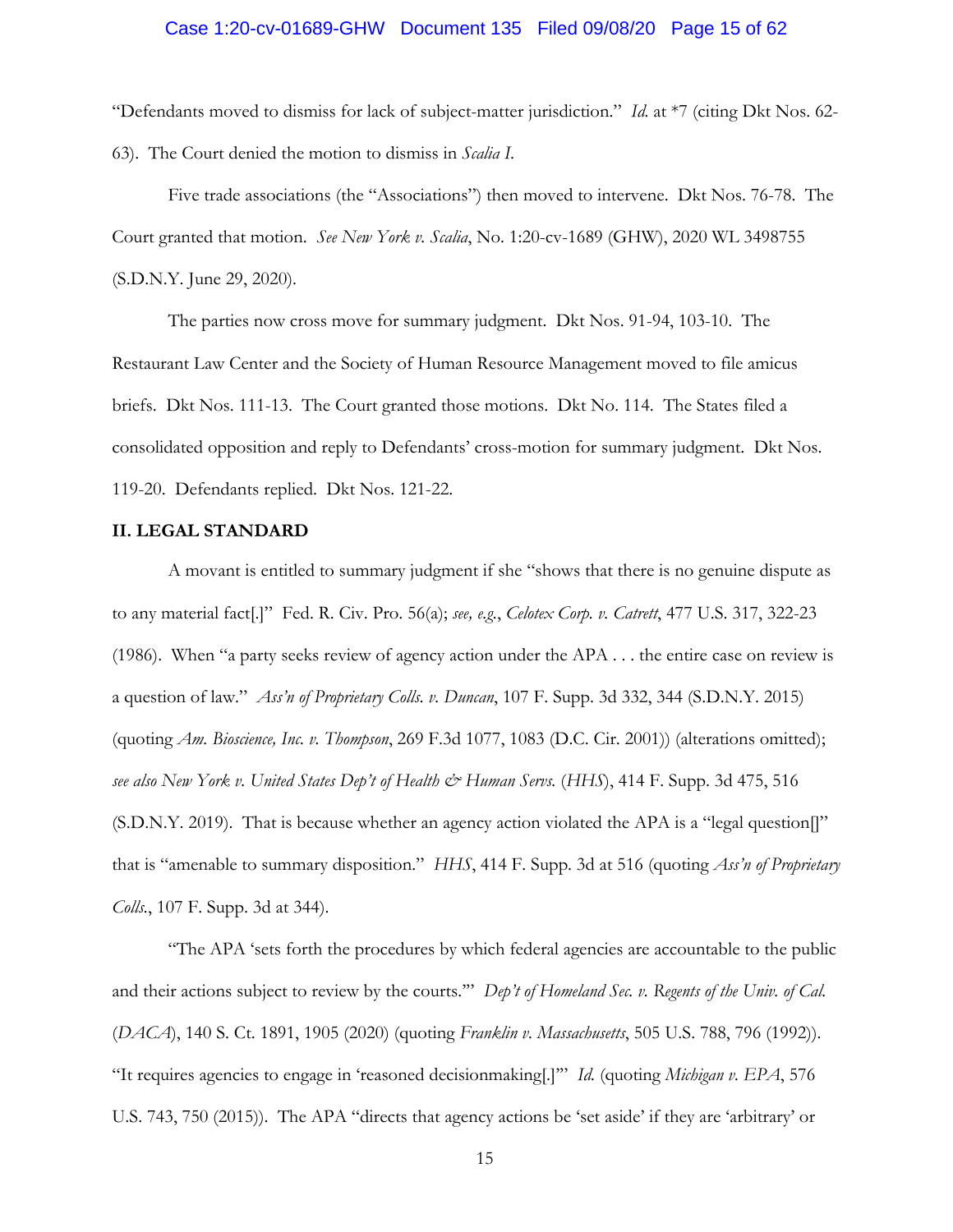"Defendants moved to dismiss for lack of subject-matter jurisdiction." *Id.* at *7 (citing Dkt Nos. 62-63). The Court denied the motion to dismiss in *Scalia I*.

Five trade associations (the "Associations") then moved to intervene. Dkt Nos. 76-78. The Court granted that motion. *See New York v. Scalia*, No. 1:20-cv-1689 (GHW), 2020 WL 3498755 (S.D.N.Y. June 29, 2020).

The parties now cross move for summary judgment. Dkt Nos. 91-94, 103-10. The Restaurant Law Center and the Society of Human Resource Management moved to file amicus briefs. Dkt Nos. 111-13. The Court granted those motions. Dkt No. 114. The States filed a consolidated opposition and reply to Defendants' cross-motion for summary judgment. Dkt Nos. 119-20. Defendants replied. Dkt Nos. 121-22.

## II. LEGAL STANDARD

A movant is entitled to summary judgment if she "shows that there is no genuine dispute as to any material fact[.]" Fed. R. Civ. Pro. 56(a); *see, e.g.*, *Celotex Corp. v. Catrett*, 477 U.S. 317, 322-23 (1986). When "a party seeks review of agency action under the APA . . . the entire case on review is a question of law." *Ass'n of Proprietary Colls. v. Duncan*, 107 F. Supp. 3d 332, 344 (S.D.N.Y. 2015) (quoting *Am. Bioscience, Inc. v. Thompson*, 269 F.3d 1077, 1083 (D.C. Cir. 2001)) (alterations omitted); *see also New York v. United States Dep't of Health & Human Servs.* (*HHS*), 414 F. Supp. 3d 475, 516 (S.D.N.Y. 2019). That is because whether an agency action violated the APA is a "legal question[]" that is "amenable to summary disposition." *HHS*, 414 F. Supp. 3d at 516 (quoting *Ass'n of Proprietary Colls.*, 107 F. Supp. 3d at 344).

"The APA 'sets forth the procedures by which federal agencies are accountable to the public and their actions subject to review by the courts.'" *Dep't of Homeland Sec. v. Regents of the Univ. of Cal.* (*DACA*), 140 S. Ct. 1891, 1905 (2020) (quoting *Franklin v. Massachusetts*, 505 U.S. 788, 796 (1992)). "It requires agencies to engage in 'reasoned decisionmaking[.]'" *Id.* (quoting *Michigan v. EPA*, 576 U.S. 743, 750 (2015)). The APA "directs that agency actions be 'set aside' if they are 'arbitrary' or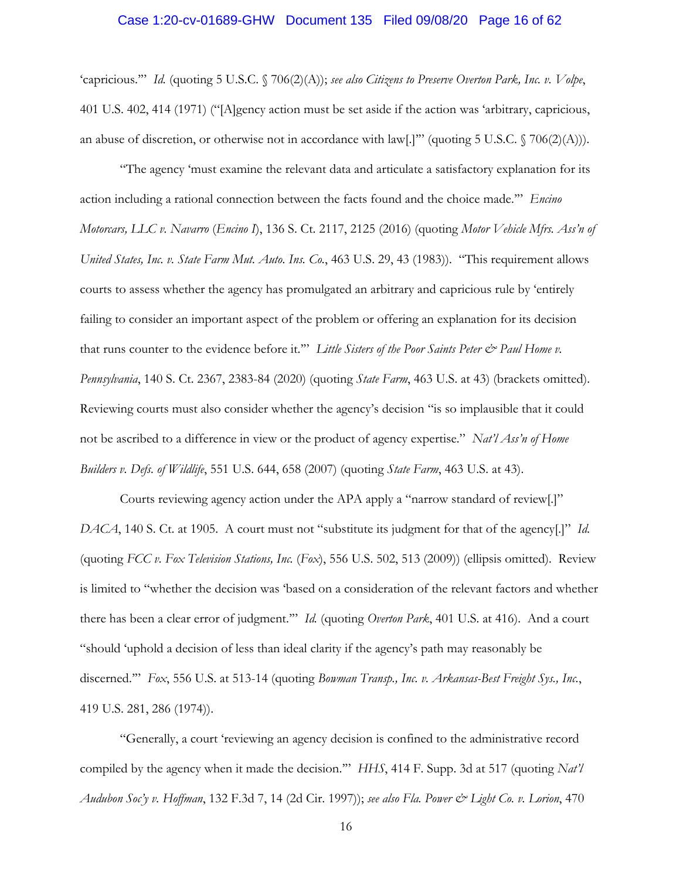'capricious.'" *Id.* (quoting 5 U.S.C. § 706(2)(A)); *see also Citizens to Preserve Overton Park, Inc. v. Volpe*, 401 U.S. 402, 414 (1971) ("[A]gency action must be set aside if the action was 'arbitrary, capricious, an abuse of discretion, or otherwise not in accordance with law[.]'" (quoting 5 U.S.C. § 706(2)(A))).

"The agency 'must examine the relevant data and articulate a satisfactory explanation for its action including a rational connection between the facts found and the choice made.'" *Encino Motorcars, LLC v. Navarro* (*Encino I*), 136 S. Ct. 2117, 2125 (2016) (quoting *Motor Vehicle Mfrs. Ass'n of United States, Inc. v. State Farm Mut. Auto. Ins. Co.*, 463 U.S. 29, 43 (1983)). "This requirement allows courts to assess whether the agency has promulgated an arbitrary and capricious rule by 'entirely failing to consider an important aspect of the problem or offering an explanation for its decision that runs counter to the evidence before it.'" *Little Sisters of the Poor Saints Peter & Paul Home v. Pennsylvania*, 140 S. Ct. 2367, 2383-84 (2020) (quoting *State Farm*, 463 U.S. at 43) (brackets omitted). Reviewing courts must also consider whether the agency's decision "is so implausible that it could not be ascribed to a difference in view or the product of agency expertise." *Nat'l Ass'n of Home Builders v. Defs. of Wildlife*, 551 U.S. 644, 658 (2007) (quoting *State Farm*, 463 U.S. at 43).

Courts reviewing agency action under the APA apply a "narrow standard of review[.]" *DACA*, 140 S. Ct. at 1905. A court must not "substitute its judgment for that of the agency[.]" *Id.* (quoting *FCC v. Fox Television Stations, Inc.* (*Fox*), 556 U.S. 502, 513 (2009)) (ellipsis omitted). Review is limited to "whether the decision was 'based on a consideration of the relevant factors and whether there has been a clear error of judgment.'" *Id.* (quoting *Overton Park*, 401 U.S. at 416). And a court "should 'uphold a decision of less than ideal clarity if the agency's path may reasonably be discerned.'" *Fox*, 556 U.S. at 513-14 (quoting *Bowman Transp., Inc. v. Arkansas-Best Freight Sys., Inc.*, 419 U.S. 281, 286 (1974)).

"Generally, a court 'reviewing an agency decision is confined to the administrative record compiled by the agency when it made the decision.'" *HHS*, 414 F. Supp. 3d at 517 (quoting *Nat'l Audubon Soc'y v. Hoffman*, 132 F.3d 7, 14 (2d Cir. 1997)); *see also Fla. Power & Light Co. v. Lorion*, 470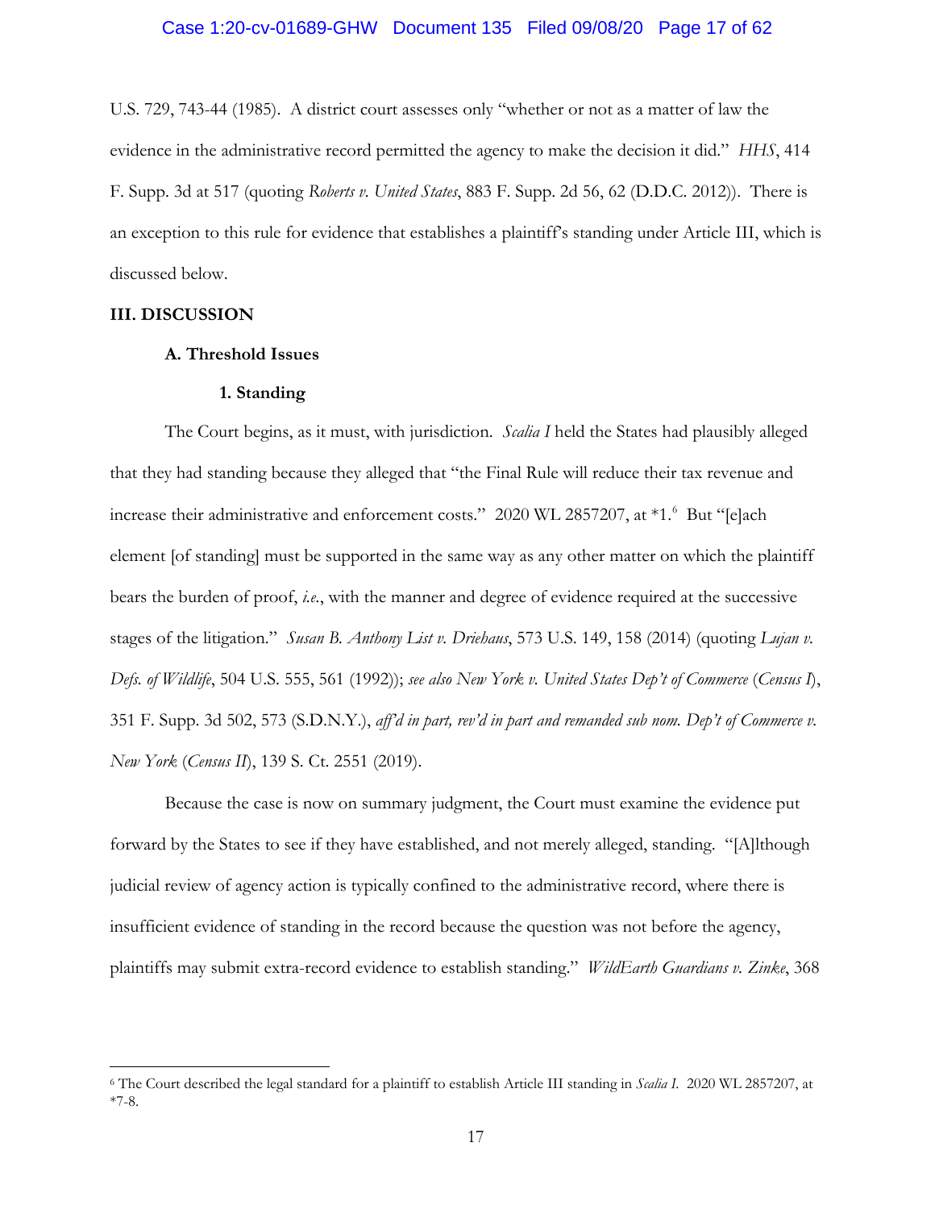U.S. 729, 743-44 (1985). A district court assesses only "whether or not as a matter of law the evidence in the administrative record permitted the agency to make the decision it did." *HHS*, 414 F. Supp. 3d at 517 (quoting *Roberts v. United States*, 883 F. Supp. 2d 56, 62 (D.D.C. 2012)). There is an exception to this rule for evidence that establishes a plaintiff's standing under Article III, which is discussed below.

## III. DISCUSSION

### A. Threshold Issues

#### 1. Standing

The Court begins, as it must, with jurisdiction. *Scalia I* held the States had plausibly alleged that they had standing because they alleged that "the Final Rule will reduce their tax revenue and increase their administrative and enforcement costs." 2020 WL 2857207, at *1.[6] But "[e]ach element [of standing] must be supported in the same way as any other matter on which the plaintiff bears the burden of proof, *i.e.*, with the manner and degree of evidence required at the successive stages of the litigation." *Susan B. Anthony List v. Driehaus*, 573 U.S. 149, 158 (2014) (quoting *Lujan v. Defs. of Wildlife*, 504 U.S. 555, 561 (1992)); *see also New York v. United States Dep't of Commerce* (*Census I*), 351 F. Supp. 3d 502, 573 (S.D.N.Y.), *aff'd in part, rev'd in part and remanded sub nom. Dep't of Commerce v. New York* (*Census II*), 139 S. Ct. 2551 (2019).

Because the case is now on summary judgment, the Court must examine the evidence put forward by the States to see if they have established, and not merely alleged, standing. "[A]lthough judicial review of agency action is typically confined to the administrative record, where there is insufficient evidence of standing in the record because the question was not before the agency, plaintiffs may submit extra-record evidence to establish standing." *WildEarth Guardians v. Zinke*, 368

---

[6] The Court described the legal standard for a plaintiff to establish Article III standing in *Scalia I*. 2020 WL 2857207, at *7-8.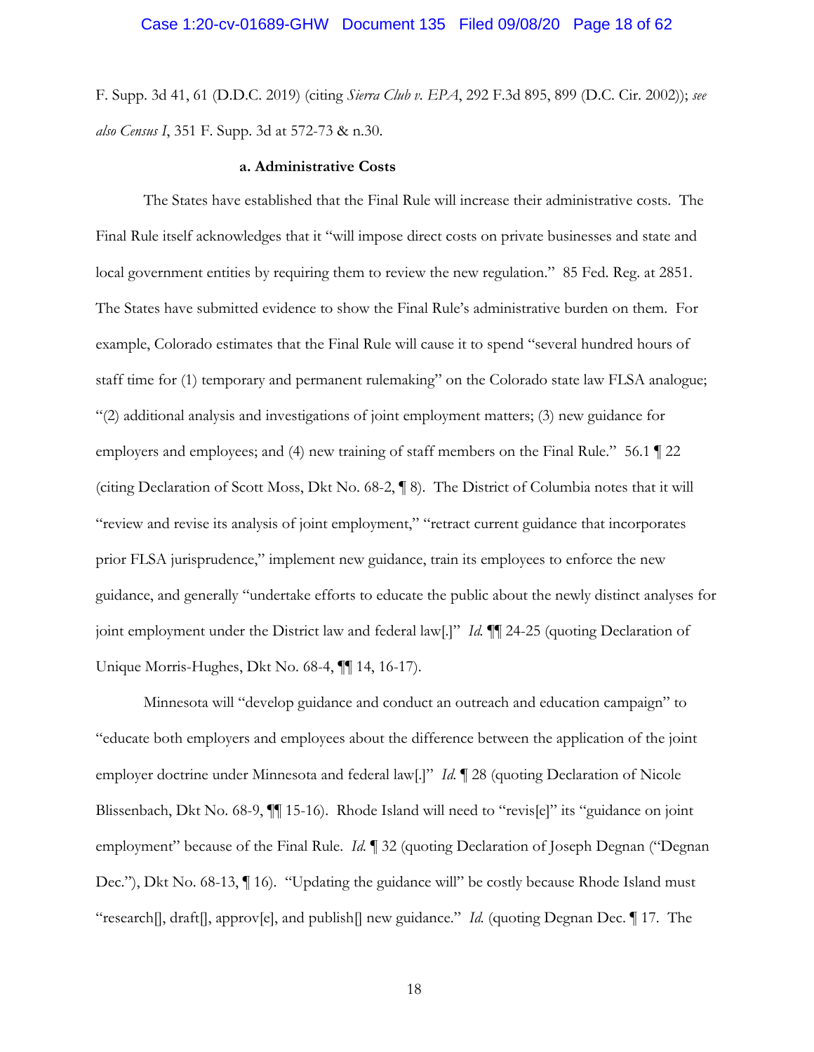F. Supp. 3d 41, 61 (D.D.C. 2019) (citing *Sierra Club v. EPA*, 292 F.3d 895, 899 (D.C. Cir. 2002)); *see also Census I*, 351 F. Supp. 3d at 572-73 & n.30.

**a. Administrative Costs**

The States have established that the Final Rule will increase their administrative costs. The Final Rule itself acknowledges that it "will impose direct costs on private businesses and state and local government entities by requiring them to review the new regulation." 85 Fed. Reg. at 2851. The States have submitted evidence to show the Final Rule's administrative burden on them. For example, Colorado estimates that the Final Rule will cause it to spend "several hundred hours of staff time for (1) temporary and permanent rulemaking" on the Colorado state law FLSA analogue; "(2) additional analysis and investigations of joint employment matters; (3) new guidance for employers and employees; and (4) new training of staff members on the Final Rule." 56.1 ¶ 22 (citing Declaration of Scott Moss, Dkt No. 68-2, ¶ 8). The District of Columbia notes that it will "review and revise its analysis of joint employment," "retract current guidance that incorporates prior FLSA jurisprudence," implement new guidance, train its employees to enforce the new guidance, and generally "undertake efforts to educate the public about the newly distinct analyses for joint employment under the District law and federal law[.]" *Id.* ¶¶ 24-25 (quoting Declaration of Unique Morris-Hughes, Dkt No. 68-4, ¶¶ 14, 16-17).

Minnesota will "develop guidance and conduct an outreach and education campaign" to "educate both employers and employees about the difference between the application of the joint employer doctrine under Minnesota and federal law[.]" *Id.* ¶ 28 (quoting Declaration of Nicole Blissenbach, Dkt No. 68-9, ¶¶ 15-16). Rhode Island will need to "revis[e]" its "guidance on joint employment" because of the Final Rule. *Id.* ¶ 32 (quoting Declaration of Joseph Degnan ("Degnan Dec."), Dkt No. 68-13, ¶ 16). "Updating the guidance will" be costly because Rhode Island must "research[], draft[], approv[e], and publish[] new guidance." *Id.* (quoting Degnan Dec. ¶ 17. The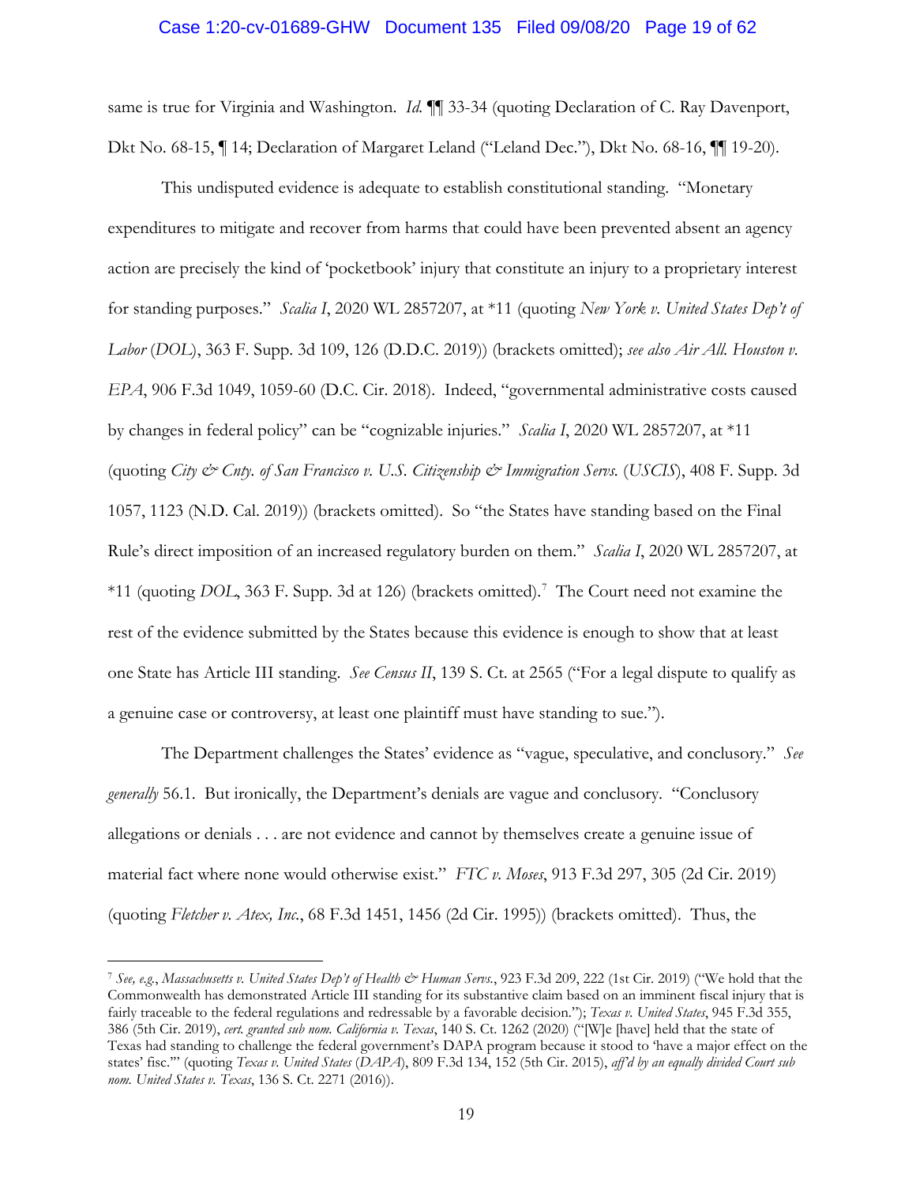same is true for Virginia and Washington. *Id.* ¶¶ 33-34 (quoting Declaration of C. Ray Davenport, Dkt No. 68-15, ¶ 14; Declaration of Margaret Leland ("Leland Dec."), Dkt No. 68-16, ¶¶ 19-20).

This undisputed evidence is adequate to establish constitutional standing. "Monetary expenditures to mitigate and recover from harms that could have been prevented absent an agency action are precisely the kind of 'pocketbook' injury that constitute an injury to a proprietary interest for standing purposes." *Scalia I*, 2020 WL 2857207, at *11 (quoting *New York v. United States Dep't of Labor* (*DOL*), 363 F. Supp. 3d 109, 126 (D.D.C. 2019)) (brackets omitted); *see also Air All. Houston v. EPA*, 906 F.3d 1049, 1059-60 (D.C. Cir. 2018). Indeed, "governmental administrative costs caused by changes in federal policy" can be "cognizable injuries." *Scalia I*, 2020 WL 2857207, at *11 (quoting *City & Cnty. of San Francisco v. U.S. Citizenship & Immigration Servs.* (*USCIS*), 408 F. Supp. 3d 1057, 1123 (N.D. Cal. 2019)) (brackets omitted). So "the States have standing based on the Final Rule's direct imposition of an increased regulatory burden on them." *Scalia I*, 2020 WL 2857207, at *11 (quoting *DOL*, 363 F. Supp. 3d at 126) (brackets omitted).[7] The Court need not examine the rest of the evidence submitted by the States because this evidence is enough to show that at least one State has Article III standing. *See Census II*, 139 S. Ct. at 2565 ("For a legal dispute to qualify as a genuine case or controversy, at least one plaintiff must have standing to sue.").

The Department challenges the States' evidence as "vague, speculative, and conclusory." *See generally* 56.1. But ironically, the Department's denials are vague and conclusory. "Conclusory allegations or denials . . . are not evidence and cannot by themselves create a genuine issue of material fact where none would otherwise exist." *FTC v. Moses*, 913 F.3d 297, 305 (2d Cir. 2019) (quoting *Fletcher v. Atex, Inc.*, 68 F.3d 1451, 1456 (2d Cir. 1995)) (brackets omitted). Thus, the

---

[7] *See, e.g.*, *Massachusetts v. United States Dep't of Health & Human Servs.*, 923 F.3d 209, 222 (1st Cir. 2019) ("We hold that the Commonwealth has demonstrated Article III standing for its substantive claim based on an imminent fiscal injury that is fairly traceable to the federal regulations and redressable by a favorable decision."); *Texas v. United States*, 945 F.3d 355, 386 (5th Cir. 2019), *cert. granted sub nom. California v. Texas*, 140 S. Ct. 1262 (2020) ("[W]e [have] held that the state of Texas had standing to challenge the federal government's DAPA program because it stood to 'have a major effect on the states' fisc.'" (quoting *Texas v. United States* (*DAPA*), 809 F.3d 134, 152 (5th Cir. 2015), *aff'd by an equally divided Court sub nom. United States v. Texas*, 136 S. Ct. 2271 (2016)).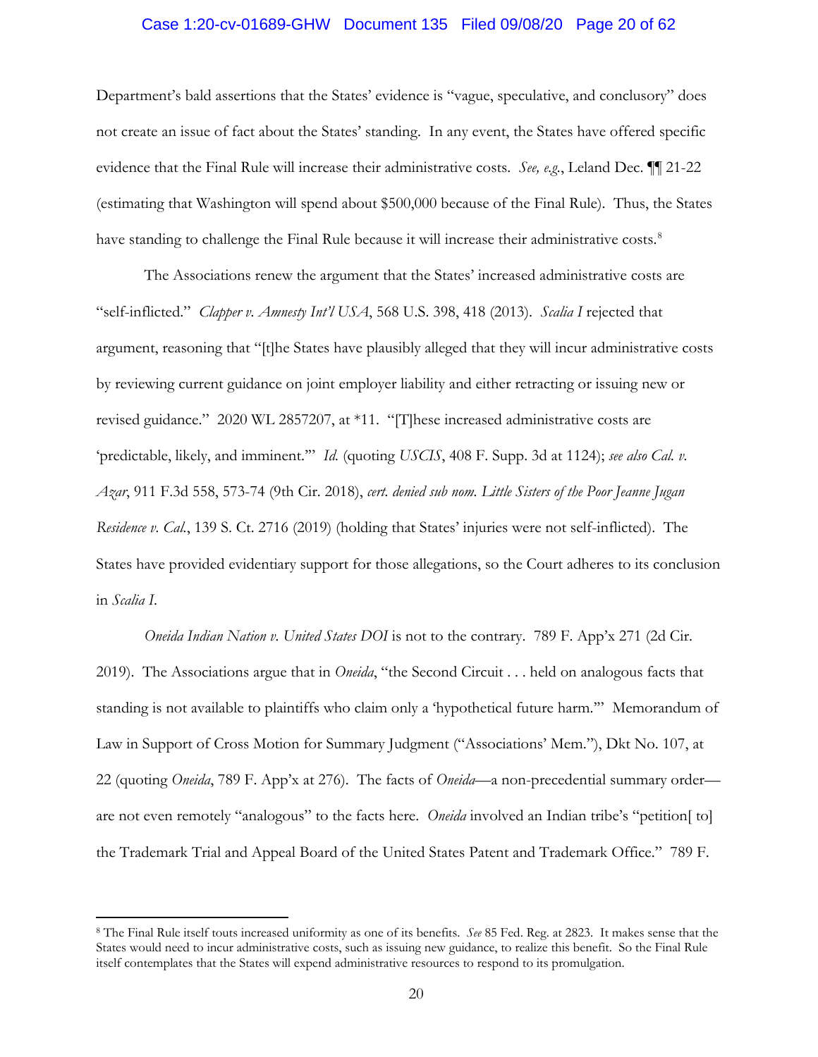Department's bald assertions that the States' evidence is "vague, speculative, and conclusory" does not create an issue of fact about the States' standing. In any event, the States have offered specific evidence that the Final Rule will increase their administrative costs. *See, e.g.*, Leland Dec. ¶¶ 21-22 (estimating that Washington will spend about $500,000 because of the Final Rule). Thus, the States have standing to challenge the Final Rule because it will increase their administrative costs.[8]

The Associations renew the argument that the States' increased administrative costs are "self-inflicted." *Clapper v. Amnesty Int'l USA*, 568 U.S. 398, 418 (2013). *Scalia I* rejected that argument, reasoning that "[t]he States have plausibly alleged that they will incur administrative costs by reviewing current guidance on joint employer liability and either retracting or issuing new or revised guidance." 2020 WL 2857207, at *11. "[T]hese increased administrative costs are 'predictable, likely, and imminent.'" *Id.* (quoting *USCIS*, 408 F. Supp. 3d at 1124); *see also Cal. v. Azar*, 911 F.3d 558, 573-74 (9th Cir. 2018), *cert. denied sub nom. Little Sisters of the Poor Jeanne Jugan Residence v. Cal.*, 139 S. Ct. 2716 (2019) (holding that States' injuries were not self-inflicted). The States have provided evidentiary support for those allegations, so the Court adheres to its conclusion in *Scalia I*.

*Oneida Indian Nation v. United States DOI* is not to the contrary. 789 F. App'x 271 (2d Cir. 2019). The Associations argue that in *Oneida*, "the Second Circuit . . . held on analogous facts that standing is not available to plaintiffs who claim only a 'hypothetical future harm.'" Memorandum of Law in Support of Cross Motion for Summary Judgment ("Associations' Mem."), Dkt No. 107, at 22 (quoting *Oneida*, 789 F. App'x at 276). The facts of *Oneida*—a non-precedential summary order—are not even remotely "analogous" to the facts here. *Oneida* involved an Indian tribe's "petition[ to] the Trademark Trial and Appeal Board of the United States Patent and Trademark Office." 789 F.

[8] The Final Rule itself touts increased uniformity as one of its benefits. *See* 85 Fed. Reg. at 2823. It makes sense that the States would need to incur administrative costs, such as issuing new guidance, to realize this benefit. So the Final Rule itself contemplates that the States will expend administrative resources to respond to its promulgation.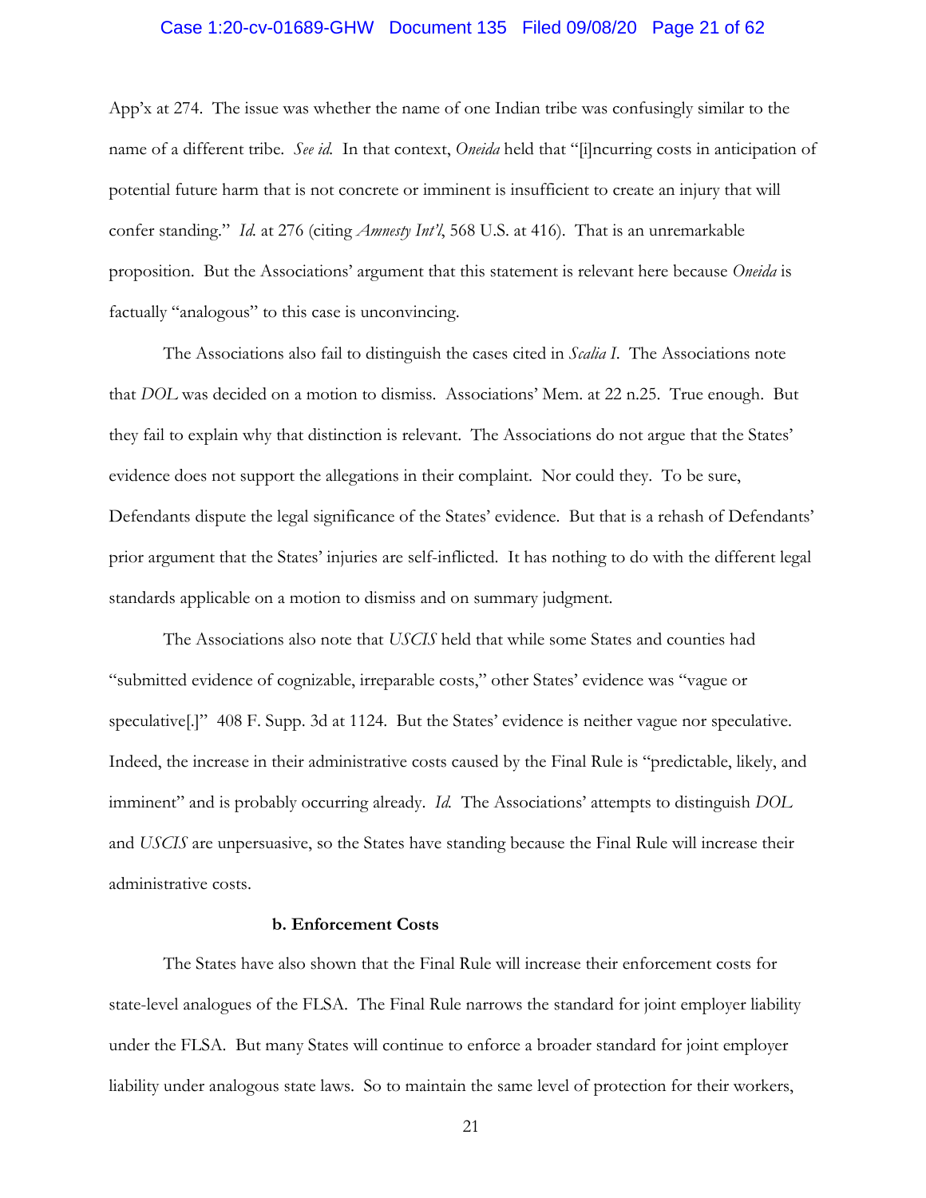App'x at 274. The issue was whether the name of one Indian tribe was confusingly similar to the name of a different tribe. *See id.* In that context, *Oneida* held that "[i]ncurring costs in anticipation of potential future harm that is not concrete or imminent is insufficient to create an injury that will confer standing." *Id.* at 276 (citing *Amnesty Int'l*, 568 U.S. at 416). That is an unremarkable proposition. But the Associations' argument that this statement is relevant here because *Oneida* is factually "analogous" to this case is unconvincing.

The Associations also fail to distinguish the cases cited in *Scalia I*. The Associations note that *DOL* was decided on a motion to dismiss. Associations' Mem. at 22 n.25. True enough. But they fail to explain why that distinction is relevant. The Associations do not argue that the States' evidence does not support the allegations in their complaint. Nor could they. To be sure, Defendants dispute the legal significance of the States' evidence. But that is a rehash of Defendants' prior argument that the States' injuries are self-inflicted. It has nothing to do with the different legal standards applicable on a motion to dismiss and on summary judgment.

The Associations also note that *USCIS* held that while some States and counties had "submitted evidence of cognizable, irreparable costs," other States' evidence was "vague or speculative[.]" 408 F. Supp. 3d at 1124. But the States' evidence is neither vague nor speculative. Indeed, the increase in their administrative costs caused by the Final Rule is "predictable, likely, and imminent" and is probably occurring already. *Id.* The Associations' attempts to distinguish *DOL* and *USCIS* are unpersuasive, so the States have standing because the Final Rule will increase their administrative costs.

**b. Enforcement Costs**

The States have also shown that the Final Rule will increase their enforcement costs for state-level analogues of the FLSA. The Final Rule narrows the standard for joint employer liability under the FLSA. But many States will continue to enforce a broader standard for joint employer liability under analogous state laws. So to maintain the same level of protection for their workers,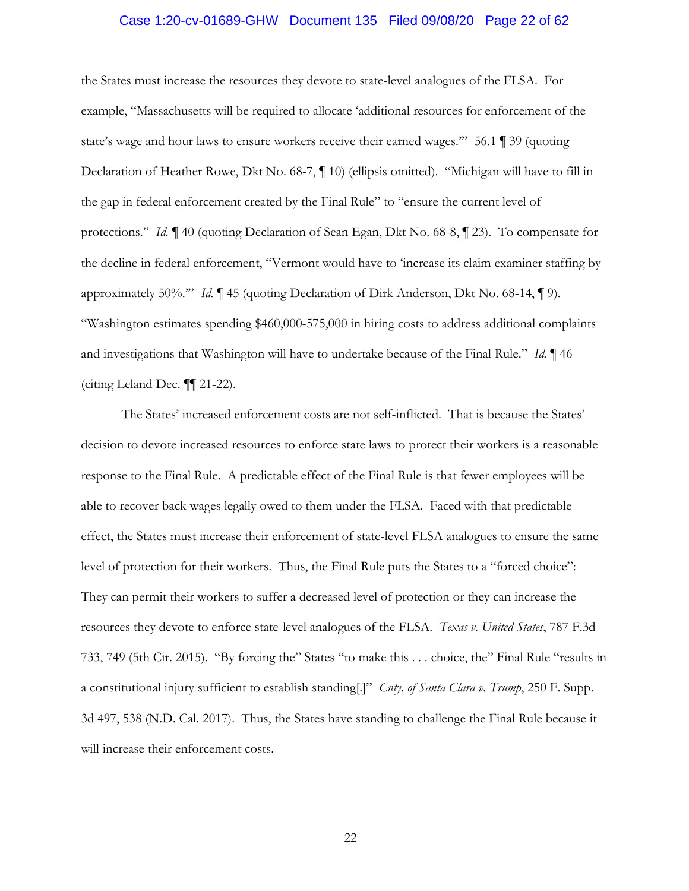the States must increase the resources they devote to state-level analogues of the FLSA. For example, "Massachusetts will be required to allocate 'additional resources for enforcement of the state's wage and hour laws to ensure workers receive their earned wages.'" 56.1 ¶ 39 (quoting Declaration of Heather Rowe, Dkt No. 68-7, ¶ 10) (ellipsis omitted). "Michigan will have to fill in the gap in federal enforcement created by the Final Rule" to "ensure the current level of protections." *Id.* ¶ 40 (quoting Declaration of Sean Egan, Dkt No. 68-8, ¶ 23). To compensate for the decline in federal enforcement, "Vermont would have to 'increase its claim examiner staffing by approximately 50%.'" *Id.* ¶ 45 (quoting Declaration of Dirk Anderson, Dkt No. 68-14, ¶ 9). "Washington estimates spending $460,000-575,000 in hiring costs to address additional complaints and investigations that Washington will have to undertake because of the Final Rule." *Id.* ¶ 46 (citing Leland Dec. ¶¶ 21-22).

The States' increased enforcement costs are not self-inflicted. That is because the States' decision to devote increased resources to enforce state laws to protect their workers is a reasonable response to the Final Rule. A predictable effect of the Final Rule is that fewer employees will be able to recover back wages legally owed to them under the FLSA. Faced with that predictable effect, the States must increase their enforcement of state-level FLSA analogues to ensure the same level of protection for their workers. Thus, the Final Rule puts the States to a "forced choice": They can permit their workers to suffer a decreased level of protection or they can increase the resources they devote to enforce state-level analogues of the FLSA. *Texas v. United States*, 787 F.3d 733, 749 (5th Cir. 2015). "By forcing the" States "to make this . . . choice, the" Final Rule "results in a constitutional injury sufficient to establish standing[.]" *Cnty. of Santa Clara v. Trump*, 250 F. Supp. 3d 497, 538 (N.D. Cal. 2017). Thus, the States have standing to challenge the Final Rule because it will increase their enforcement costs.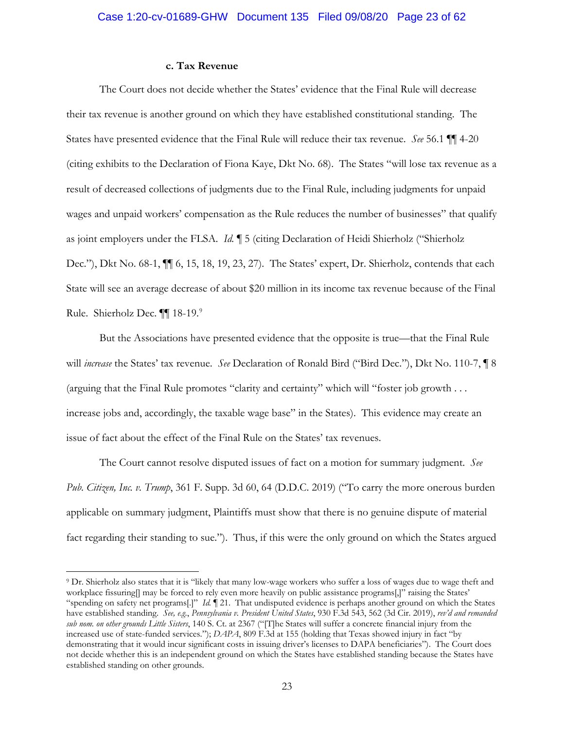#### c. Tax Revenue

The Court does not decide whether the States' evidence that the Final Rule will decrease their tax revenue is another ground on which they have established constitutional standing. The States have presented evidence that the Final Rule will reduce their tax revenue. *See* 56.1 ¶¶ 4-20 (citing exhibits to the Declaration of Fiona Kaye, Dkt No. 68). The States "will lose tax revenue as a result of decreased collections of judgments due to the Final Rule, including judgments for unpaid wages and unpaid workers' compensation as the Rule reduces the number of businesses" that qualify as joint employers under the FLSA. *Id.* ¶ 5 (citing Declaration of Heidi Shierholz ("Shierholz Dec."), Dkt No. 68-1, ¶¶ 6, 15, 18, 19, 23, 27). The States' expert, Dr. Shierholz, contends that each State will see an average decrease of about $20 million in its income tax revenue because of the Final Rule. Shierholz Dec. ¶¶ 18-19.[9]

But the Associations have presented evidence that the opposite is true—that the Final Rule will *increase* the States' tax revenue. *See* Declaration of Ronald Bird ("Bird Dec."), Dkt No. 110-7, ¶ 8 (arguing that the Final Rule promotes "clarity and certainty" which will "foster job growth . . . increase jobs and, accordingly, the taxable wage base" in the States). This evidence may create an issue of fact about the effect of the Final Rule on the States' tax revenues.

The Court cannot resolve disputed issues of fact on a motion for summary judgment. *See Pub. Citizen, Inc. v. Trump*, 361 F. Supp. 3d 60, 64 (D.D.C. 2019) ("To carry the more onerous burden applicable on summary judgment, Plaintiffs must show that there is no genuine dispute of material fact regarding their standing to sue."). Thus, if this were the only ground on which the States argued

---

[9] Dr. Shierholz also states that it is "likely that many low-wage workers who suffer a loss of wages due to wage theft and workplace fissuring[] may be forced to rely even more heavily on public assistance programs[,]" raising the States' "spending on safety net programs[.]" *Id.* ¶ 21. That undisputed evidence is perhaps another ground on which the States have established standing. *See, e.g.*, *Pennsylvania v. President United States*, 930 F.3d 543, 562 (3d Cir. 2019), *rev'd and remanded sub nom. on other grounds Little Sisters*, 140 S. Ct. at 2367 ("[T]he States will suffer a concrete financial injury from the increased use of state-funded services."); *DAPA*, 809 F.3d at 155 (holding that Texas showed injury in fact "by demonstrating that it would incur significant costs in issuing driver's licenses to DAPA beneficiaries"). The Court does not decide whether this is an independent ground on which the States have established standing because the States have established standing on other grounds.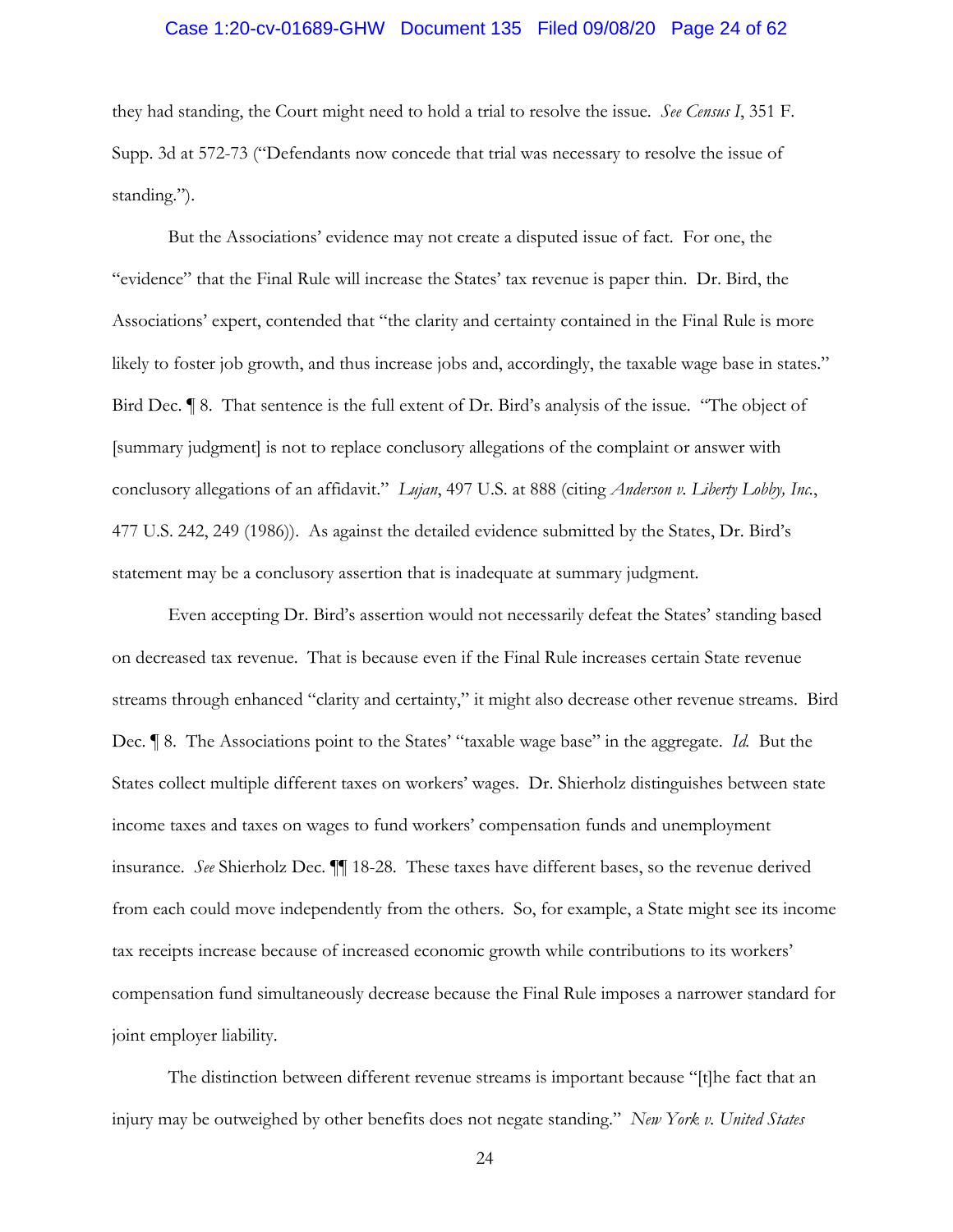they had standing, the Court might need to hold a trial to resolve the issue. *See Census I*, 351 F. Supp. 3d at 572-73 ("Defendants now concede that trial was necessary to resolve the issue of standing.").

But the Associations' evidence may not create a disputed issue of fact. For one, the "evidence" that the Final Rule will increase the States' tax revenue is paper thin. Dr. Bird, the Associations' expert, contended that "the clarity and certainty contained in the Final Rule is more likely to foster job growth, and thus increase jobs and, accordingly, the taxable wage base in states." Bird Dec. ¶ 8. That sentence is the full extent of Dr. Bird's analysis of the issue. "The object of [summary judgment] is not to replace conclusory allegations of the complaint or answer with conclusory allegations of an affidavit." *Lujan*, 497 U.S. at 888 (citing *Anderson v. Liberty Lobby, Inc.*, 477 U.S. 242, 249 (1986)). As against the detailed evidence submitted by the States, Dr. Bird's statement may be a conclusory assertion that is inadequate at summary judgment.

Even accepting Dr. Bird's assertion would not necessarily defeat the States' standing based on decreased tax revenue. That is because even if the Final Rule increases certain State revenue streams through enhanced "clarity and certainty," it might also decrease other revenue streams. Bird Dec. ¶ 8. The Associations point to the States' "taxable wage base" in the aggregate. *Id.* But the States collect multiple different taxes on workers' wages. Dr. Shierholz distinguishes between state income taxes and taxes on wages to fund workers' compensation funds and unemployment insurance. *See* Shierholz Dec. ¶¶ 18-28. These taxes have different bases, so the revenue derived from each could move independently from the others. So, for example, a State might see its income tax receipts increase because of increased economic growth while contributions to its workers' compensation fund simultaneously decrease because the Final Rule imposes a narrower standard for joint employer liability.

The distinction between different revenue streams is important because "[t]he fact that an injury may be outweighed by other benefits does not negate standing." *New York v. United States*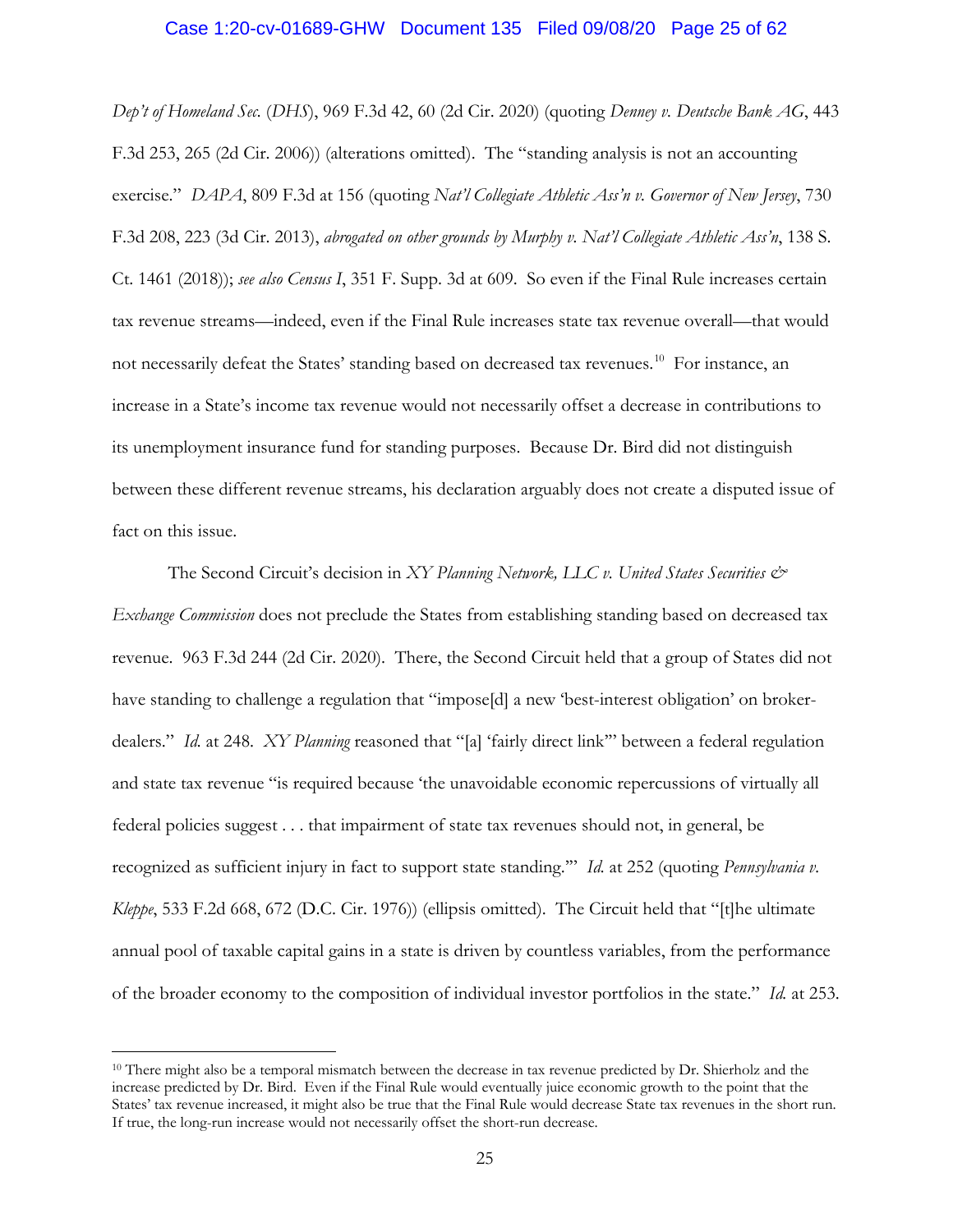*Dep't of Homeland Sec.* (*DHS*), 969 F.3d 42, 60 (2d Cir. 2020) (quoting *Denney v. Deutsche Bank AG*, 443 F.3d 253, 265 (2d Cir. 2006)) (alterations omitted). The "standing analysis is not an accounting exercise." *DAPA*, 809 F.3d at 156 (quoting *Nat'l Collegiate Athletic Ass'n v. Governor of New Jersey*, 730 F.3d 208, 223 (3d Cir. 2013), *abrogated on other grounds by Murphy v. Nat'l Collegiate Athletic Ass'n*, 138 S. Ct. 1461 (2018)); *see also Census I*, 351 F. Supp. 3d at 609. So even if the Final Rule increases certain tax revenue streams—indeed, even if the Final Rule increases state tax revenue overall—that would not necessarily defeat the States' standing based on decreased tax revenues.[10] For instance, an increase in a State's income tax revenue would not necessarily offset a decrease in contributions to its unemployment insurance fund for standing purposes. Because Dr. Bird did not distinguish between these different revenue streams, his declaration arguably does not create a disputed issue of fact on this issue.

The Second Circuit's decision in *XY Planning Network, LLC v. United States Securities & Exchange Commission* does not preclude the States from establishing standing based on decreased tax revenue. 963 F.3d 244 (2d Cir. 2020). There, the Second Circuit held that a group of States did not have standing to challenge a regulation that "impose[d] a new 'best-interest obligation' on broker-dealers." *Id.* at 248. *XY Planning* reasoned that "[a] 'fairly direct link'" between a federal regulation and state tax revenue "is required because 'the unavoidable economic repercussions of virtually all federal policies suggest . . . that impairment of state tax revenues should not, in general, be recognized as sufficient injury in fact to support state standing.'" *Id.* at 252 (quoting *Pennsylvania v. Kleppe*, 533 F.2d 668, 672 (D.C. Cir. 1976)) (ellipsis omitted). The Circuit held that "[t]he ultimate annual pool of taxable capital gains in a state is driven by countless variables, from the performance of the broader economy to the composition of individual investor portfolios in the state." *Id.* at 253.

---

[10] There might also be a temporal mismatch between the decrease in tax revenue predicted by Dr. Shierholz and the increase predicted by Dr. Bird. Even if the Final Rule would eventually juice economic growth to the point that the States' tax revenue increased, it might also be true that the Final Rule would decrease State tax revenues in the short run. If true, the long-run increase would not necessarily offset the short-run decrease.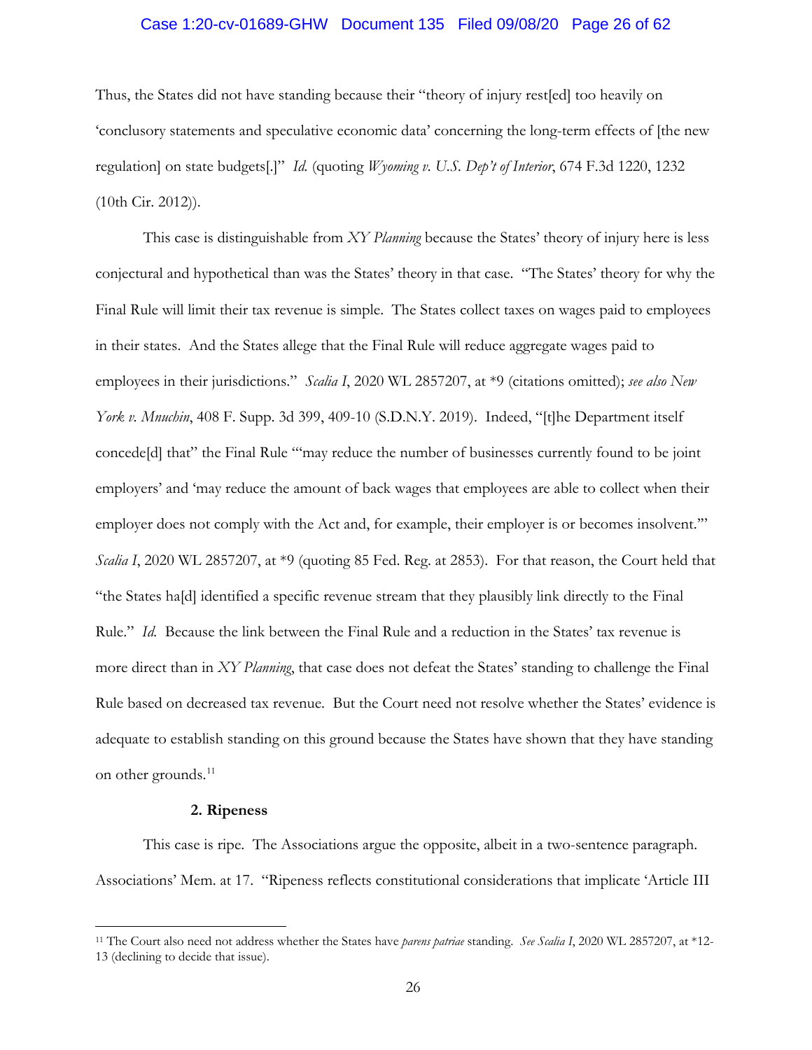Thus, the States did not have standing because their "theory of injury rest[ed] too heavily on 'conclusory statements and speculative economic data' concerning the long-term effects of [the new regulation] on state budgets[.]" *Id.* (quoting *Wyoming v. U.S. Dep't of Interior*, 674 F.3d 1220, 1232 (10th Cir. 2012)).

This case is distinguishable from *XY Planning* because the States' theory of injury here is less conjectural and hypothetical than was the States' theory in that case. "The States' theory for why the Final Rule will limit their tax revenue is simple. The States collect taxes on wages paid to employees in their states. And the States allege that the Final Rule will reduce aggregate wages paid to employees in their jurisdictions." *Scalia I*, 2020 WL 2857207, at *9 (citations omitted); *see also New York v. Mnuchin*, 408 F. Supp. 3d 399, 409-10 (S.D.N.Y. 2019). Indeed, "[t]he Department itself concede[d] that" the Final Rule "'may reduce the number of businesses currently found to be joint employers' and 'may reduce the amount of back wages that employees are able to collect when their employer does not comply with the Act and, for example, their employer is or becomes insolvent.'" *Scalia I*, 2020 WL 2857207, at *9 (quoting 85 Fed. Reg. at 2853). For that reason, the Court held that "the States ha[d] identified a specific revenue stream that they plausibly link directly to the Final Rule." *Id.* Because the link between the Final Rule and a reduction in the States' tax revenue is more direct than in *XY Planning*, that case does not defeat the States' standing to challenge the Final Rule based on decreased tax revenue. But the Court need not resolve whether the States' evidence is adequate to establish standing on this ground because the States have shown that they have standing on other grounds.[11]

**2. Ripeness**

This case is ripe. The Associations argue the opposite, albeit in a two-sentence paragraph. Associations' Mem. at 17. "Ripeness reflects constitutional considerations that implicate 'Article III

[11] The Court also need not address whether the States have *parens patriae* standing. *See Scalia I*, 2020 WL 2857207, at *12-13 (declining to decide that issue).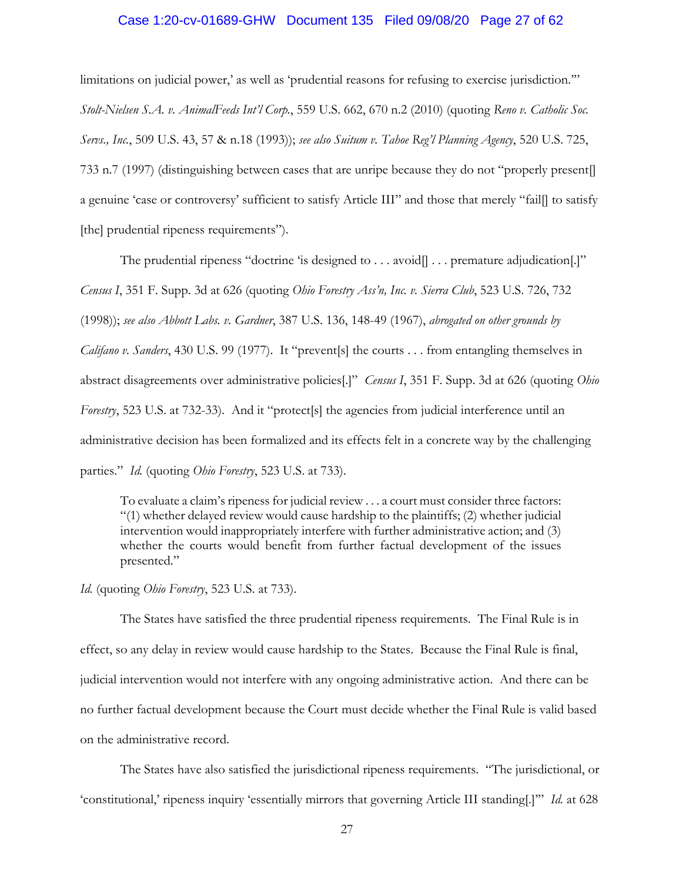limitations on judicial power,' as well as 'prudential reasons for refusing to exercise jurisdiction.'" *Stolt-Nielsen S.A. v. AnimalFeeds Int'l Corp.*, 559 U.S. 662, 670 n.2 (2010) (quoting *Reno v. Catholic Soc. Servs., Inc.*, 509 U.S. 43, 57 & n.18 (1993)); *see also Suitum v. Tahoe Reg'l Planning Agency*, 520 U.S. 725, 733 n.7 (1997) (distinguishing between cases that are unripe because they do not "properly present[] a genuine 'case or controversy' sufficient to satisfy Article III" and those that merely "fail[] to satisfy [the] prudential ripeness requirements").

The prudential ripeness "doctrine 'is designed to . . . avoid[] . . . premature adjudication[.]' *Census I*, 351 F. Supp. 3d at 626 (quoting *Ohio Forestry Ass'n, Inc. v. Sierra Club*, 523 U.S. 726, 732 (1998)); *see also Abbott Labs. v. Gardner*, 387 U.S. 136, 148-49 (1967), *abrogated on other grounds by Califano v. Sanders*, 430 U.S. 99 (1977). It "prevent[s] the courts . . . from entangling themselves in abstract disagreements over administrative policies[.]" *Census I*, 351 F. Supp. 3d at 626 (quoting *Ohio Forestry*, 523 U.S. at 732-33). And it "protect[s] the agencies from judicial interference until an administrative decision has been formalized and its effects felt in a concrete way by the challenging parties." *Id.* (quoting *Ohio Forestry*, 523 U.S. at 733).

> To evaluate a claim's ripeness for judicial review . . . a court must consider three factors: "(1) whether delayed review would cause hardship to the plaintiffs; (2) whether judicial intervention would inappropriately interfere with further administrative action; and (3) whether the courts would benefit from further factual development of the issues presented."

*Id.* (quoting *Ohio Forestry*, 523 U.S. at 733).

The States have satisfied the three prudential ripeness requirements. The Final Rule is in effect, so any delay in review would cause hardship to the States. Because the Final Rule is final, judicial intervention would not interfere with any ongoing administrative action. And there can be no further factual development because the Court must decide whether the Final Rule is valid based on the administrative record.

The States have also satisfied the jurisdictional ripeness requirements. "The jurisdictional, or 'constitutional,' ripeness inquiry 'essentially mirrors that governing Article III standing[.]'" *Id.* at 628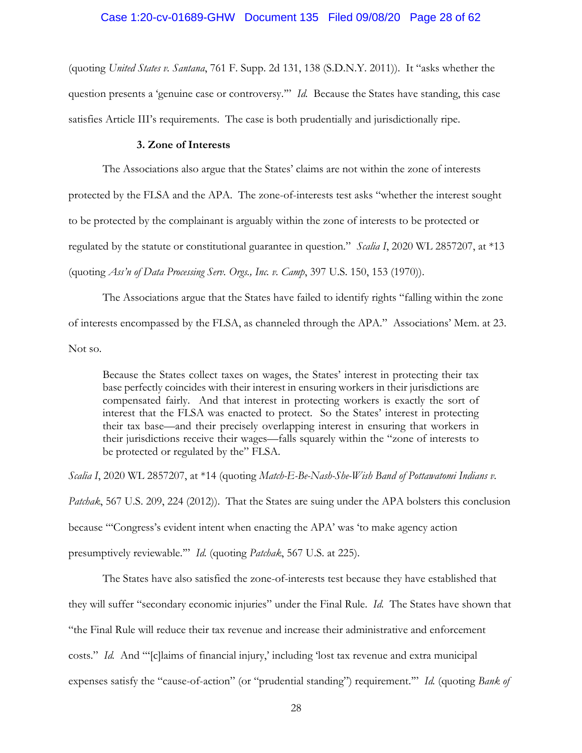(quoting *United States v. Santana*, 761 F. Supp. 2d 131, 138 (S.D.N.Y. 2011)). It "asks whether the question presents a 'genuine case or controversy.'" *Id.* Because the States have standing, this case satisfies Article III's requirements. The case is both prudentially and jurisdictionally ripe.

### 3. Zone of Interests

The Associations also argue that the States' claims are not within the zone of interests protected by the FLSA and the APA. The zone-of-interests test asks "whether the interest sought to be protected by the complainant is arguably within the zone of interests to be protected or regulated by the statute or constitutional guarantee in question." *Scalia I*, 2020 WL 2857207, at *13 (quoting *Ass'n of Data Processing Serv. Orgs., Inc. v. Camp*, 397 U.S. 150, 153 (1970)).

The Associations argue that the States have failed to identify rights "falling within the zone of interests encompassed by the FLSA, as channeled through the APA." Associations' Mem. at 23. Not so.

> Because the States collect taxes on wages, the States' interest in protecting their tax base perfectly coincides with their interest in ensuring workers in their jurisdictions are compensated fairly. And that interest in protecting workers is exactly the sort of interest that the FLSA was enacted to protect. So the States' interest in protecting their tax base—and their precisely overlapping interest in ensuring that workers in their jurisdictions receive their wages—falls squarely within the "zone of interests to be protected or regulated by the" FLSA.

*Scalia I*, 2020 WL 2857207, at *14 (quoting *Match-E-Be-Nash-She-Wish Band of Pottawatomi Indians v. Patchak*, 567 U.S. 209, 224 (2012)). That the States are suing under the APA bolsters this conclusion because "'Congress's evident intent when enacting the APA' was 'to make agency action presumptively reviewable.'" *Id.* (quoting *Patchak*, 567 U.S. at 225).

The States have also satisfied the zone-of-interests test because they have established that they will suffer "secondary economic injuries" under the Final Rule. *Id.* The States have shown that "the Final Rule will reduce their tax revenue and increase their administrative and enforcement costs." *Id.* And "'[c]laims of financial injury,' including 'lost tax revenue and extra municipal expenses satisfy the "cause-of-action" (or "prudential standing") requirement.'" *Id.* (quoting *Bank of*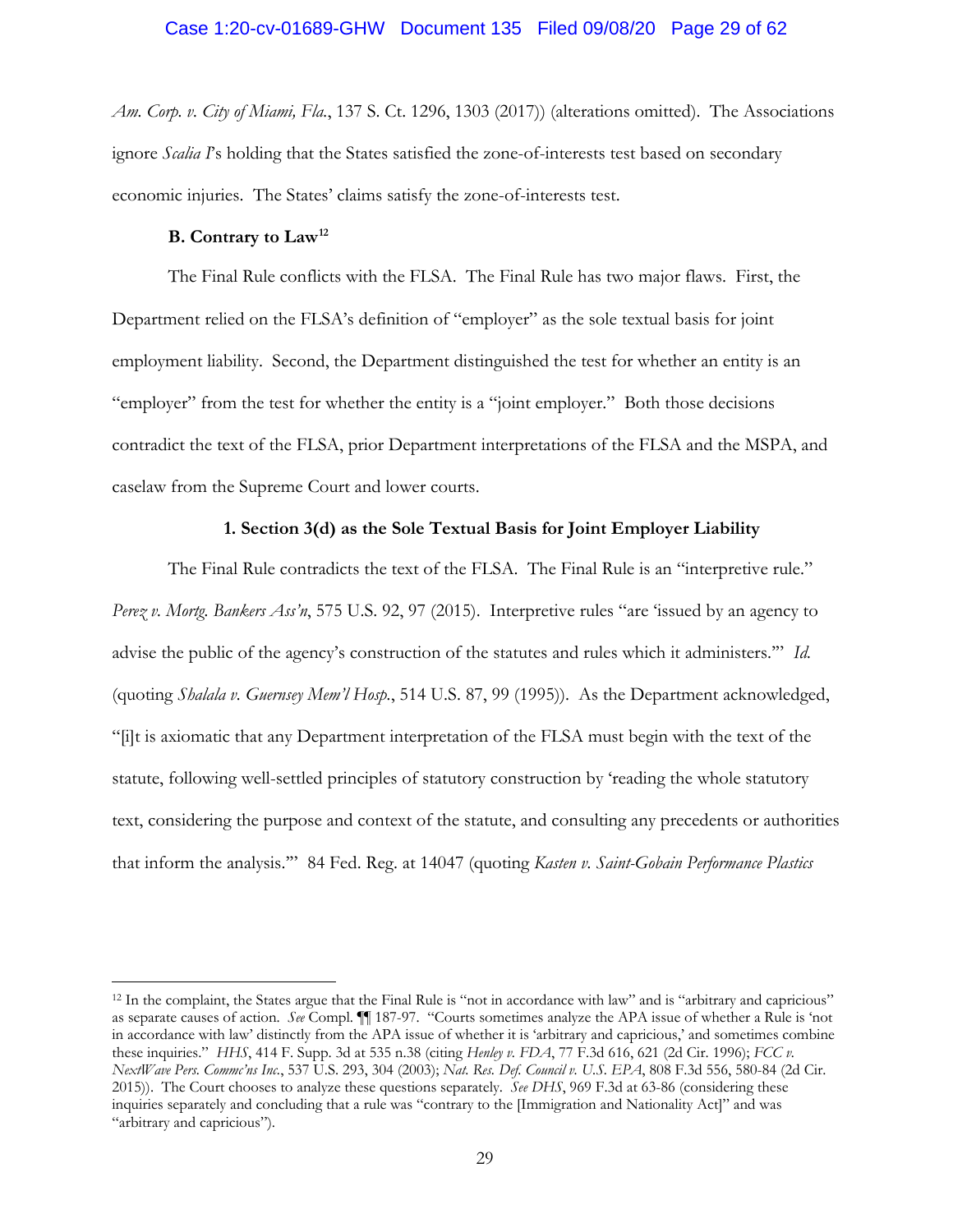*Am. Corp. v. City of Miami, Fla.*, 137 S. Ct. 1296, 1303 (2017)) (alterations omitted). The Associations ignore *Scalia I*'s holding that the States satisfied the zone-of-interests test based on secondary economic injuries. The States' claims satisfy the zone-of-interests test.

### B. Contrary to Law[12]

The Final Rule conflicts with the FLSA. The Final Rule has two major flaws. First, the Department relied on the FLSA's definition of "employer" as the sole textual basis for joint employment liability. Second, the Department distinguished the test for whether an entity is an "employer" from the test for whether the entity is a "joint employer." Both those decisions contradict the text of the FLSA, prior Department interpretations of the FLSA and the MSPA, and caselaw from the Supreme Court and lower courts.

#### 1. Section 3(d) as the Sole Textual Basis for Joint Employer Liability

The Final Rule contradicts the text of the FLSA. The Final Rule is an "interpretive rule." *Perez v. Mortg. Bankers Ass'n*, 575 U.S. 92, 97 (2015). Interpretive rules "are 'issued by an agency to advise the public of the agency's construction of the statutes and rules which it administers.'" *Id.* (quoting *Shalala v. Guernsey Mem'l Hosp.*, 514 U.S. 87, 99 (1995)). As the Department acknowledged, "[i]t is axiomatic that any Department interpretation of the FLSA must begin with the text of the statute, following well-settled principles of statutory construction by 'reading the whole statutory text, considering the purpose and context of the statute, and consulting any precedents or authorities that inform the analysis.'" 84 Fed. Reg. at 14047 (quoting *Kasten v. Saint-Gobain Performance Plastics*

---

[12] In the complaint, the States argue that the Final Rule is "not in accordance with law" and is "arbitrary and capricious" as separate causes of action. *See* Compl. ¶¶ 187-97. "Courts sometimes analyze the APA issue of whether a Rule is 'not in accordance with law' distinctly from the APA issue of whether it is 'arbitrary and capricious,' and sometimes combine these inquiries." *HHS*, 414 F. Supp. 3d at 535 n.38 (citing *Henley v. FDA*, 77 F.3d 616, 621 (2d Cir. 1996); *FCC v. NextWave Pers. Commc'ns Inc.*, 537 U.S. 293, 304 (2003); *Nat. Res. Def. Council v. U.S. EPA*, 808 F.3d 556, 580-84 (2d Cir. 2015)). The Court chooses to analyze these questions separately. *See DHS*, 969 F.3d at 63-86 (considering these inquiries separately and concluding that a rule was "contrary to the [Immigration and Nationality Act]" and was "arbitrary and capricious").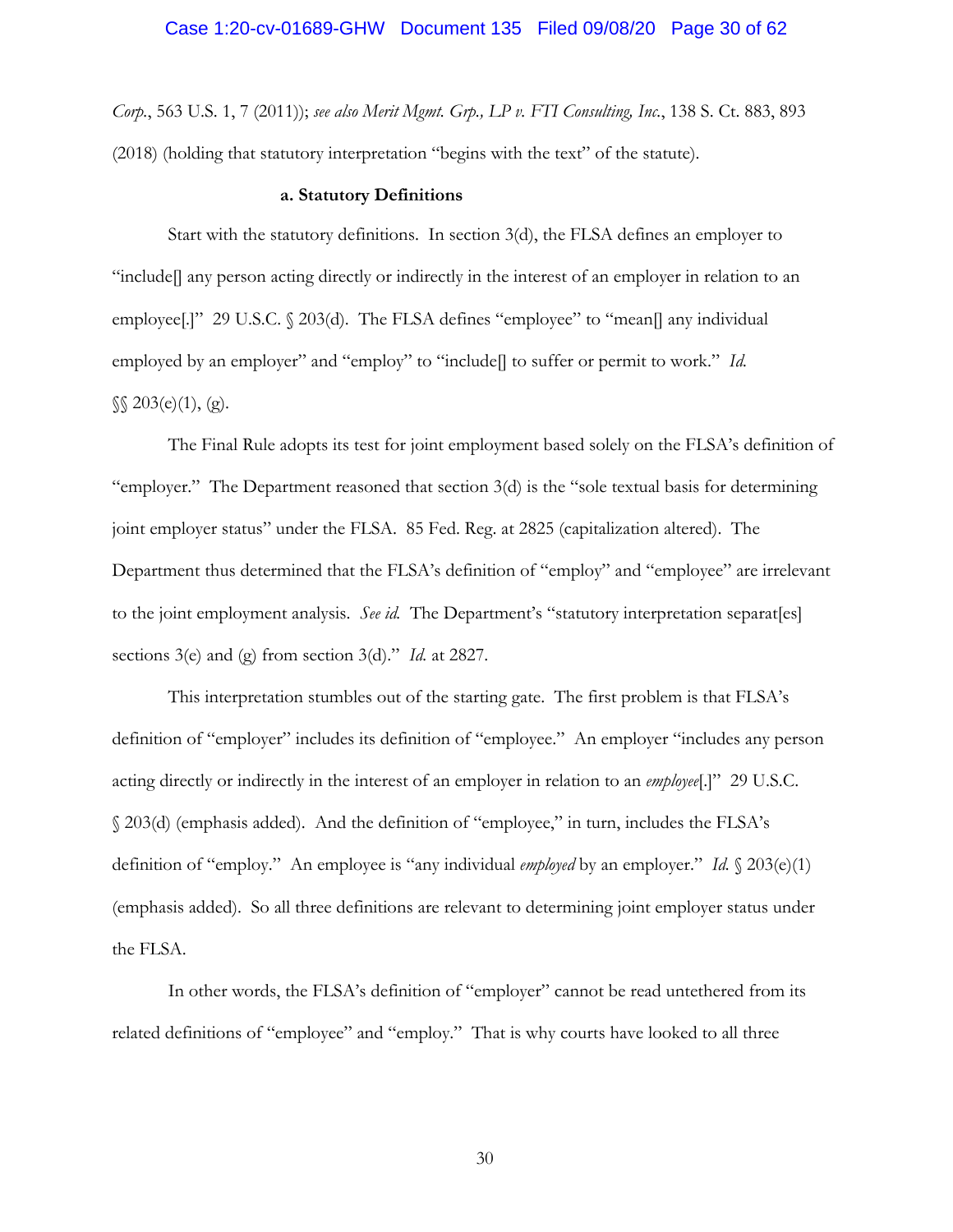*Corp.*, 563 U.S. 1, 7 (2011)); *see also Merit Mgmt. Grp., LP v. FTI Consulting, Inc.*, 138 S. Ct. 883, 893 (2018) (holding that statutory interpretation "begins with the text" of the statute).

**a. Statutory Definitions**

Start with the statutory definitions. In section 3(d), the FLSA defines an employer to "include[] any person acting directly or indirectly in the interest of an employer in relation to an employee[.]" 29 U.S.C. § 203(d). The FLSA defines "employee" to "mean[] any individual employed by an employer" and "employ" to "include[] to suffer or permit to work." *Id.* §§ 203(e)(1), (g).

The Final Rule adopts its test for joint employment based solely on the FLSA's definition of "employer." The Department reasoned that section 3(d) is the "sole textual basis for determining joint employer status" under the FLSA. 85 Fed. Reg. at 2825 (capitalization altered). The Department thus determined that the FLSA's definition of "employ" and "employee" are irrelevant to the joint employment analysis. *See id.* The Department's "statutory interpretation separat[es] sections 3(e) and (g) from section 3(d)." *Id.* at 2827.

This interpretation stumbles out of the starting gate. The first problem is that FLSA's definition of "employer" includes its definition of "employee." An employer "includes any person acting directly or indirectly in the interest of an employer in relation to an *employee*[.]" 29 U.S.C. § 203(d) (emphasis added). And the definition of "employee," in turn, includes the FLSA's definition of "employ." An employee is "any individual *employed* by an employer." *Id.* § 203(e)(1) (emphasis added). So all three definitions are relevant to determining joint employer status under the FLSA.

In other words, the FLSA's definition of "employer" cannot be read untethered from its related definitions of "employee" and "employ." That is why courts have looked to all three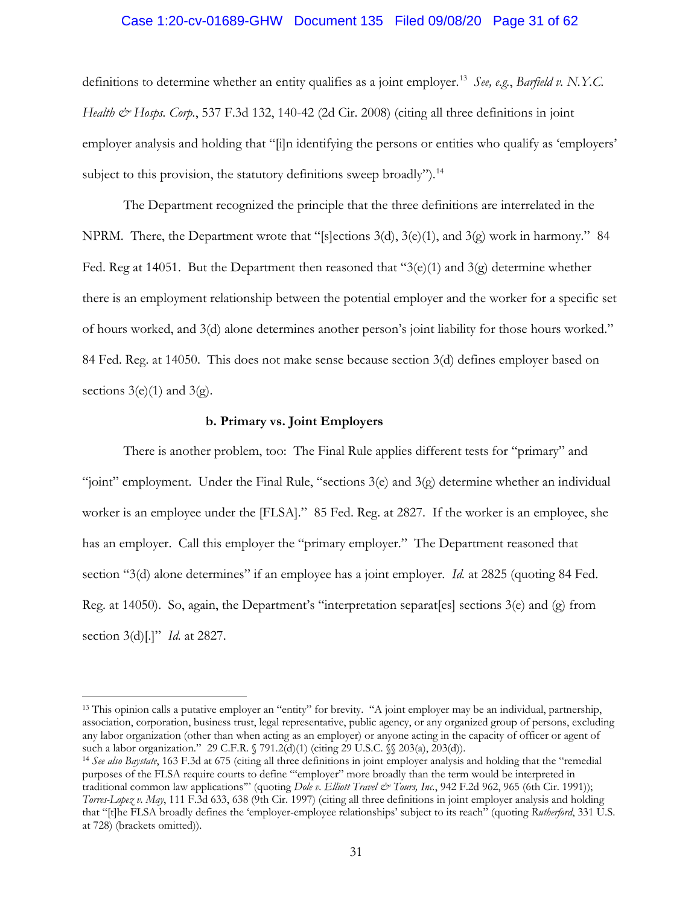definitions to determine whether an entity qualifies as a joint employer.[13] *See, e.g.*, *Barfield v. N.Y.C. Health & Hosps. Corp.*, 537 F.3d 132, 140-42 (2d Cir. 2008) (citing all three definitions in joint employer analysis and holding that "[i]n identifying the persons or entities who qualify as 'employers' subject to this provision, the statutory definitions sweep broadly").[14]

The Department recognized the principle that the three definitions are interrelated in the NPRM. There, the Department wrote that "[s]ections 3(d), 3(e)(1), and 3(g) work in harmony." 84 Fed. Reg at 14051. But the Department then reasoned that "3(e)(1) and 3(g) determine whether there is an employment relationship between the potential employer and the worker for a specific set of hours worked, and 3(d) alone determines another person's joint liability for those hours worked." 84 Fed. Reg. at 14050. This does not make sense because section 3(d) defines employer based on sections 3(e)(1) and 3(g).

**b. Primary vs. Joint Employers**

There is another problem, too: The Final Rule applies different tests for "primary" and "joint" employment. Under the Final Rule, "sections 3(e) and 3(g) determine whether an individual worker is an employee under the [FLSA]." 85 Fed. Reg. at 2827. If the worker is an employee, she has an employer. Call this employer the "primary employer." The Department reasoned that section "3(d) alone determines" if an employee has a joint employer. *Id.* at 2825 (quoting 84 Fed. Reg. at 14050). So, again, the Department's "interpretation separat[es] sections 3(e) and (g) from section 3(d)[.]" *Id.* at 2827.

---

[13] This opinion calls a putative employer an "entity" for brevity. "A joint employer may be an individual, partnership, association, corporation, business trust, legal representative, public agency, or any organized group of persons, excluding any labor organization (other than when acting as an employer) or anyone acting in the capacity of officer or agent of such a labor organization." 29 C.F.R. § 791.2(d)(1) (citing 29 U.S.C. §§ 203(a), 203(d)).

[14] *See also Baystate*, 163 F.3d at 675 (citing all three definitions in joint employer analysis and holding that the "remedial purposes of the FLSA require courts to define "'employer" more broadly than the term would be interpreted in traditional common law applications"' (quoting *Dole v. Elliott Travel & Tours, Inc.*, 942 F.2d 962, 965 (6th Cir. 1991)); *Torres-Lopez v. May*, 111 F.3d 633, 638 (9th Cir. 1997) (citing all three definitions in joint employer analysis and holding that "[t]he FLSA broadly defines the 'employer-employee relationships' subject to its reach" (quoting *Rutherford*, 331 U.S. at 728) (brackets omitted)).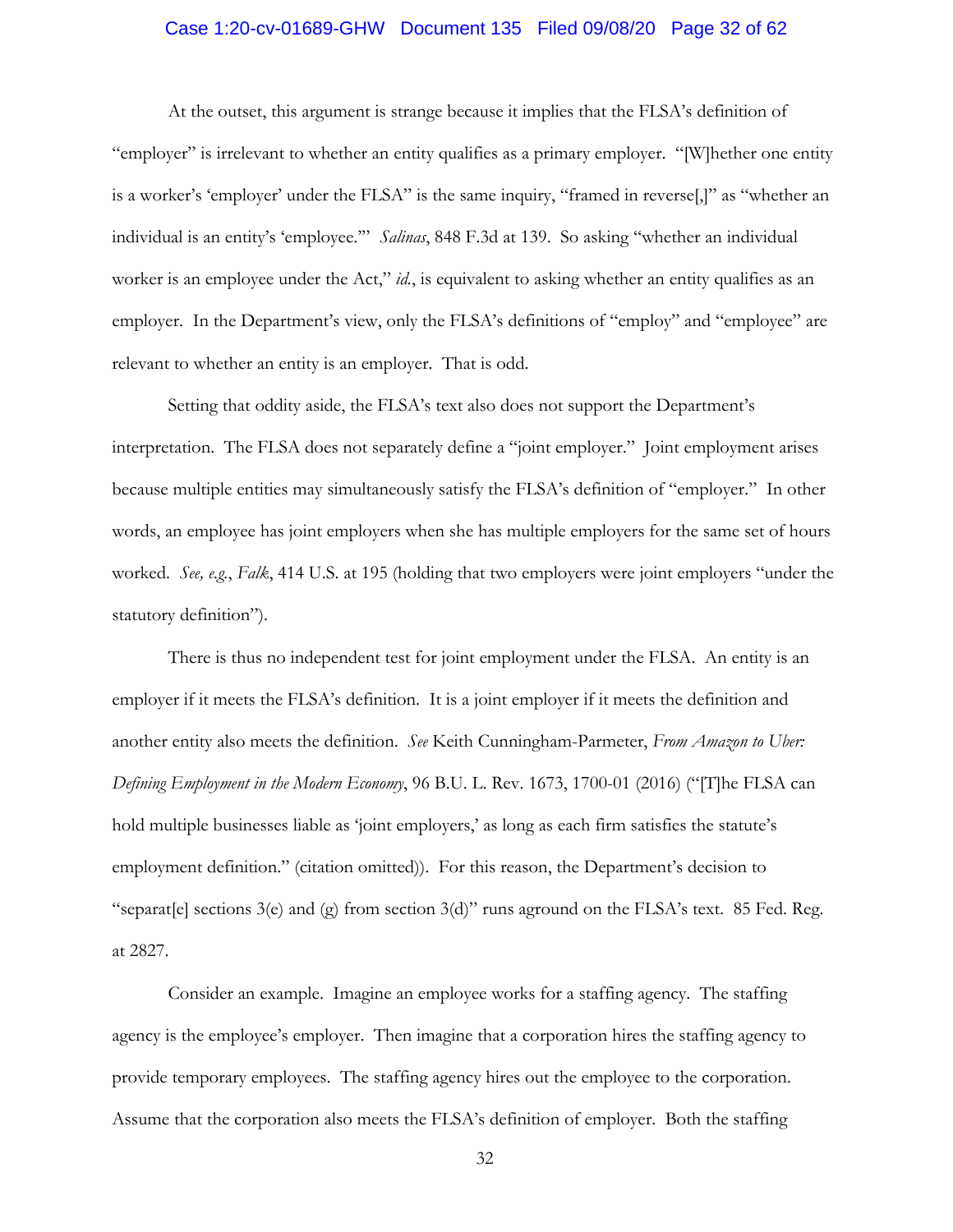At the outset, this argument is strange because it implies that the FLSA's definition of "employer" is irrelevant to whether an entity qualifies as a primary employer. "[W]hether one entity is a worker's 'employer' under the FLSA" is the same inquiry, "framed in reverse[,]" as "whether an individual is an entity's 'employee.'" *Salinas*, 848 F.3d at 139. So asking "whether an individual worker is an employee under the Act," *id.*, is equivalent to asking whether an entity qualifies as an employer. In the Department's view, only the FLSA's definitions of "employ" and "employee" are relevant to whether an entity is an employer. That is odd.

Setting that oddity aside, the FLSA's text also does not support the Department's interpretation. The FLSA does not separately define a "joint employer." Joint employment arises because multiple entities may simultaneously satisfy the FLSA's definition of "employer." In other words, an employee has joint employers when she has multiple employers for the same set of hours worked. *See, e.g.*, *Falk*, 414 U.S. at 195 (holding that two employers were joint employers "under the statutory definition").

There is thus no independent test for joint employment under the FLSA. An entity is an employer if it meets the FLSA's definition. It is a joint employer if it meets the definition and another entity also meets the definition. *See* Keith Cunningham-Parmeter, *From Amazon to Uber: Defining Employment in the Modern Economy*, 96 B.U. L. Rev. 1673, 1700-01 (2016) ("[T]he FLSA can hold multiple businesses liable as 'joint employers,' as long as each firm satisfies the statute's employment definition." (citation omitted)). For this reason, the Department's decision to "separat[e] sections 3(e) and (g) from section 3(d)" runs aground on the FLSA's text. 85 Fed. Reg. at 2827.

Consider an example. Imagine an employee works for a staffing agency. The staffing agency is the employee's employer. Then imagine that a corporation hires the staffing agency to provide temporary employees. The staffing agency hires out the employee to the corporation. Assume that the corporation also meets the FLSA's definition of employer. Both the staffing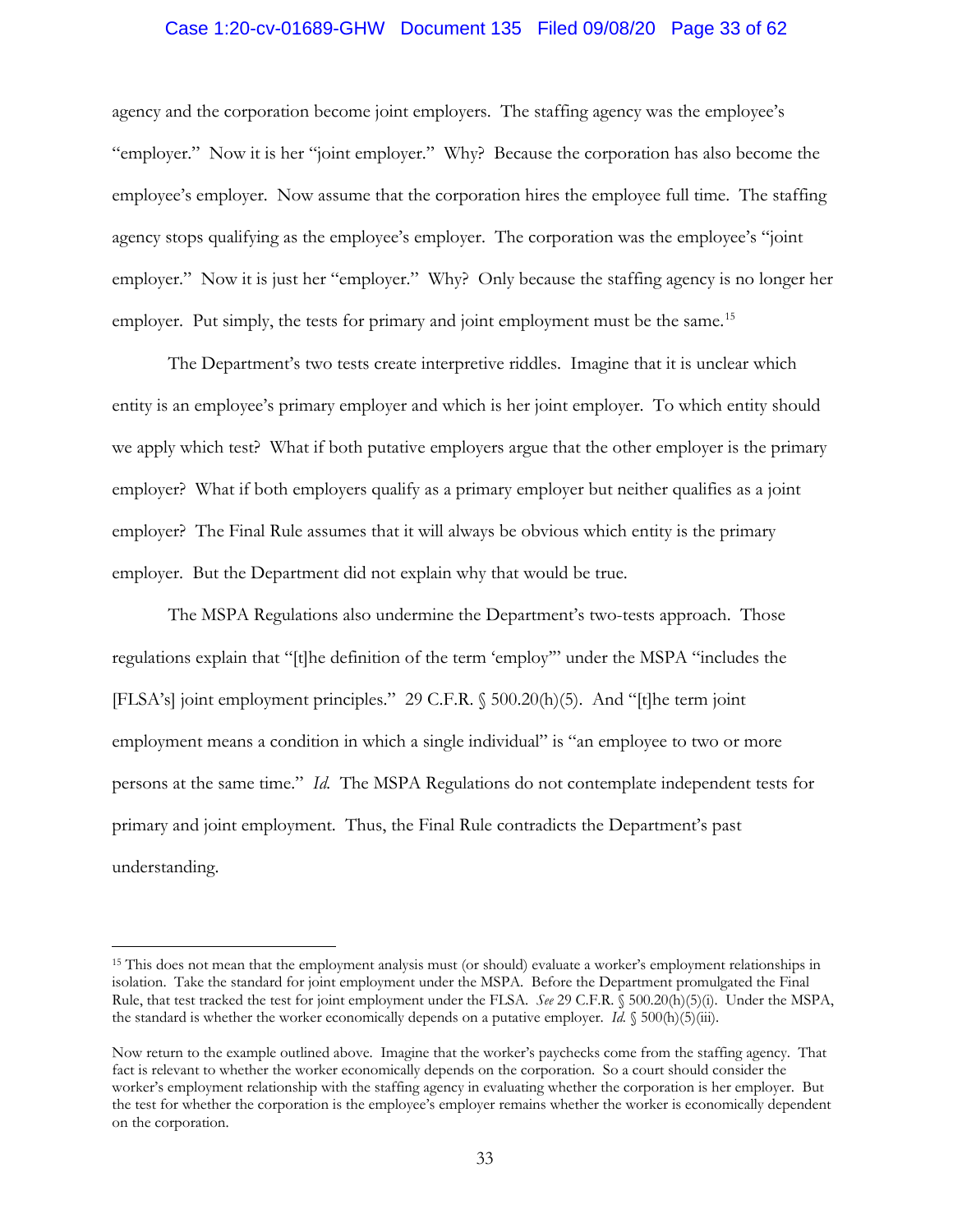agency and the corporation become joint employers. The staffing agency was the employee's "employer." Now it is her "joint employer." Why? Because the corporation has also become the employee's employer. Now assume that the corporation hires the employee full time. The staffing agency stops qualifying as the employee's employer. The corporation was the employee's "joint employer." Now it is just her "employer." Why? Only because the staffing agency is no longer her employer. Put simply, the tests for primary and joint employment must be the same.[15]

The Department's two tests create interpretive riddles. Imagine that it is unclear which entity is an employee's primary employer and which is her joint employer. To which entity should we apply which test? What if both putative employers argue that the other employer is the primary employer? What if both employers qualify as a primary employer but neither qualifies as a joint employer? The Final Rule assumes that it will always be obvious which entity is the primary employer. But the Department did not explain why that would be true.

The MSPA Regulations also undermine the Department's two-tests approach. Those regulations explain that "[t]he definition of the term 'employ'" under the MSPA "includes the [FLSA's] joint employment principles." 29 C.F.R. § 500.20(h)(5). And "[t]he term joint employment means a condition in which a single individual" is "an employee to two or more persons at the same time." *Id.* The MSPA Regulations do not contemplate independent tests for primary and joint employment. Thus, the Final Rule contradicts the Department's past understanding.

---

[15] This does not mean that the employment analysis must (or should) evaluate a worker's employment relationships in isolation. Take the standard for joint employment under the MSPA. Before the Department promulgated the Final Rule, that test tracked the test for joint employment under the FLSA. *See* 29 C.F.R. § 500.20(h)(5)(i). Under the MSPA, the standard is whether the worker economically depends on a putative employer. *Id.* § 500(h)(5)(iii).

Now return to the example outlined above. Imagine that the worker's paychecks come from the staffing agency. That fact is relevant to whether the worker economically depends on the corporation. So a court should consider the worker's employment relationship with the staffing agency in evaluating whether the corporation is her employer. But the test for whether the corporation is the employee's employer remains whether the worker is economically dependent on the corporation.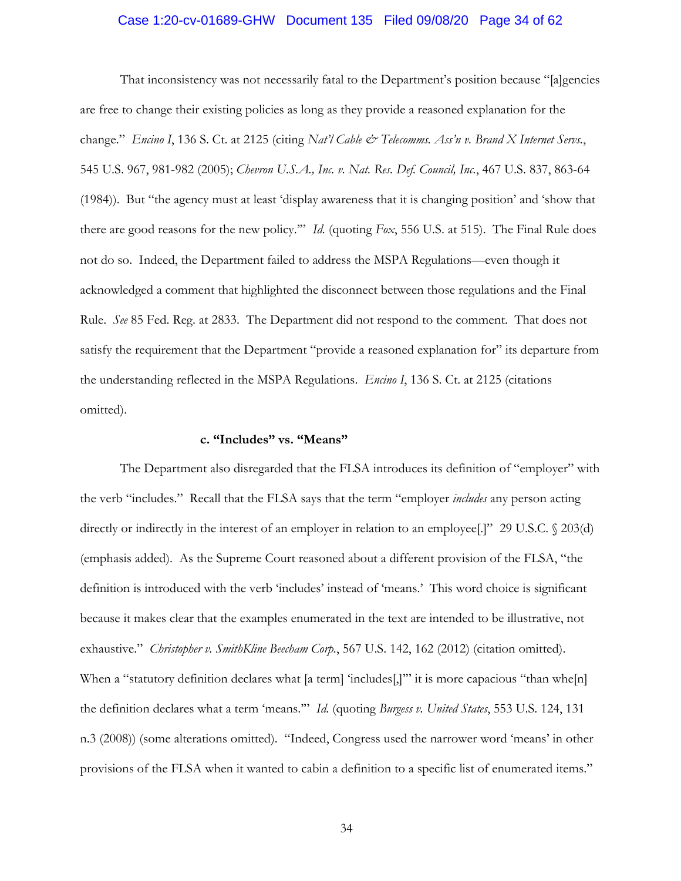That inconsistency was not necessarily fatal to the Department's position because "[a]gencies are free to change their existing policies as long as they provide a reasoned explanation for the change." *Encino I*, 136 S. Ct. at 2125 (citing *Nat'l Cable & Telecomms. Ass'n v. Brand X Internet Servs.*, 545 U.S. 967, 981-982 (2005); *Chevron U.S.A., Inc. v. Nat. Res. Def. Council, Inc.*, 467 U.S. 837, 863-64 (1984)). But "the agency must at least 'display awareness that it is changing position' and 'show that there are good reasons for the new policy.'" *Id.* (quoting *Fox*, 556 U.S. at 515). The Final Rule does not do so. Indeed, the Department failed to address the MSPA Regulations—even though it acknowledged a comment that highlighted the disconnect between those regulations and the Final Rule. *See* 85 Fed. Reg. at 2833. The Department did not respond to the comment. That does not satisfy the requirement that the Department "provide a reasoned explanation for" its departure from the understanding reflected in the MSPA Regulations. *Encino I*, 136 S. Ct. at 2125 (citations omitted).

**c. "Includes" vs. "Means"**

The Department also disregarded that the FLSA introduces its definition of "employer" with the verb "includes." Recall that the FLSA says that the term "employer *includes* any person acting directly or indirectly in the interest of an employer in relation to an employee[.]" 29 U.S.C. § 203(d) (emphasis added). As the Supreme Court reasoned about a different provision of the FLSA, "the definition is introduced with the verb 'includes' instead of 'means.' This word choice is significant because it makes clear that the examples enumerated in the text are intended to be illustrative, not exhaustive." *Christopher v. SmithKline Beecham Corp.*, 567 U.S. 142, 162 (2012) (citation omitted). When a "statutory definition declares what [a term] 'includes[,]'" it is more capacious "than whe[n] the definition declares what a term 'means.'" *Id.* (quoting *Burgess v. United States*, 553 U.S. 124, 131 n.3 (2008)) (some alterations omitted). "Indeed, Congress used the narrower word 'means' in other provisions of the FLSA when it wanted to cabin a definition to a specific list of enumerated items."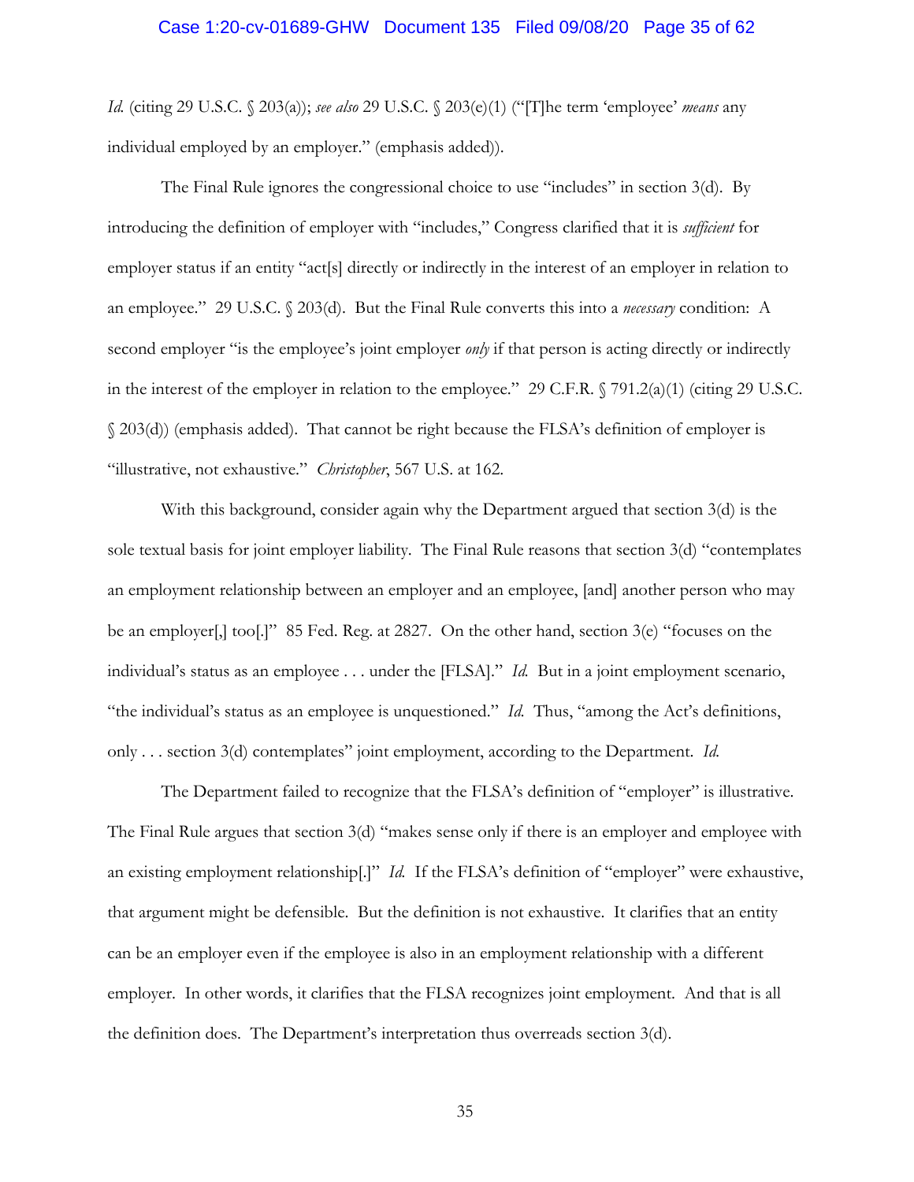*Id.* (citing 29 U.S.C. § 203(a)); *see also* 29 U.S.C. § 203(e)(1) ("[T]he term 'employee' *means* any individual employed by an employer." (emphasis added)).

The Final Rule ignores the congressional choice to use "includes" in section 3(d). By introducing the definition of employer with "includes," Congress clarified that it is *sufficient* for employer status if an entity "act[s] directly or indirectly in the interest of an employer in relation to an employee." 29 U.S.C. § 203(d). But the Final Rule converts this into a *necessary* condition: A second employer "is the employee's joint employer *only* if that person is acting directly or indirectly in the interest of the employer in relation to the employee." 29 C.F.R. § 791.2(a)(1) (citing 29 U.S.C. § 203(d)) (emphasis added). That cannot be right because the FLSA's definition of employer is "illustrative, not exhaustive." *Christopher*, 567 U.S. at 162.

With this background, consider again why the Department argued that section 3(d) is the sole textual basis for joint employer liability. The Final Rule reasons that section 3(d) "contemplates an employment relationship between an employer and an employee, [and] another person who may be an employer[,] too[.]" 85 Fed. Reg. at 2827. On the other hand, section 3(e) "focuses on the individual's status as an employee . . . under the [FLSA]." *Id.* But in a joint employment scenario, "the individual's status as an employee is unquestioned." *Id.* Thus, "among the Act's definitions, only . . . section 3(d) contemplates" joint employment, according to the Department. *Id.*

The Department failed to recognize that the FLSA's definition of "employer" is illustrative. The Final Rule argues that section 3(d) "makes sense only if there is an employer and employee with an existing employment relationship[.]" *Id.* If the FLSA's definition of "employer" were exhaustive, that argument might be defensible. But the definition is not exhaustive. It clarifies that an entity can be an employer even if the employee is also in an employment relationship with a different employer. In other words, it clarifies that the FLSA recognizes joint employment. And that is all the definition does. The Department's interpretation thus overreads section 3(d).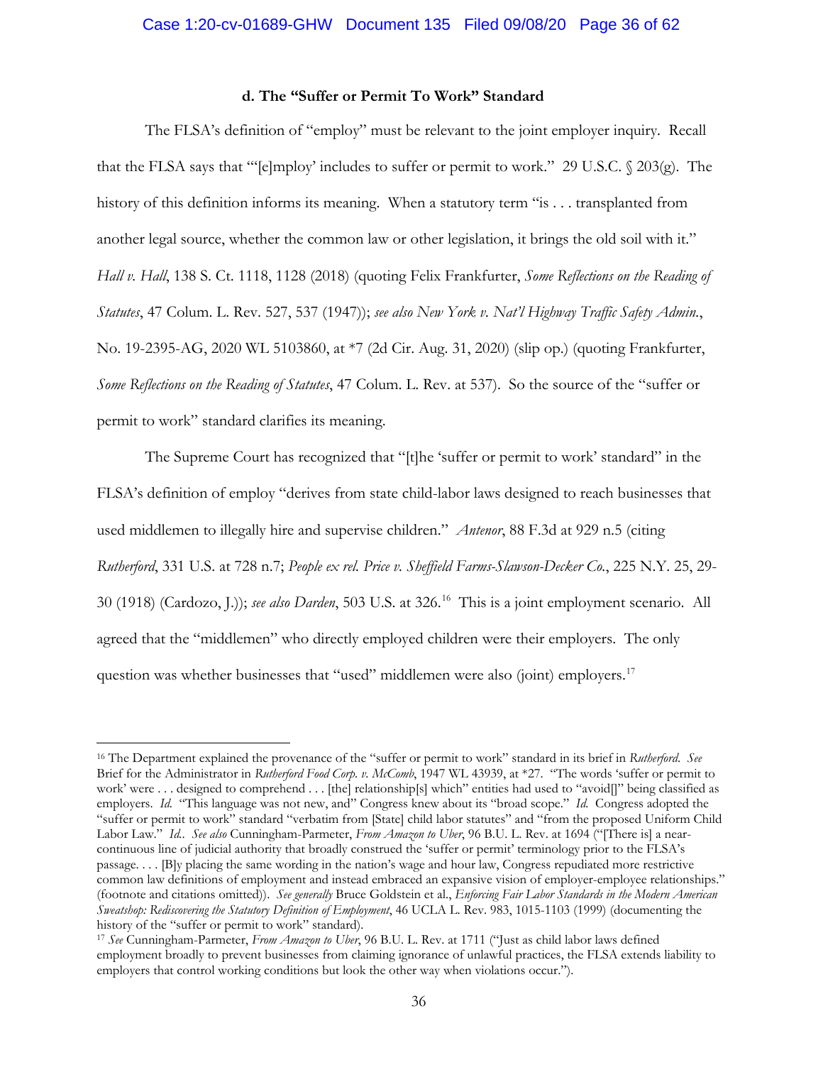**d. The "Suffer or Permit To Work" Standard**

The FLSA's definition of "employ" must be relevant to the joint employer inquiry. Recall that the FLSA says that "'[e]mploy' includes to suffer or permit to work." 29 U.S.C. § 203(g). The history of this definition informs its meaning. When a statutory term "is . . . transplanted from another legal source, whether the common law or other legislation, it brings the old soil with it." *Hall v. Hall*, 138 S. Ct. 1118, 1128 (2018) (quoting Felix Frankfurter, *Some Reflections on the Reading of Statutes*, 47 Colum. L. Rev. 527, 537 (1947)); *see also New York v. Nat'l Highway Traffic Safety Admin.*, No. 19-2395-AG, 2020 WL 5103860, at *7 (2d Cir. Aug. 31, 2020) (slip op.) (quoting Frankfurter, *Some Reflections on the Reading of Statutes*, 47 Colum. L. Rev. at 537). So the source of the "suffer or permit to work" standard clarifies its meaning.

The Supreme Court has recognized that "[t]he 'suffer or permit to work' standard" in the FLSA's definition of employ "derives from state child-labor laws designed to reach businesses that used middlemen to illegally hire and supervise children." *Antenor*, 88 F.3d at 929 n.5 (citing *Rutherford*, 331 U.S. at 728 n.7; *People ex rel. Price v. Sheffield Farms-Slawson-Decker Co.*, 225 N.Y. 25, 29-30 (1918) (Cardozo, J.)); *see also Darden*, 503 U.S. at 326.[16] This is a joint employment scenario. All agreed that the "middlemen" who directly employed children were their employers. The only question was whether businesses that "used" middlemen were also (joint) employers.[17]

---

[16] The Department explained the provenance of the "suffer or permit to work" standard in its brief in *Rutherford*. *See* Brief for the Administrator in *Rutherford Food Corp. v. McComb*, 1947 WL 43939, at *27. "The words 'suffer or permit to work' were . . . designed to comprehend . . . [the] relationship[s] which" entities had used to "avoid[]" being classified as employers. *Id.* "This language was not new, and" Congress knew about its "broad scope." *Id.* Congress adopted the "suffer or permit to work" standard "verbatim from [State] child labor statutes" and "from the proposed Uniform Child Labor Law." *Id.*. *See also* Cunningham-Parmeter, *From Amazon to Uber*, 96 B.U. L. Rev. at 1694 ("[There is] a near-continuous line of judicial authority that broadly construed the 'suffer or permit' terminology prior to the FLSA's passage. . . . [B]y placing the same wording in the nation's wage and hour law, Congress repudiated more restrictive common law definitions of employment and instead embraced an expansive vision of employer-employee relationships." (footnote and citations omitted)). *See generally* Bruce Goldstein et al., *Enforcing Fair Labor Standards in the Modern American Sweatshop: Rediscovering the Statutory Definition of Employment*, 46 UCLA L. Rev. 983, 1015-1103 (1999) (documenting the history of the "suffer or permit to work" standard).

[17] *See* Cunningham-Parmeter, *From Amazon to Uber*, 96 B.U. L. Rev. at 1711 ("Just as child labor laws defined employment broadly to prevent businesses from claiming ignorance of unlawful practices, the FLSA extends liability to employers that control working conditions but look the other way when violations occur.").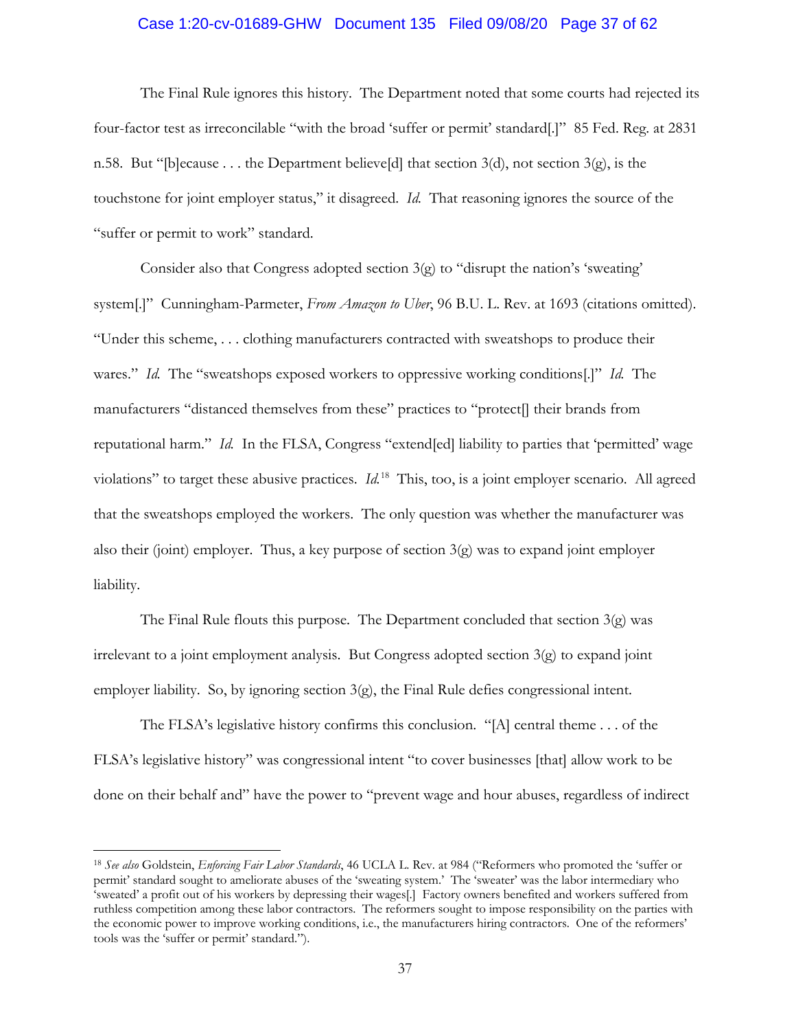The Final Rule ignores this history. The Department noted that some courts had rejected its four-factor test as irreconcilable "with the broad 'suffer or permit' standard[.]" 85 Fed. Reg. at 2831 n.58. But "[b]ecause . . . the Department believe[d] that section 3(d), not section 3(g), is the touchstone for joint employer status," it disagreed. *Id.* That reasoning ignores the source of the "suffer or permit to work" standard.

Consider also that Congress adopted section 3(g) to "disrupt the nation's 'sweating' system[.]" Cunningham-Parmeter, *From Amazon to Uber*, 96 B.U. L. Rev. at 1693 (citations omitted). "Under this scheme, . . . clothing manufacturers contracted with sweatshops to produce their wares." *Id.* The "sweatshops exposed workers to oppressive working conditions[.]" *Id.* The manufacturers "distanced themselves from these" practices to "protect[] their brands from reputational harm." *Id.* In the FLSA, Congress "extend[ed] liability to parties that 'permitted' wage violations" to target these abusive practices. *Id.*[18] This, too, is a joint employer scenario. All agreed that the sweatshops employed the workers. The only question was whether the manufacturer was also their (joint) employer. Thus, a key purpose of section 3(g) was to expand joint employer liability.

The Final Rule flouts this purpose. The Department concluded that section 3(g) was irrelevant to a joint employment analysis. But Congress adopted section 3(g) to expand joint employer liability. So, by ignoring section 3(g), the Final Rule defies congressional intent.

The FLSA's legislative history confirms this conclusion. "[A] central theme . . . of the FLSA's legislative history" was congressional intent "to cover businesses [that] allow work to be done on their behalf and" have the power to "prevent wage and hour abuses, regardless of indirect

---

[18] *See also* Goldstein, *Enforcing Fair Labor Standards*, 46 UCLA L. Rev. at 984 ("Reformers who promoted the 'suffer or permit' standard sought to ameliorate abuses of the 'sweating system.' The 'sweater' was the labor intermediary who 'sweated' a profit out of his workers by depressing their wages[.] Factory owners benefited and workers suffered from ruthless competition among these labor contractors. The reformers sought to impose responsibility on the parties with the economic power to improve working conditions, i.e., the manufacturers hiring contractors. One of the reformers' tools was the 'suffer or permit' standard.").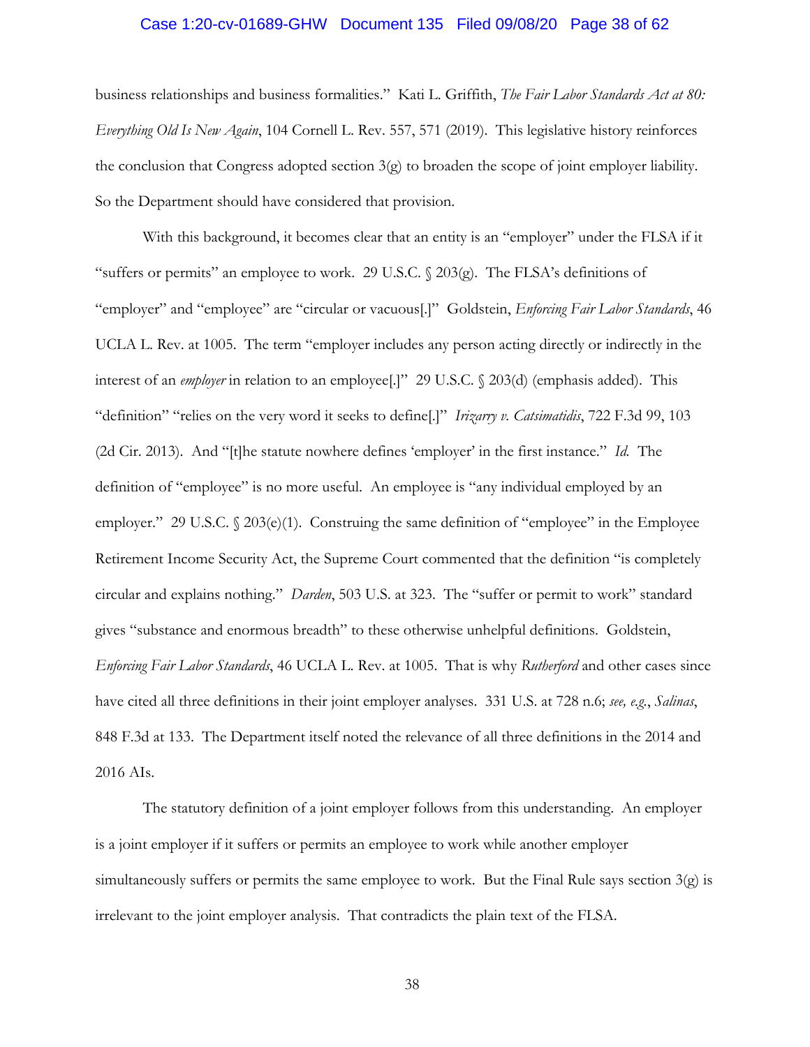business relationships and business formalities." Kati L. Griffith, *The Fair Labor Standards Act at 80: Everything Old Is New Again*, 104 Cornell L. Rev. 557, 571 (2019). This legislative history reinforces the conclusion that Congress adopted section 3(g) to broaden the scope of joint employer liability. So the Department should have considered that provision.

With this background, it becomes clear that an entity is an "employer" under the FLSA if it "suffers or permits" an employee to work. 29 U.S.C. § 203(g). The FLSA's definitions of "employer" and "employee" are "circular or vacuous[.]" Goldstein, *Enforcing Fair Labor Standards*, 46 UCLA L. Rev. at 1005. The term "employer includes any person acting directly or indirectly in the interest of an *employer* in relation to an employee[.]" 29 U.S.C. § 203(d) (emphasis added). This "definition" "relies on the very word it seeks to define[.]" *Irizarry v. Catsimatidis*, 722 F.3d 99, 103 (2d Cir. 2013). And "[t]he statute nowhere defines 'employer' in the first instance." *Id.* The definition of "employee" is no more useful. An employee is "any individual employed by an employer." 29 U.S.C. § 203(e)(1). Construing the same definition of "employee" in the Employee Retirement Income Security Act, the Supreme Court commented that the definition "is completely circular and explains nothing." *Darden*, 503 U.S. at 323. The "suffer or permit to work" standard gives "substance and enormous breadth" to these otherwise unhelpful definitions. Goldstein, *Enforcing Fair Labor Standards*, 46 UCLA L. Rev. at 1005. That is why *Rutherford* and other cases since have cited all three definitions in their joint employer analyses. 331 U.S. at 728 n.6; *see, e.g.*, *Salinas*, 848 F.3d at 133. The Department itself noted the relevance of all three definitions in the 2014 and 2016 AIs.

The statutory definition of a joint employer follows from this understanding. An employer is a joint employer if it suffers or permits an employee to work while another employer simultaneously suffers or permits the same employee to work. But the Final Rule says section 3(g) is irrelevant to the joint employer analysis. That contradicts the plain text of the FLSA.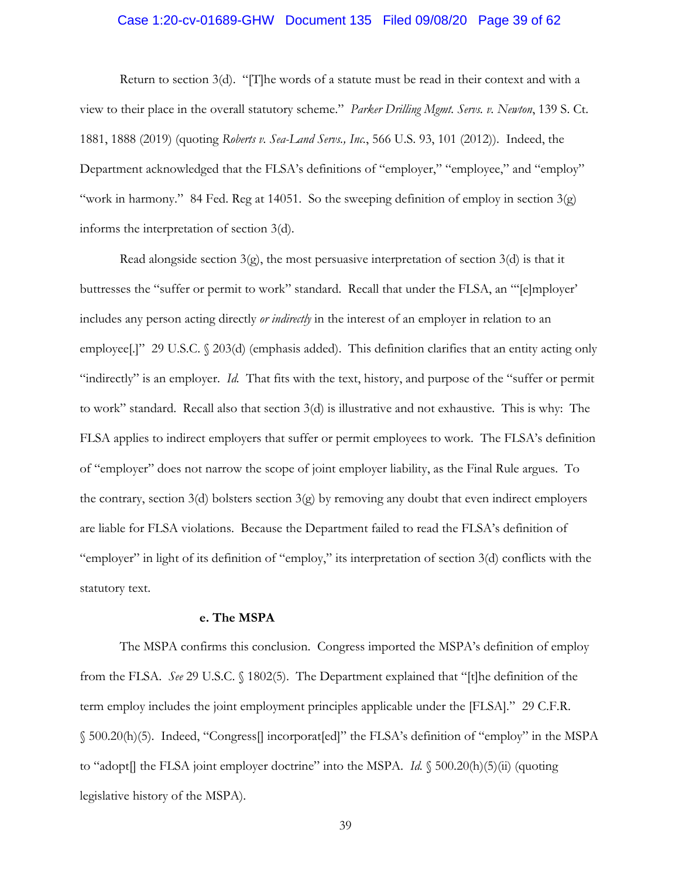Return to section 3(d). "[T]he words of a statute must be read in their context and with a view to their place in the overall statutory scheme." *Parker Drilling Mgmt. Servs. v. Newton*, 139 S. Ct. 1881, 1888 (2019) (quoting *Roberts v. Sea-Land Servs., Inc.*, 566 U.S. 93, 101 (2012)). Indeed, the Department acknowledged that the FLSA's definitions of "employer," "employee," and "employ" "work in harmony." 84 Fed. Reg at 14051. So the sweeping definition of employ in section 3(g) informs the interpretation of section 3(d).

Read alongside section 3(g), the most persuasive interpretation of section 3(d) is that it buttresses the "suffer or permit to work" standard. Recall that under the FLSA, an "'[e]mployer' includes any person acting directly *or indirectly* in the interest of an employer in relation to an employee[.]" 29 U.S.C. § 203(d) (emphasis added). This definition clarifies that an entity acting only "indirectly" is an employer. *Id.* That fits with the text, history, and purpose of the "suffer or permit to work" standard. Recall also that section 3(d) is illustrative and not exhaustive. This is why: The FLSA applies to indirect employers that suffer or permit employees to work. The FLSA's definition of "employer" does not narrow the scope of joint employer liability, as the Final Rule argues. To the contrary, section 3(d) bolsters section 3(g) by removing any doubt that even indirect employers are liable for FLSA violations. Because the Department failed to read the FLSA's definition of "employer" in light of its definition of "employ," its interpretation of section 3(d) conflicts with the statutory text.

**e. The MSPA**

The MSPA confirms this conclusion. Congress imported the MSPA's definition of employ from the FLSA. *See* 29 U.S.C. § 1802(5). The Department explained that "[t]he definition of the term employ includes the joint employment principles applicable under the [FLSA]." 29 C.F.R. § 500.20(h)(5). Indeed, "Congress[] incorporat[ed]" the FLSA's definition of "employ" in the MSPA to "adopt[] the FLSA joint employer doctrine" into the MSPA. *Id.* § 500.20(h)(5)(ii) (quoting legislative history of the MSPA).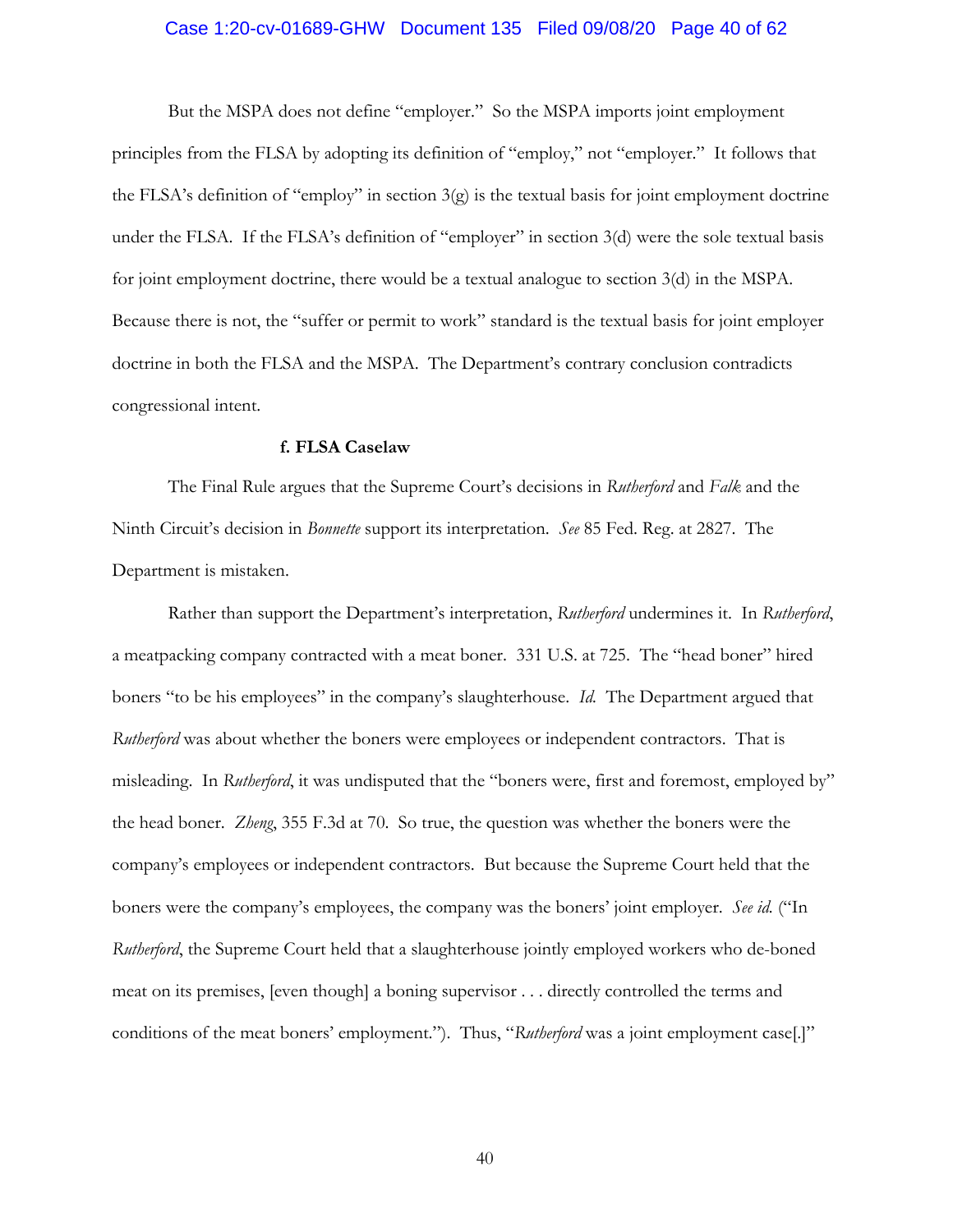But the MSPA does not define "employer." So the MSPA imports joint employment principles from the FLSA by adopting its definition of "employ," not "employer." It follows that the FLSA's definition of "employ" in section 3(g) is the textual basis for joint employment doctrine under the FLSA. If the FLSA's definition of "employer" in section 3(d) were the sole textual basis for joint employment doctrine, there would be a textual analogue to section 3(d) in the MSPA. Because there is not, the "suffer or permit to work" standard is the textual basis for joint employer doctrine in both the FLSA and the MSPA. The Department's contrary conclusion contradicts congressional intent.

**f. FLSA Caselaw**

The Final Rule argues that the Supreme Court's decisions in *Rutherford* and *Falk* and the Ninth Circuit's decision in *Bonnette* support its interpretation. *See* 85 Fed. Reg. at 2827. The Department is mistaken.

Rather than support the Department's interpretation, *Rutherford* undermines it. In *Rutherford*, a meatpacking company contracted with a meat boner. 331 U.S. at 725. The "head boner" hired boners "to be his employees" in the company's slaughterhouse. *Id.* The Department argued that *Rutherford* was about whether the boners were employees or independent contractors. That is misleading. In *Rutherford*, it was undisputed that the "boners were, first and foremost, employed by" the head boner. *Zheng*, 355 F.3d at 70. So true, the question was whether the boners were the company's employees or independent contractors. But because the Supreme Court held that the boners were the company's employees, the company was the boners' joint employer. *See id.* ("In *Rutherford*, the Supreme Court held that a slaughterhouse jointly employed workers who de-boned meat on its premises, [even though] a boning supervisor . . . directly controlled the terms and conditions of the meat boners' employment."). Thus, "*Rutherford* was a joint employment case[.]"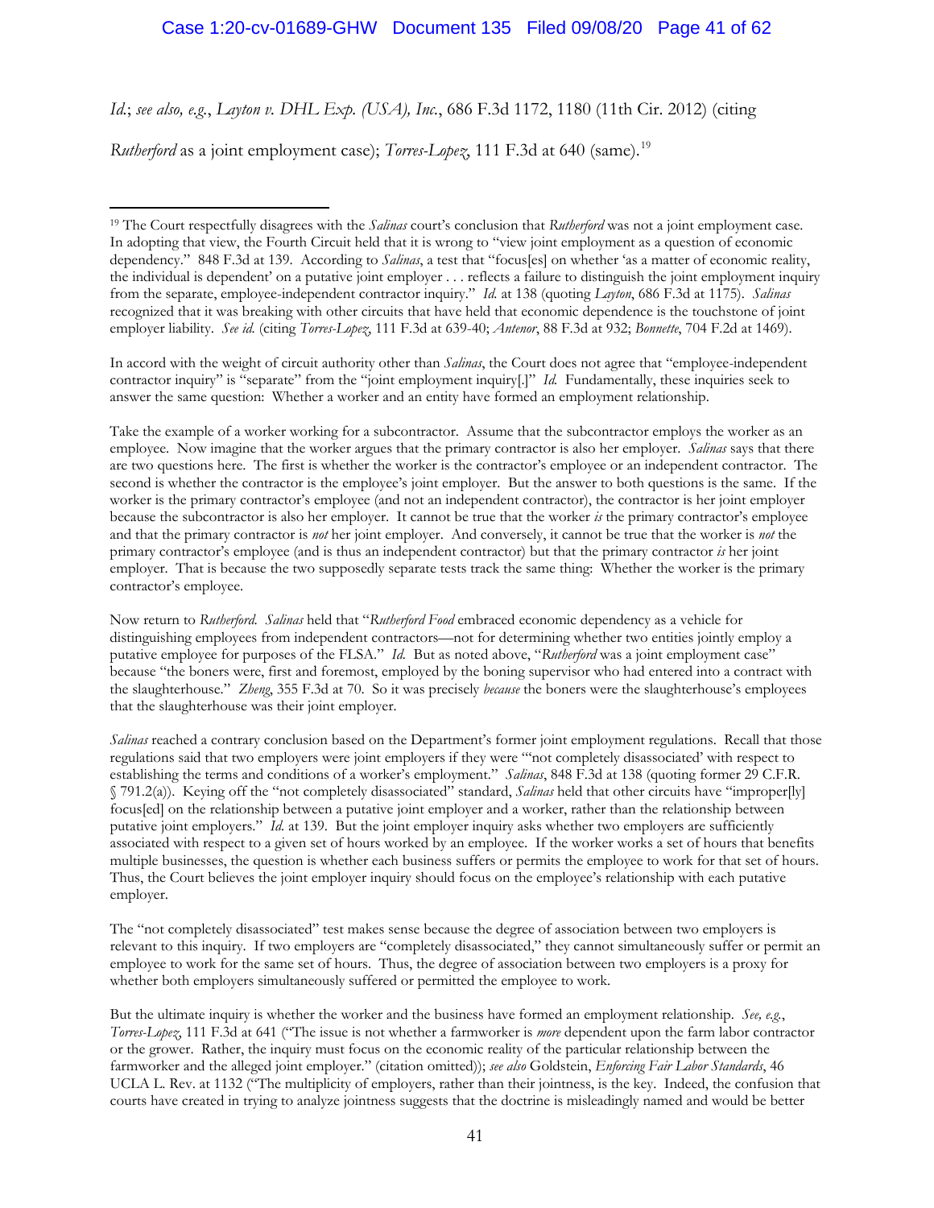*Id.*; *see also, e.g.*, *Layton v. DHL Exp. (USA), Inc.*, 686 F.3d 1172, 1180 (11th Cir. 2012) (citing *Rutherford* as a joint employment case); *Torres-Lopez*, 111 F.3d at 640 (same).[19]

---

[19] The Court respectfully disagrees with the *Salinas* court's conclusion that *Rutherford* was not a joint employment case. In adopting that view, the Fourth Circuit held that it is wrong to "view joint employment as a question of economic dependency." 848 F.3d at 139. According to *Salinas*, a test that "focus[es] on whether 'as a matter of economic reality, the individual is dependent' on a putative joint employer . . . reflects a failure to distinguish the joint employment inquiry from the separate, employee-independent contractor inquiry." *Id.* at 138 (quoting *Layton*, 686 F.3d at 1175). *Salinas* recognized that it was breaking with other circuits that have held that economic dependence is the touchstone of joint employer liability. *See id.* (citing *Torres-Lopez*, 111 F.3d at 639-40; *Antenor*, 88 F.3d at 932; *Bonnette*, 704 F.2d at 1469).

In accord with the weight of circuit authority other than *Salinas*, the Court does not agree that "employee-independent contractor inquiry" is "separate" from the "joint employment inquiry[.]" *Id.* Fundamentally, these inquiries seek to answer the same question: Whether a worker and an entity have formed an employment relationship.

Take the example of a worker working for a subcontractor. Assume that the subcontractor employs the worker as an employee. Now imagine that the worker argues that the primary contractor is also her employer. *Salinas* says that there are two questions here. The first is whether the worker is the contractor's employee or an independent contractor. The second is whether the contractor is the employee's joint employer. But the answer to both questions is the same. If the worker is the primary contractor's employee (and not an independent contractor), the contractor is her joint employer because the subcontractor is also her employer. It cannot be true that the worker *is* the primary contractor's employee and that the primary contractor is *not* her joint employer. And conversely, it cannot be true that the worker is *not* the primary contractor's employee (and is thus an independent contractor) but that the primary contractor *is* her joint employer. That is because the two supposedly separate tests track the same thing: Whether the worker is the primary contractor's employee.

Now return to *Rutherford*. *Salinas* held that "*Rutherford Food* embraced economic dependency as a vehicle for distinguishing employees from independent contractors—not for determining whether two entities jointly employ a putative employee for purposes of the FLSA." *Id.* But as noted above, "*Rutherford* was a joint employment case" because "the boners were, first and foremost, employed by the boning supervisor who had entered into a contract with the slaughterhouse." *Zheng*, 355 F.3d at 70. So it was precisely *because* the boners were the slaughterhouse's employees that the slaughterhouse was their joint employer.

*Salinas* reached a contrary conclusion based on the Department's former joint employment regulations. Recall that those regulations said that two employers were joint employers if they were "'not completely disassociated' with respect to establishing the terms and conditions of a worker's employment." *Salinas*, 848 F.3d at 138 (quoting former 29 C.F.R. § 791.2(a)). Keying off the "not completely disassociated" standard, *Salinas* held that other circuits have "improper[ly] focus[ed] on the relationship between a putative joint employer and a worker, rather than the relationship between putative joint employers." *Id.* at 139. But the joint employer inquiry asks whether two employers are sufficiently associated with respect to a given set of hours worked by an employee. If the worker works a set of hours that benefits multiple businesses, the question is whether each business suffers or permits the employee to work for that set of hours. Thus, the Court believes the joint employer inquiry should focus on the employee's relationship with each putative employer.

The "not completely disassociated" test makes sense because the degree of association between two employers is relevant to this inquiry. If two employers are "completely disassociated," they cannot simultaneously suffer or permit an employee to work for the same set of hours. Thus, the degree of association between two employers is a proxy for whether both employers simultaneously suffered or permitted the employee to work.

But the ultimate inquiry is whether the worker and the business have formed an employment relationship. *See, e.g.*, *Torres-Lopez*, 111 F.3d at 641 ("The issue is not whether a farmworker is *more* dependent upon the farm labor contractor or the grower. Rather, the inquiry must focus on the economic reality of the particular relationship between the farmworker and the alleged joint employer." (citation omitted)); *see also* Goldstein, *Enforcing Fair Labor Standards*, 46 UCLA L. Rev. at 1132 ("The multiplicity of employers, rather than their jointness, is the key. Indeed, the confusion that courts have created in trying to analyze jointness suggests that the doctrine is misleadingly named and would be better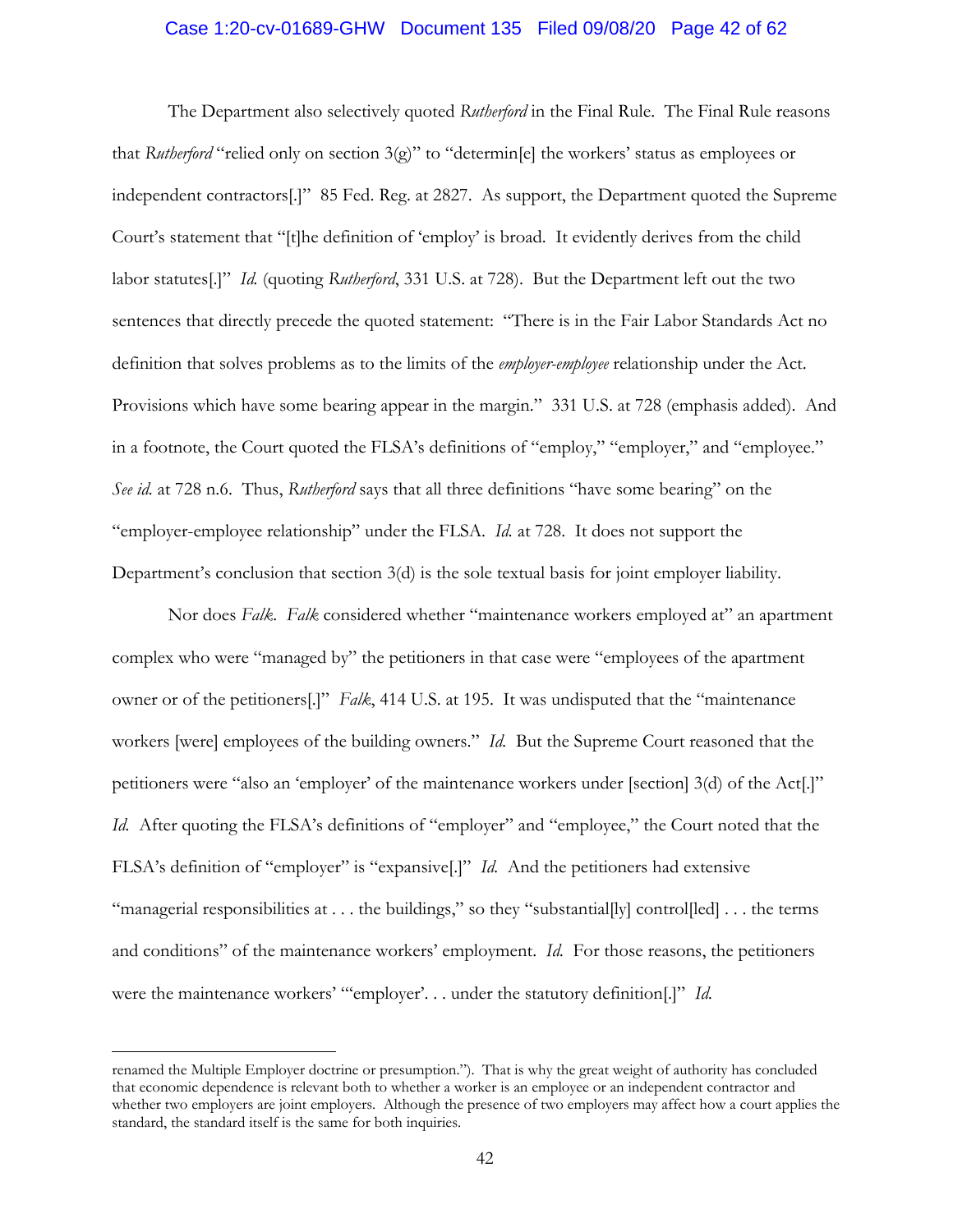The Department also selectively quoted *Rutherford* in the Final Rule. The Final Rule reasons that *Rutherford* "relied only on section 3(g)" to "determin[e] the workers' status as employees or independent contractors[.]" 85 Fed. Reg. at 2827. As support, the Department quoted the Supreme Court's statement that "[t]he definition of 'employ' is broad. It evidently derives from the child labor statutes[.]" *Id.* (quoting *Rutherford*, 331 U.S. at 728). But the Department left out the two sentences that directly precede the quoted statement: "There is in the Fair Labor Standards Act no definition that solves problems as to the limits of the *employer-employee* relationship under the Act. Provisions which have some bearing appear in the margin." 331 U.S. at 728 (emphasis added). And in a footnote, the Court quoted the FLSA's definitions of "employ," "employer," and "employee." *See id.* at 728 n.6. Thus, *Rutherford* says that all three definitions "have some bearing" on the "employer-employee relationship" under the FLSA. *Id.* at 728. It does not support the Department's conclusion that section 3(d) is the sole textual basis for joint employer liability.

Nor does *Falk*. *Falk* considered whether "maintenance workers employed at" an apartment complex who were "managed by" the petitioners in that case were "employees of the apartment owner or of the petitioners[.]" *Falk*, 414 U.S. at 195. It was undisputed that the "maintenance workers [were] employees of the building owners." *Id.* But the Supreme Court reasoned that the petitioners were "also an 'employer' of the maintenance workers under [section] 3(d) of the Act[.]" *Id.* After quoting the FLSA's definitions of "employer" and "employee," the Court noted that the FLSA's definition of "employer" is "expansive[.]" *Id.* And the petitioners had extensive "managerial responsibilities at . . . the buildings," so they "substantial[ly] control[led] . . . the terms and conditions" of the maintenance workers' employment. *Id.* For those reasons, the petitioners were the maintenance workers' '"employer'. . . under the statutory definition[.]" *Id.*

---

renamed the Multiple Employer doctrine or presumption."). That is why the great weight of authority has concluded that economic dependence is relevant both to whether a worker is an employee or an independent contractor and whether two employers are joint employers. Although the presence of two employers may affect how a court applies the standard, the standard itself is the same for both inquiries.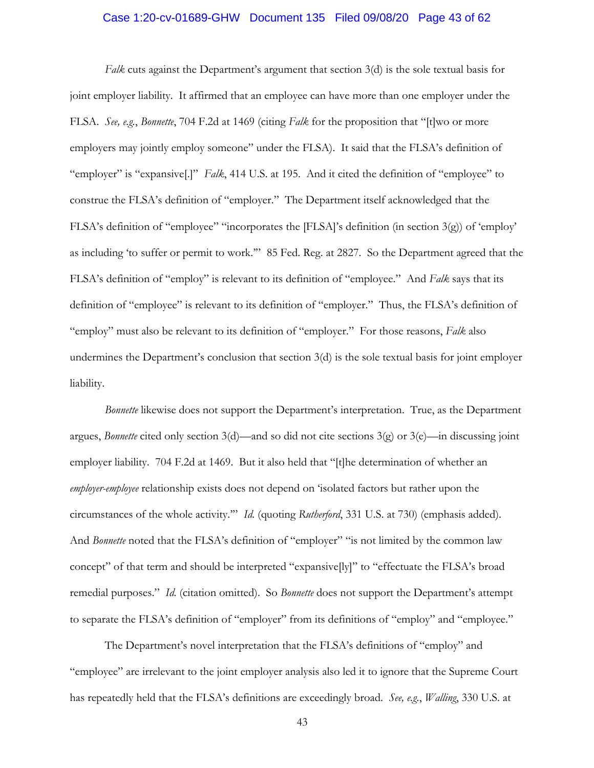*Falk* cuts against the Department's argument that section 3(d) is the sole textual basis for joint employer liability. It affirmed that an employee can have more than one employer under the FLSA. *See, e.g.*, *Bonnette*, 704 F.2d at 1469 (citing *Falk* for the proposition that "[t]wo or more employers may jointly employ someone" under the FLSA). It said that the FLSA's definition of "employer" is "expansive[.]" *Falk*, 414 U.S. at 195. And it cited the definition of "employee" to construe the FLSA's definition of "employer." The Department itself acknowledged that the FLSA's definition of "employee" "incorporates the [FLSA]'s definition (in section 3(g)) of 'employ' as including 'to suffer or permit to work.'" 85 Fed. Reg. at 2827. So the Department agreed that the FLSA's definition of "employ" is relevant to its definition of "employee." And *Falk* says that its definition of "employee" is relevant to its definition of "employer." Thus, the FLSA's definition of "employ" must also be relevant to its definition of "employer." For those reasons, *Falk* also undermines the Department's conclusion that section 3(d) is the sole textual basis for joint employer liability.

*Bonnette* likewise does not support the Department's interpretation. True, as the Department argues, *Bonnette* cited only section 3(d)—and so did not cite sections 3(g) or 3(e)—in discussing joint employer liability. 704 F.2d at 1469. But it also held that "[t]he determination of whether an *employer-employee* relationship exists does not depend on 'isolated factors but rather upon the circumstances of the whole activity.'" *Id.* (quoting *Rutherford*, 331 U.S. at 730) (emphasis added). And *Bonnette* noted that the FLSA's definition of "employer" "is not limited by the common law concept" of that term and should be interpreted "expansive[ly]" to "effectuate the FLSA's broad remedial purposes." *Id.* (citation omitted). So *Bonnette* does not support the Department's attempt to separate the FLSA's definition of "employer" from its definitions of "employ" and "employee."

The Department's novel interpretation that the FLSA's definitions of "employ" and "employee" are irrelevant to the joint employer analysis also led it to ignore that the Supreme Court has repeatedly held that the FLSA's definitions are exceedingly broad. *See, e.g.*, *Walling*, 330 U.S. at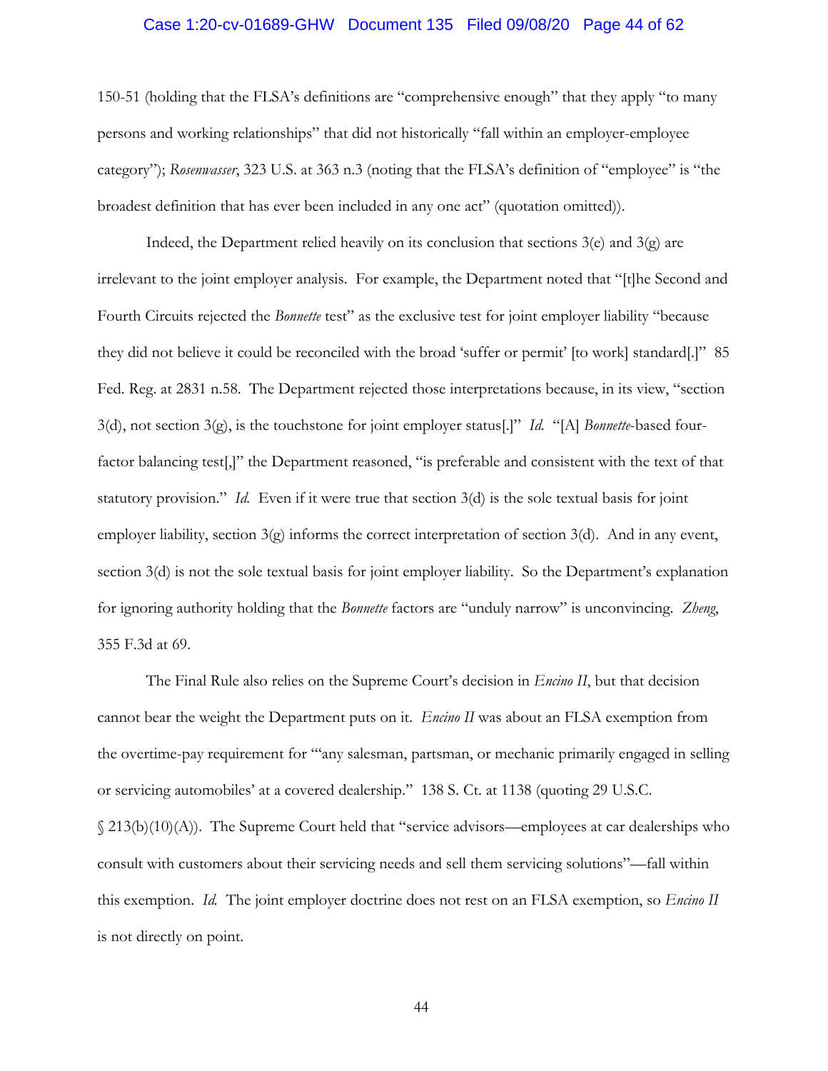150-51 (holding that the FLSA's definitions are "comprehensive enough" that they apply "to many persons and working relationships" that did not historically "fall within an employer-employee category"); *Rosenwasser*, 323 U.S. at 363 n.3 (noting that the FLSA's definition of "employee" is "the broadest definition that has ever been included in any one act" (quotation omitted)).

Indeed, the Department relied heavily on its conclusion that sections 3(e) and 3(g) are irrelevant to the joint employer analysis. For example, the Department noted that "[t]he Second and Fourth Circuits rejected the *Bonnette* test" as the exclusive test for joint employer liability "because they did not believe it could be reconciled with the broad 'suffer or permit' [to work] standard[.]" 85 Fed. Reg. at 2831 n.58. The Department rejected those interpretations because, in its view, "section 3(d), not section 3(g), is the touchstone for joint employer status[.]" *Id.* "[A] *Bonnette*-based four-factor balancing test[,]" the Department reasoned, "is preferable and consistent with the text of that statutory provision." *Id.* Even if it were true that section 3(d) is the sole textual basis for joint employer liability, section 3(g) informs the correct interpretation of section 3(d). And in any event, section 3(d) is not the sole textual basis for joint employer liability. So the Department's explanation for ignoring authority holding that the *Bonnette* factors are "unduly narrow" is unconvincing. *Zheng*, 355 F.3d at 69.

The Final Rule also relies on the Supreme Court's decision in *Encino II*, but that decision cannot bear the weight the Department puts on it. *Encino II* was about an FLSA exemption from the overtime-pay requirement for "'any salesman, partsman, or mechanic primarily engaged in selling or servicing automobiles' at a covered dealership." 138 S. Ct. at 1138 (quoting 29 U.S.C. § 213(b)(10)(A)). The Supreme Court held that "service advisors—employees at car dealerships who consult with customers about their servicing needs and sell them servicing solutions"—fall within this exemption. *Id.* The joint employer doctrine does not rest on an FLSA exemption, so *Encino II* is not directly on point.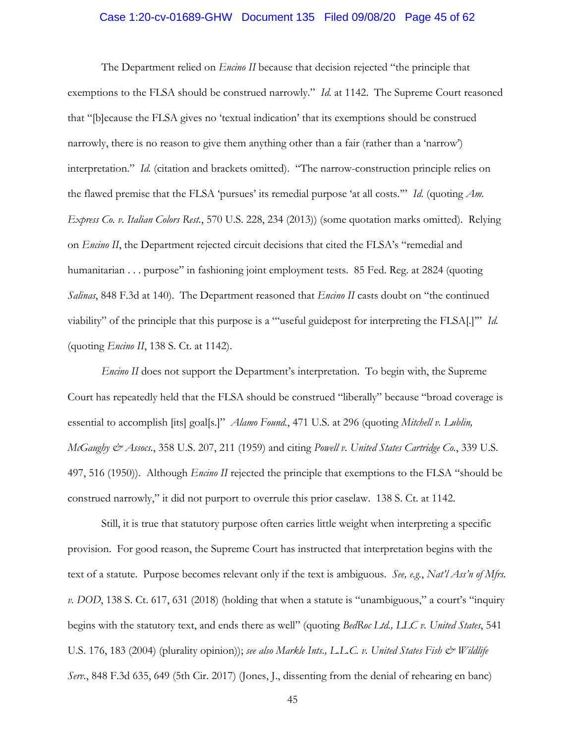The Department relied on *Encino II* because that decision rejected "the principle that exemptions to the FLSA should be construed narrowly." *Id.* at 1142. The Supreme Court reasoned that "[b]ecause the FLSA gives no 'textual indication' that its exemptions should be construed narrowly, there is no reason to give them anything other than a fair (rather than a 'narrow') interpretation." *Id.* (citation and brackets omitted). "The narrow-construction principle relies on the flawed premise that the FLSA 'pursues' its remedial purpose 'at all costs.'" *Id.* (quoting *Am. Express Co. v. Italian Colors Rest.*, 570 U.S. 228, 234 (2013)) (some quotation marks omitted). Relying on *Encino II*, the Department rejected circuit decisions that cited the FLSA's "remedial and humanitarian . . . purpose" in fashioning joint employment tests. 85 Fed. Reg. at 2824 (quoting *Salinas*, 848 F.3d at 140). The Department reasoned that *Encino II* casts doubt on "the continued viability" of the principle that this purpose is a "'useful guidepost for interpreting the FLSA[.]'" *Id.* (quoting *Encino II*, 138 S. Ct. at 1142).

*Encino II* does not support the Department's interpretation. To begin with, the Supreme Court has repeatedly held that the FLSA should be construed "liberally" because "broad coverage is essential to accomplish [its] goal[s.]" *Alamo Found.*, 471 U.S. at 296 (quoting *Mitchell v. Lublin, McGaughy & Assocs.*, 358 U.S. 207, 211 (1959) and citing *Powell v. United States Cartridge Co.*, 339 U.S. 497, 516 (1950)). Although *Encino II* rejected the principle that exemptions to the FLSA "should be construed narrowly," it did not purport to overrule this prior caselaw. 138 S. Ct. at 1142.

Still, it is true that statutory purpose often carries little weight when interpreting a specific provision. For good reason, the Supreme Court has instructed that interpretation begins with the text of a statute. Purpose becomes relevant only if the text is ambiguous. *See, e.g.*, *Nat'l Ass'n of Mfrs. v. DOD*, 138 S. Ct. 617, 631 (2018) (holding that when a statute is "unambiguous," a court's "inquiry begins with the statutory text, and ends there as well" (quoting *BedRoc Ltd., LLC v. United States*, 541 U.S. 176, 183 (2004) (plurality opinion)); *see also Markle Ints., L.L.C. v. United States Fish & Wildlife Serv.*, 848 F.3d 635, 649 (5th Cir. 2017) (Jones, J., dissenting from the denial of rehearing en banc)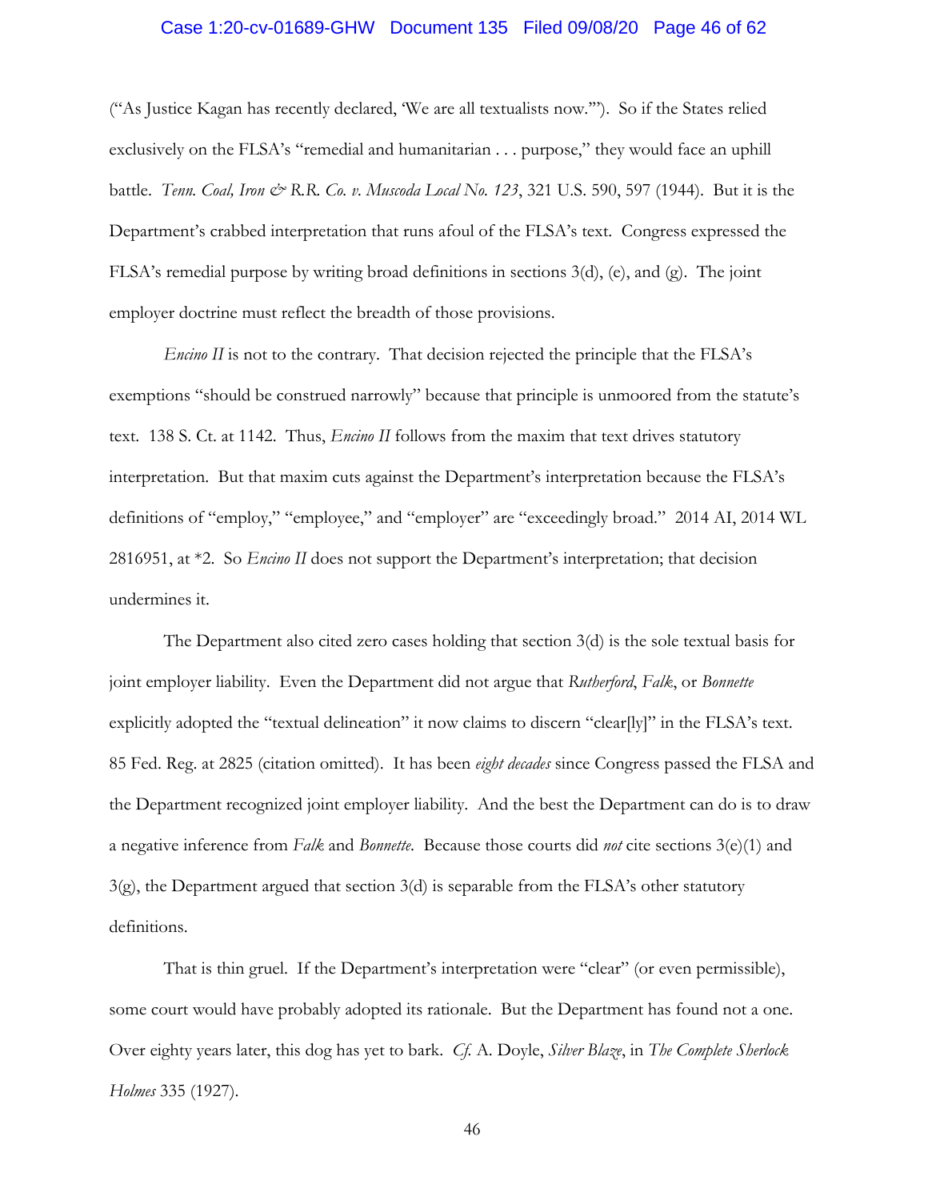("As Justice Kagan has recently declared, 'We are all textualists now.'"). So if the States relied exclusively on the FLSA's "remedial and humanitarian . . . purpose," they would face an uphill battle. *Tenn. Coal, Iron & R.R. Co. v. Muscoda Local No. 123*, 321 U.S. 590, 597 (1944). But it is the Department's crabbed interpretation that runs afoul of the FLSA's text. Congress expressed the FLSA's remedial purpose by writing broad definitions in sections 3(d), (e), and (g). The joint employer doctrine must reflect the breadth of those provisions.

*Encino II* is not to the contrary. That decision rejected the principle that the FLSA's exemptions "should be construed narrowly" because that principle is unmoored from the statute's text. 138 S. Ct. at 1142. Thus, *Encino II* follows from the maxim that text drives statutory interpretation. But that maxim cuts against the Department's interpretation because the FLSA's definitions of "employ," "employee," and "employer" are "exceedingly broad." 2014 AI, 2014 WL 2816951, at *2. So *Encino II* does not support the Department's interpretation; that decision undermines it.

The Department also cited zero cases holding that section 3(d) is the sole textual basis for joint employer liability. Even the Department did not argue that *Rutherford*, *Falk*, or *Bonnette* explicitly adopted the "textual delineation" it now claims to discern "clear[ly]" in the FLSA's text. 85 Fed. Reg. at 2825 (citation omitted). It has been *eight decades* since Congress passed the FLSA and the Department recognized joint employer liability. And the best the Department can do is to draw a negative inference from *Falk* and *Bonnette*. Because those courts did *not* cite sections 3(e)(1) and 3(g), the Department argued that section 3(d) is separable from the FLSA's other statutory definitions.

That is thin gruel. If the Department's interpretation were "clear" (or even permissible), some court would have probably adopted its rationale. But the Department has found not a one. Over eighty years later, this dog has yet to bark. *Cf.* A. Doyle, *Silver Blaze*, in *The Complete Sherlock Holmes* 335 (1927).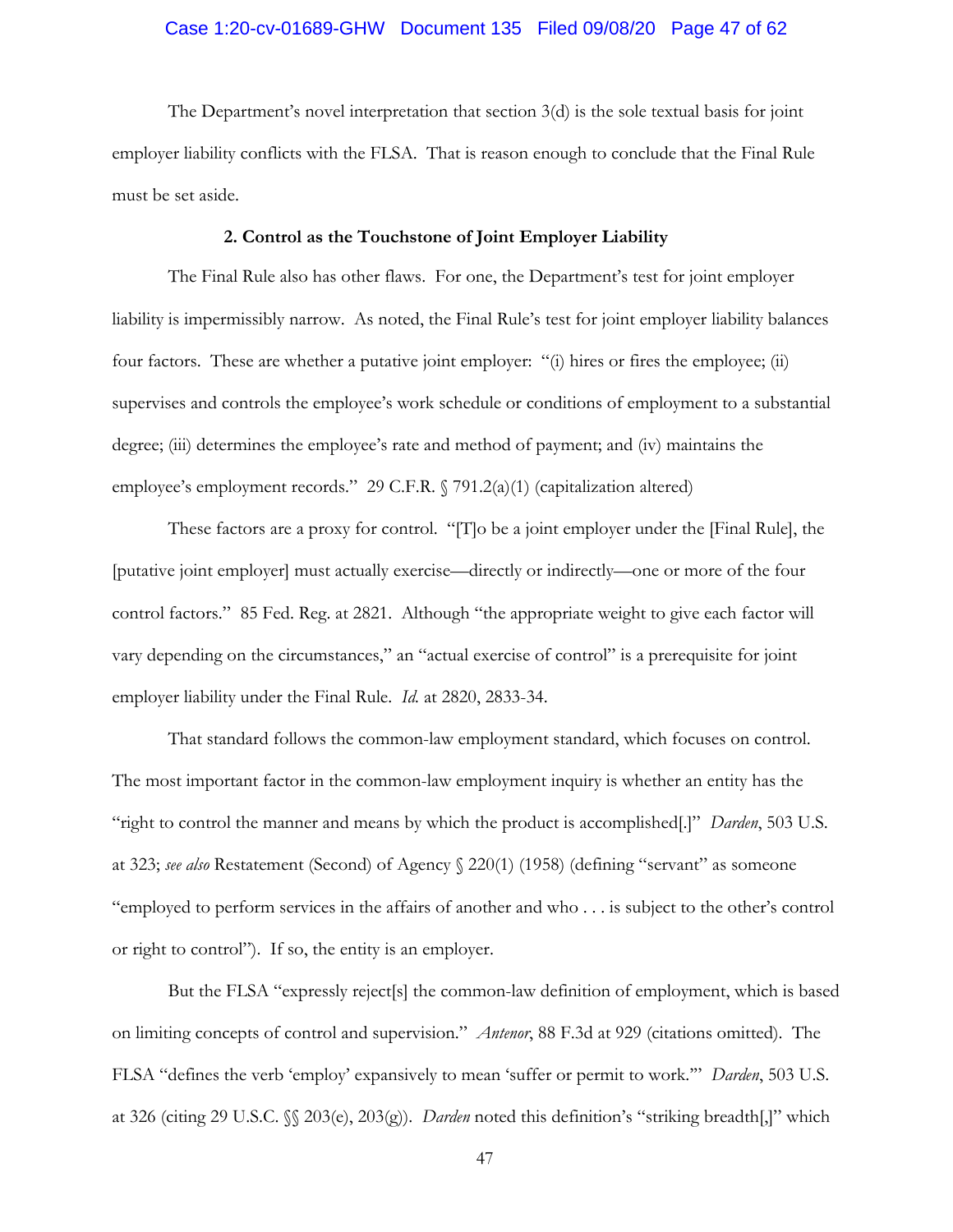The Department's novel interpretation that section 3(d) is the sole textual basis for joint employer liability conflicts with the FLSA. That is reason enough to conclude that the Final Rule must be set aside.

### 2. Control as the Touchstone of Joint Employer Liability

The Final Rule also has other flaws. For one, the Department's test for joint employer liability is impermissibly narrow. As noted, the Final Rule's test for joint employer liability balances four factors. These are whether a putative joint employer: "(i) hires or fires the employee; (ii) supervises and controls the employee's work schedule or conditions of employment to a substantial degree; (iii) determines the employee's rate and method of payment; and (iv) maintains the employee's employment records." 29 C.F.R. § 791.2(a)(1) (capitalization altered)

These factors are a proxy for control. "[T]o be a joint employer under the [Final Rule], the [putative joint employer] must actually exercise—directly or indirectly—one or more of the four control factors." 85 Fed. Reg. at 2821. Although "the appropriate weight to give each factor will vary depending on the circumstances," an "actual exercise of control" is a prerequisite for joint employer liability under the Final Rule. *Id.* at 2820, 2833-34.

That standard follows the common-law employment standard, which focuses on control. The most important factor in the common-law employment inquiry is whether an entity has the "right to control the manner and means by which the product is accomplished[.]" *Darden*, 503 U.S. at 323; *see also* Restatement (Second) of Agency § 220(1) (1958) (defining "servant" as someone "employed to perform services in the affairs of another and who . . . is subject to the other's control or right to control"). If so, the entity is an employer.

But the FLSA "expressly reject[s] the common-law definition of employment, which is based on limiting concepts of control and supervision." *Antenor*, 88 F.3d at 929 (citations omitted). The FLSA "defines the verb 'employ' expansively to mean 'suffer or permit to work.'" *Darden*, 503 U.S. at 326 (citing 29 U.S.C. §§ 203(e), 203(g)). *Darden* noted this definition's "striking breadth[,]" which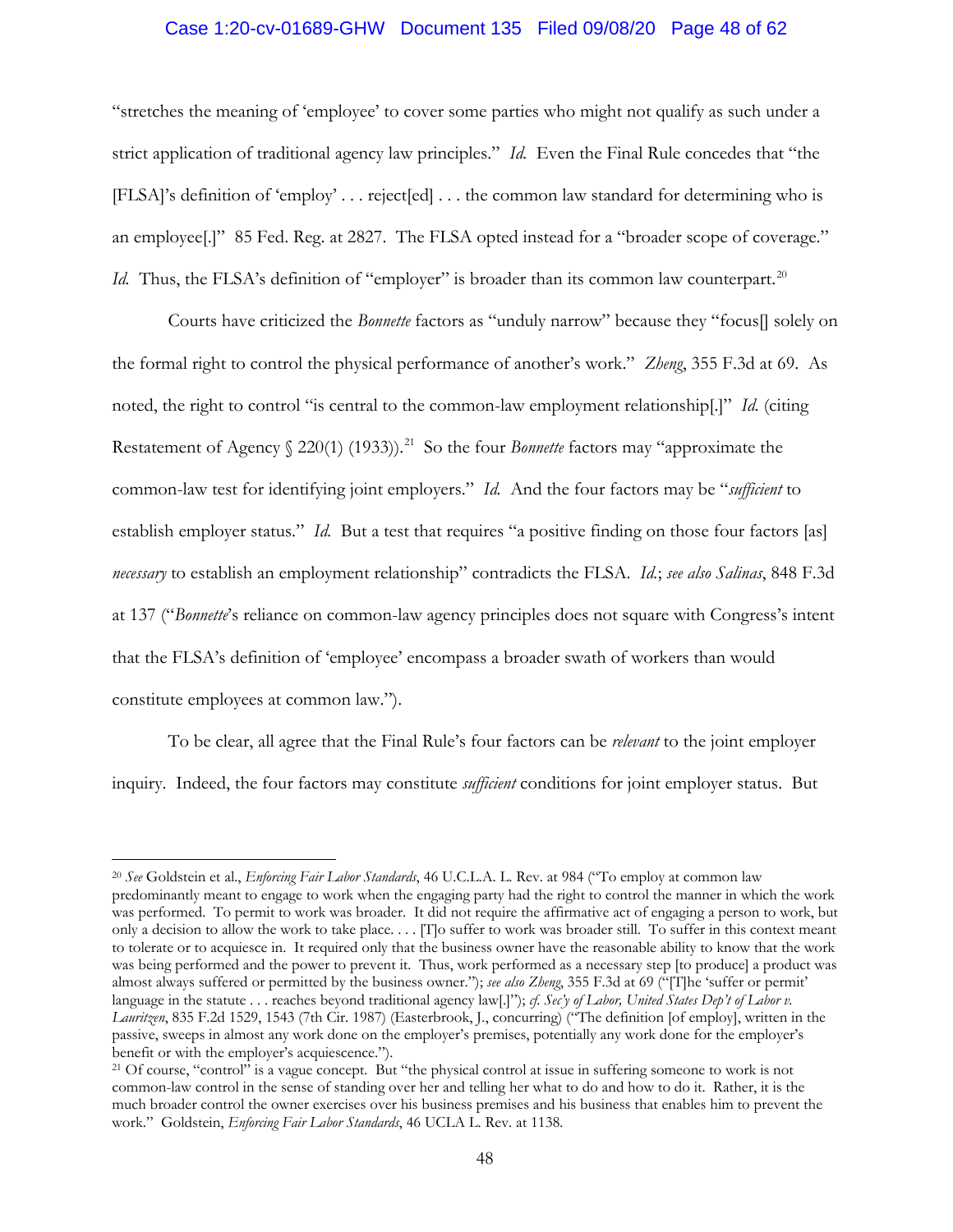"stretches the meaning of 'employee' to cover some parties who might not qualify as such under a strict application of traditional agency law principles." *Id.* Even the Final Rule concedes that "the [FLSA]'s definition of 'employ' . . . reject[ed] . . . the common law standard for determining who is an employee[.]" 85 Fed. Reg. at 2827. The FLSA opted instead for a "broader scope of coverage." *Id.* Thus, the FLSA's definition of "employer" is broader than its common law counterpart.[20]

Courts have criticized the *Bonnette* factors as "unduly narrow" because they "focus[] solely on the formal right to control the physical performance of another's work." *Zheng*, 355 F.3d at 69. As noted, the right to control "is central to the common-law employment relationship[.]" *Id.* (citing Restatement of Agency § 220(1) (1933)).[21] So the four *Bonnette* factors may "approximate the common-law test for identifying joint employers." *Id.* And the four factors may be "*sufficient* to establish employer status." *Id.* But a test that requires "a positive finding on those four factors [as] *necessary* to establish an employment relationship" contradicts the FLSA. *Id.*; *see also Salinas*, 848 F.3d at 137 ("*Bonnette*'s reliance on common-law agency principles does not square with Congress's intent that the FLSA's definition of 'employee' encompass a broader swath of workers than would constitute employees at common law.").

To be clear, all agree that the Final Rule's four factors can be *relevant* to the joint employer inquiry. Indeed, the four factors may constitute *sufficient* conditions for joint employer status. But

---

[20] *See* Goldstein et al., *Enforcing Fair Labor Standards*, 46 U.C.L.A. L. Rev. at 984 ("To employ at common law predominantly meant to engage to work when the engaging party had the right to control the manner in which the work was performed. To permit to work was broader. It did not require the affirmative act of engaging a person to work, but only a decision to allow the work to take place. . . . [T]o suffer to work was broader still. To suffer in this context meant to tolerate or to acquiesce in. It required only that the business owner have the reasonable ability to know that the work was being performed and the power to prevent it. Thus, work performed as a necessary step [to produce] a product was almost always suffered or permitted by the business owner."); *see also Zheng*, 355 F.3d at 69 ("[T]he 'suffer or permit' language in the statute . . . reaches beyond traditional agency law[.]"); *cf. Sec'y of Labor, United States Dep't of Labor v. Lauritzen*, 835 F.2d 1529, 1543 (7th Cir. 1987) (Easterbrook, J., concurring) ("The definition [of employ], written in the passive, sweeps in almost any work done on the employer's premises, potentially any work done for the employer's benefit or with the employer's acquiescence.").

[21] Of course, "control" is a vague concept. But "the physical control at issue in suffering someone to work is not common-law control in the sense of standing over her and telling her what to do and how to do it. Rather, it is the much broader control the owner exercises over his business premises and his business that enables him to prevent the work." Goldstein, *Enforcing Fair Labor Standards*, 46 UCLA L. Rev. at 1138.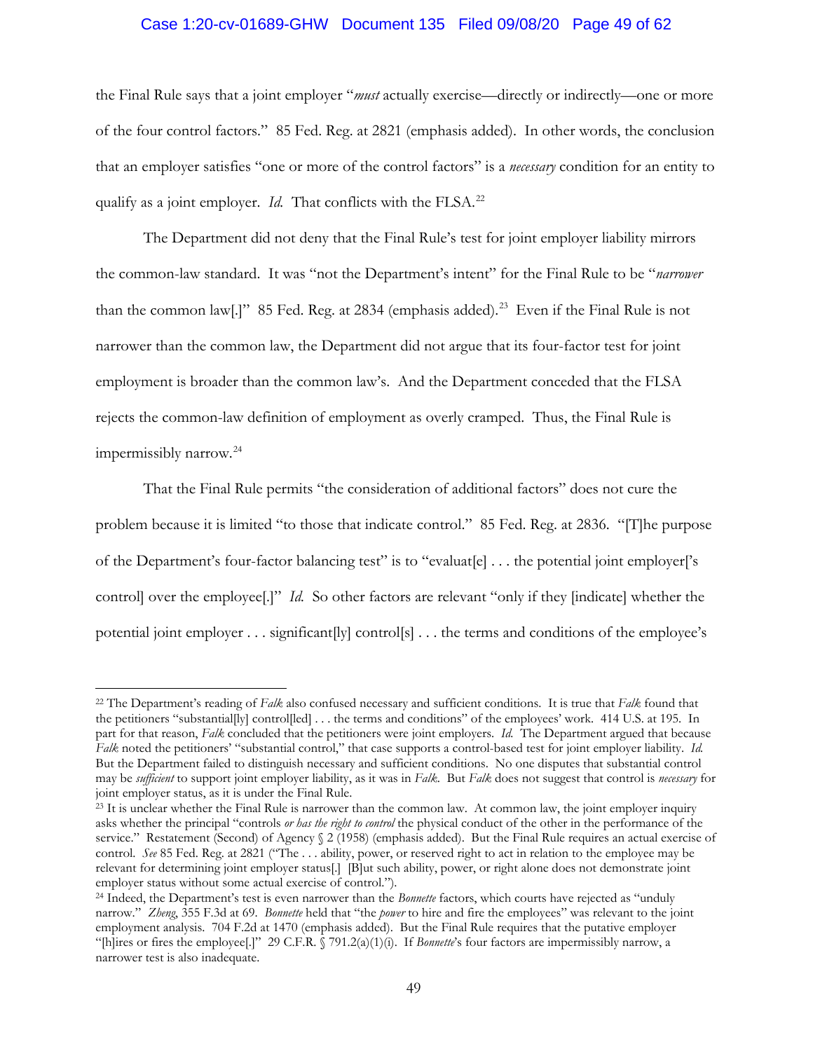the Final Rule says that a joint employer "*must* actually exercise—directly or indirectly—one or more of the four control factors." 85 Fed. Reg. at 2821 (emphasis added). In other words, the conclusion that an employer satisfies "one or more of the control factors" is a *necessary* condition for an entity to qualify as a joint employer. *Id.* That conflicts with the FLSA.[22]

The Department did not deny that the Final Rule's test for joint employer liability mirrors the common-law standard. It was "not the Department's intent" for the Final Rule to be "*narrower* than the common law[.]" 85 Fed. Reg. at 2834 (emphasis added).[23] Even if the Final Rule is not narrower than the common law, the Department did not argue that its four-factor test for joint employment is broader than the common law's. And the Department conceded that the FLSA rejects the common-law definition of employment as overly cramped. Thus, the Final Rule is impermissibly narrow.[24]

That the Final Rule permits "the consideration of additional factors" does not cure the problem because it is limited "to those that indicate control." 85 Fed. Reg. at 2836. "[T]he purpose of the Department's four-factor balancing test" is to "evaluat[e] . . . the potential joint employer['s control] over the employee[.]" *Id.* So other factors are relevant "only if they [indicate] whether the potential joint employer . . . significant[ly] control[s] . . . the terms and conditions of the employee's

---

[22] The Department's reading of *Falk* also confused necessary and sufficient conditions. It is true that *Falk* found that the petitioners "substantial[ly] control[led] . . . the terms and conditions" of the employees' work. 414 U.S. at 195. In part for that reason, *Falk* concluded that the petitioners were joint employers. *Id.* The Department argued that because *Falk* noted the petitioners' "substantial control," that case supports a control-based test for joint employer liability. *Id.* But the Department failed to distinguish necessary and sufficient conditions. No one disputes that substantial control may be *sufficient* to support joint employer liability, as it was in *Falk*. But *Falk* does not suggest that control is *necessary* for joint employer status, as it is under the Final Rule.

[23] It is unclear whether the Final Rule is narrower than the common law. At common law, the joint employer inquiry asks whether the principal "controls *or has the right to control* the physical conduct of the other in the performance of the service." Restatement (Second) of Agency § 2 (1958) (emphasis added). But the Final Rule requires an actual exercise of control. *See* 85 Fed. Reg. at 2821 ("The . . . ability, power, or reserved right to act in relation to the employee may be relevant for determining joint employer status[.] [B]ut such ability, power, or right alone does not demonstrate joint employer status without some actual exercise of control.").

[24] Indeed, the Department's test is even narrower than the *Bonnette* factors, which courts have rejected as "unduly narrow." *Zheng*, 355 F.3d at 69. *Bonnette* held that "the *power* to hire and fire the employees" was relevant to the joint employment analysis. 704 F.2d at 1470 (emphasis added). But the Final Rule requires that the putative employer "[h]ires or fires the employee[.]" 29 C.F.R. § 791.2(a)(1)(i). If *Bonnette*'s four factors are impermissibly narrow, a narrower test is also inadequate.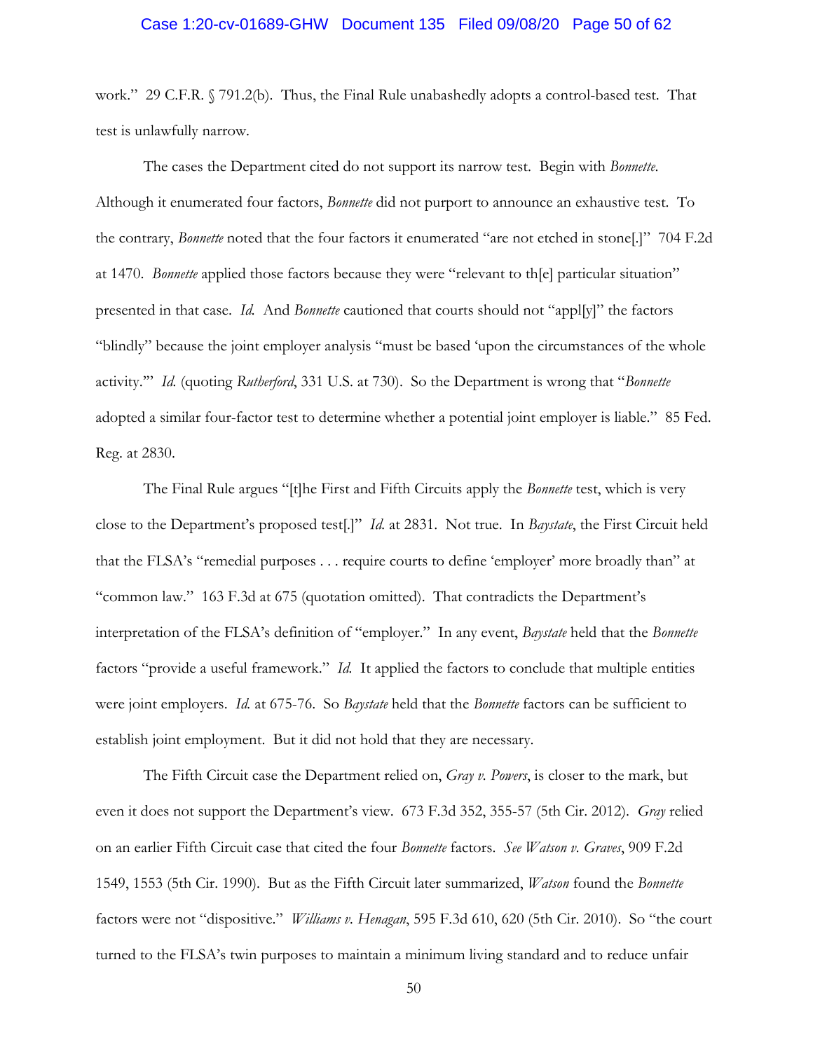work." 29 C.F.R. § 791.2(b). Thus, the Final Rule unabashedly adopts a control-based test. That test is unlawfully narrow.

The cases the Department cited do not support its narrow test. Begin with *Bonnette*. Although it enumerated four factors, *Bonnette* did not purport to announce an exhaustive test. To the contrary, *Bonnette* noted that the four factors it enumerated "are not etched in stone[.]" 704 F.2d at 1470. *Bonnette* applied those factors because they were "relevant to th[e] particular situation" presented in that case. *Id.* And *Bonnette* cautioned that courts should not "appl[y]" the factors "blindly" because the joint employer analysis "must be based 'upon the circumstances of the whole activity.'" *Id.* (quoting *Rutherford*, 331 U.S. at 730). So the Department is wrong that "*Bonnette* adopted a similar four-factor test to determine whether a potential joint employer is liable." 85 Fed. Reg. at 2830.

The Final Rule argues "[t]he First and Fifth Circuits apply the *Bonnette* test, which is very close to the Department's proposed test[.]" *Id.* at 2831. Not true. In *Baystate*, the First Circuit held that the FLSA's "remedial purposes . . . require courts to define 'employer' more broadly than" at "common law." 163 F.3d at 675 (quotation omitted). That contradicts the Department's interpretation of the FLSA's definition of "employer." In any event, *Baystate* held that the *Bonnette* factors "provide a useful framework." *Id.* It applied the factors to conclude that multiple entities were joint employers. *Id.* at 675-76. So *Baystate* held that the *Bonnette* factors can be sufficient to establish joint employment. But it did not hold that they are necessary.

The Fifth Circuit case the Department relied on, *Gray v. Powers*, is closer to the mark, but even it does not support the Department's view. 673 F.3d 352, 355-57 (5th Cir. 2012). *Gray* relied on an earlier Fifth Circuit case that cited the four *Bonnette* factors. *See Watson v. Graves*, 909 F.2d 1549, 1553 (5th Cir. 1990). But as the Fifth Circuit later summarized, *Watson* found the *Bonnette* factors were not "dispositive." *Williams v. Henagan*, 595 F.3d 610, 620 (5th Cir. 2010). So "the court turned to the FLSA's twin purposes to maintain a minimum living standard and to reduce unfair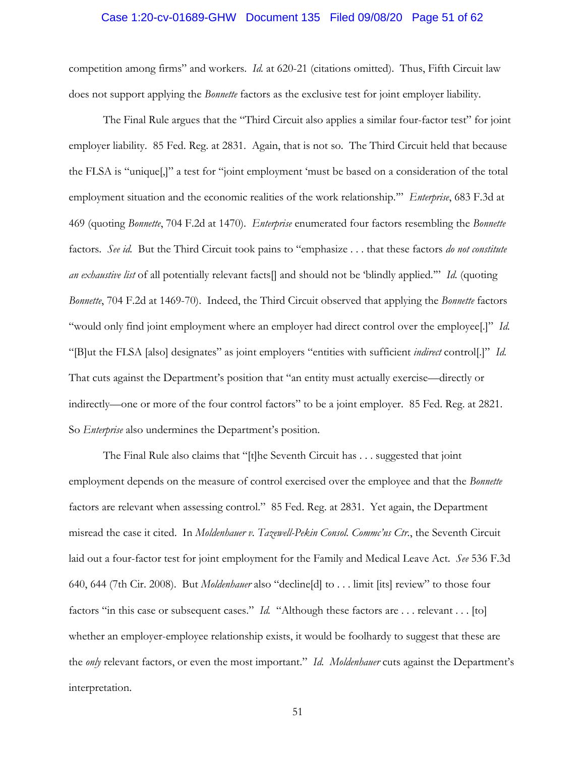competition among firms" and workers. *Id.* at 620-21 (citations omitted). Thus, Fifth Circuit law does not support applying the *Bonnette* factors as the exclusive test for joint employer liability.

The Final Rule argues that the "Third Circuit also applies a similar four-factor test" for joint employer liability. 85 Fed. Reg. at 2831. Again, that is not so. The Third Circuit held that because the FLSA is "unique[,]" a test for "joint employment 'must be based on a consideration of the total employment situation and the economic realities of the work relationship.'" *Enterprise*, 683 F.3d at 469 (quoting *Bonnette*, 704 F.2d at 1470). *Enterprise* enumerated four factors resembling the *Bonnette* factors. *See id.* But the Third Circuit took pains to "emphasize . . . that these factors *do not constitute an exhaustive list* of all potentially relevant facts[] and should not be 'blindly applied.'" *Id.* (quoting *Bonnette*, 704 F.2d at 1469-70). Indeed, the Third Circuit observed that applying the *Bonnette* factors "would only find joint employment where an employer had direct control over the employee[.]" *Id.* "[B]ut the FLSA [also] designates" as joint employers "entities with sufficient *indirect* control[.]" *Id.* That cuts against the Department's position that "an entity must actually exercise—directly or indirectly—one or more of the four control factors" to be a joint employer. 85 Fed. Reg. at 2821. So *Enterprise* also undermines the Department's position.

The Final Rule also claims that "[t]he Seventh Circuit has . . . suggested that joint employment depends on the measure of control exercised over the employee and that the *Bonnette* factors are relevant when assessing control." 85 Fed. Reg. at 2831. Yet again, the Department misread the case it cited. In *Moldenhauer v. Tazewell-Pekin Consol. Commc'ns Ctr.*, the Seventh Circuit laid out a four-factor test for joint employment for the Family and Medical Leave Act. *See* 536 F.3d 640, 644 (7th Cir. 2008). But *Moldenhauer* also "decline[d] to . . . limit [its] review" to those four factors "in this case or subsequent cases." *Id.* "Although these factors are . . . relevant . . . [to] whether an employer-employee relationship exists, it would be foolhardy to suggest that these are the *only* relevant factors, or even the most important." *Id.* *Moldenhauer* cuts against the Department's interpretation.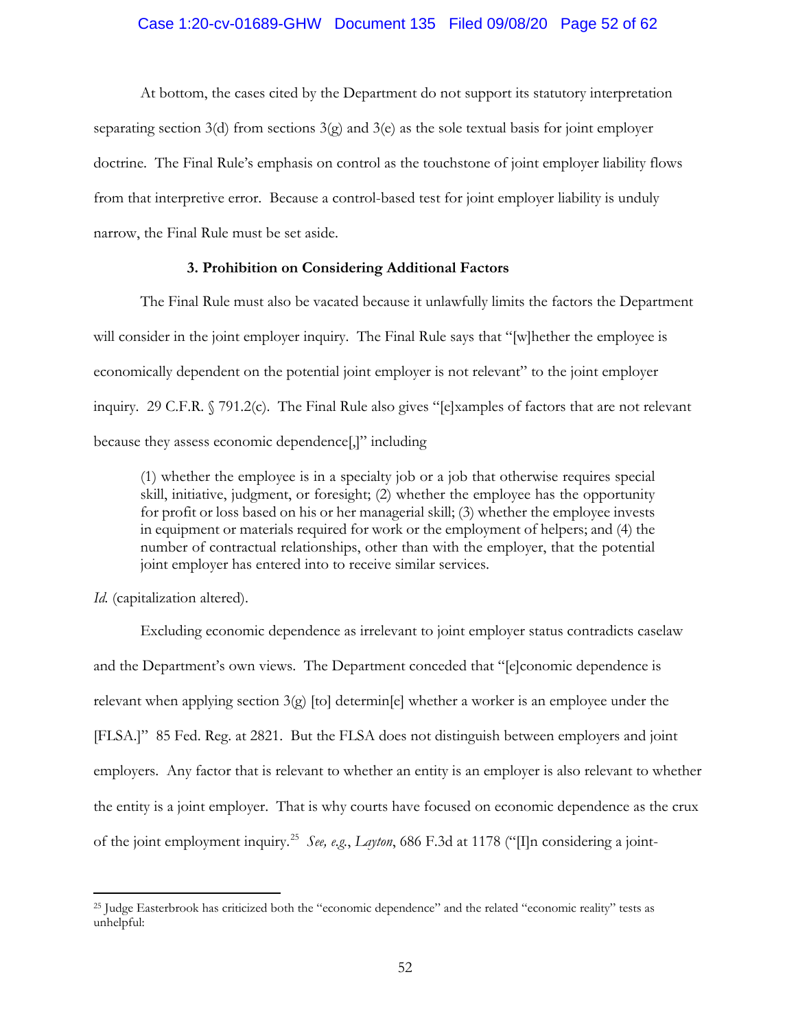At bottom, the cases cited by the Department do not support its statutory interpretation separating section 3(d) from sections 3(g) and 3(e) as the sole textual basis for joint employer doctrine. The Final Rule's emphasis on control as the touchstone of joint employer liability flows from that interpretive error. Because a control-based test for joint employer liability is unduly narrow, the Final Rule must be set aside.

### 3. Prohibition on Considering Additional Factors

The Final Rule must also be vacated because it unlawfully limits the factors the Department will consider in the joint employer inquiry. The Final Rule says that "[w]hether the employee is economically dependent on the potential joint employer is not relevant" to the joint employer inquiry. 29 C.F.R. § 791.2(c). The Final Rule also gives "[e]xamples of factors that are not relevant because they assess economic dependence[,]" including

> (1) whether the employee is in a specialty job or a job that otherwise requires special skill, initiative, judgment, or foresight; (2) whether the employee has the opportunity for profit or loss based on his or her managerial skill; (3) whether the employee invests in equipment or materials required for work or the employment of helpers; and (4) the number of contractual relationships, other than with the employer, that the potential joint employer has entered into to receive similar services.

*Id.* (capitalization altered).

Excluding economic dependence as irrelevant to joint employer status contradicts caselaw and the Department's own views. The Department conceded that "[e]conomic dependence is relevant when applying section 3(g) [to] determin[e] whether a worker is an employee under the [FLSA.]" 85 Fed. Reg. at 2821. But the FLSA does not distinguish between employers and joint employers. Any factor that is relevant to whether an entity is an employer is also relevant to whether the entity is a joint employer. That is why courts have focused on economic dependence as the crux of the joint employment inquiry.[25] *See, e.g.*, *Layton*, 686 F.3d at 1178 ("[I]n considering a joint-

---

[25] Judge Easterbrook has criticized both the "economic dependence" and the related "economic reality" tests as unhelpful: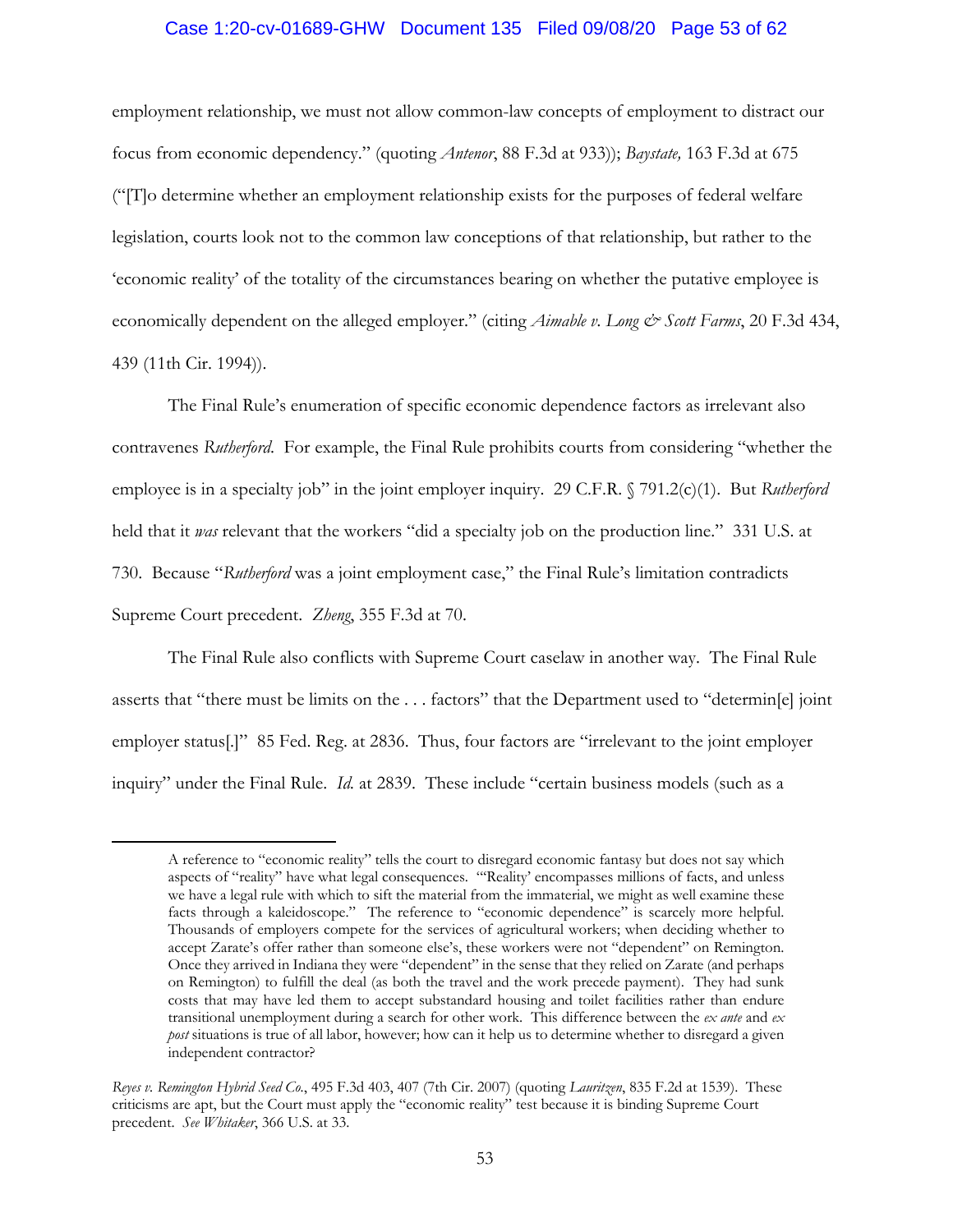employment relationship, we must not allow common-law concepts of employment to distract our focus from economic dependency." (quoting *Antenor*, 88 F.3d at 933)); *Baystate,* 163 F.3d at 675 ("[T]o determine whether an employment relationship exists for the purposes of federal welfare legislation, courts look not to the common law conceptions of that relationship, but rather to the 'economic reality' of the totality of the circumstances bearing on whether the putative employee is economically dependent on the alleged employer." (citing *Aimable v. Long & Scott Farms*, 20 F.3d 434, 439 (11th Cir. 1994)).

The Final Rule's enumeration of specific economic dependence factors as irrelevant also contravenes *Rutherford*. For example, the Final Rule prohibits courts from considering "whether the employee is in a specialty job" in the joint employer inquiry. 29 C.F.R. § 791.2(c)(1). But *Rutherford* held that it *was* relevant that the workers "did a specialty job on the production line." 331 U.S. at 730. Because "*Rutherford* was a joint employment case," the Final Rule's limitation contradicts Supreme Court precedent. *Zheng*, 355 F.3d at 70.

The Final Rule also conflicts with Supreme Court caselaw in another way. The Final Rule asserts that "there must be limits on the . . . factors" that the Department used to "determin[e] joint employer status[.]" 85 Fed. Reg. at 2836. Thus, four factors are "irrelevant to the joint employer inquiry" under the Final Rule. *Id.* at 2839. These include "certain business models (such as a

---

> A reference to "economic reality" tells the court to disregard economic fantasy but does not say which aspects of "reality" have what legal consequences. "'Reality' encompasses millions of facts, and unless we have a legal rule with which to sift the material from the immaterial, we might as well examine these facts through a kaleidoscope." The reference to "economic dependence" is scarcely more helpful. Thousands of employers compete for the services of agricultural workers; when deciding whether to accept Zarate's offer rather than someone else's, these workers were not "dependent" on Remington. Once they arrived in Indiana they were "dependent" in the sense that they relied on Zarate (and perhaps on Remington) to fulfill the deal (as both the travel and the work precede payment). They had sunk costs that may have led them to accept substandard housing and toilet facilities rather than endure transitional unemployment during a search for other work. This difference between the *ex ante* and *ex post* situations is true of all labor, however; how can it help us to determine whether to disregard a given independent contractor?

*Reyes v. Remington Hybrid Seed Co.*, 495 F.3d 403, 407 (7th Cir. 2007) (quoting *Lauritzen*, 835 F.2d at 1539). These criticisms are apt, but the Court must apply the "economic reality" test because it is binding Supreme Court precedent. *See Whitaker*, 366 U.S. at 33.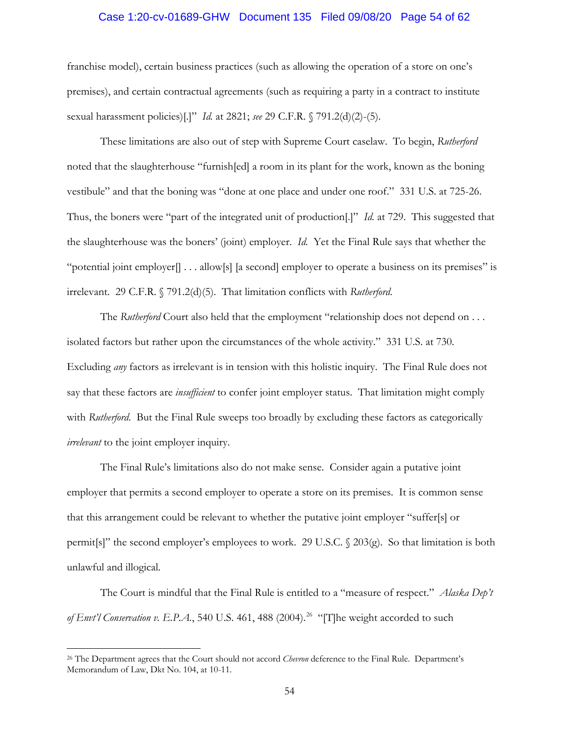franchise model), certain business practices (such as allowing the operation of a store on one's premises), and certain contractual agreements (such as requiring a party in a contract to institute sexual harassment policies)[.]" *Id.* at 2821; *see* 29 C.F.R. § 791.2(d)(2)-(5).

These limitations are also out of step with Supreme Court caselaw. To begin, *Rutherford* noted that the slaughterhouse "furnish[ed] a room in its plant for the work, known as the boning vestibule" and that the boning was "done at one place and under one roof." 331 U.S. at 725-26. Thus, the boners were "part of the integrated unit of production[.]" *Id.* at 729. This suggested that the slaughterhouse was the boners' (joint) employer. *Id.* Yet the Final Rule says that whether the "potential joint employer[] . . . allow[s] [a second] employer to operate a business on its premises" is irrelevant. 29 C.F.R. § 791.2(d)(5). That limitation conflicts with *Rutherford*.

The *Rutherford* Court also held that the employment "relationship does not depend on . . . isolated factors but rather upon the circumstances of the whole activity." 331 U.S. at 730. Excluding *any* factors as irrelevant is in tension with this holistic inquiry. The Final Rule does not say that these factors are *insufficient* to confer joint employer status. That limitation might comply with *Rutherford*. But the Final Rule sweeps too broadly by excluding these factors as categorically *irrelevant* to the joint employer inquiry.

The Final Rule's limitations also do not make sense. Consider again a putative joint employer that permits a second employer to operate a store on its premises. It is common sense that this arrangement could be relevant to whether the putative joint employer "suffer[s] or permit[s]" the second employer's employees to work. 29 U.S.C. § 203(g). So that limitation is both unlawful and illogical.

The Court is mindful that the Final Rule is entitled to a "measure of respect." *Alaska Dep't of Envt'l Conservation v. E.P.A.*, 540 U.S. 461, 488 (2004).[26] "[T]he weight accorded to such

---

[26] The Department agrees that the Court should not accord *Chevron* deference to the Final Rule. Department's Memorandum of Law, Dkt No. 104, at 10-11.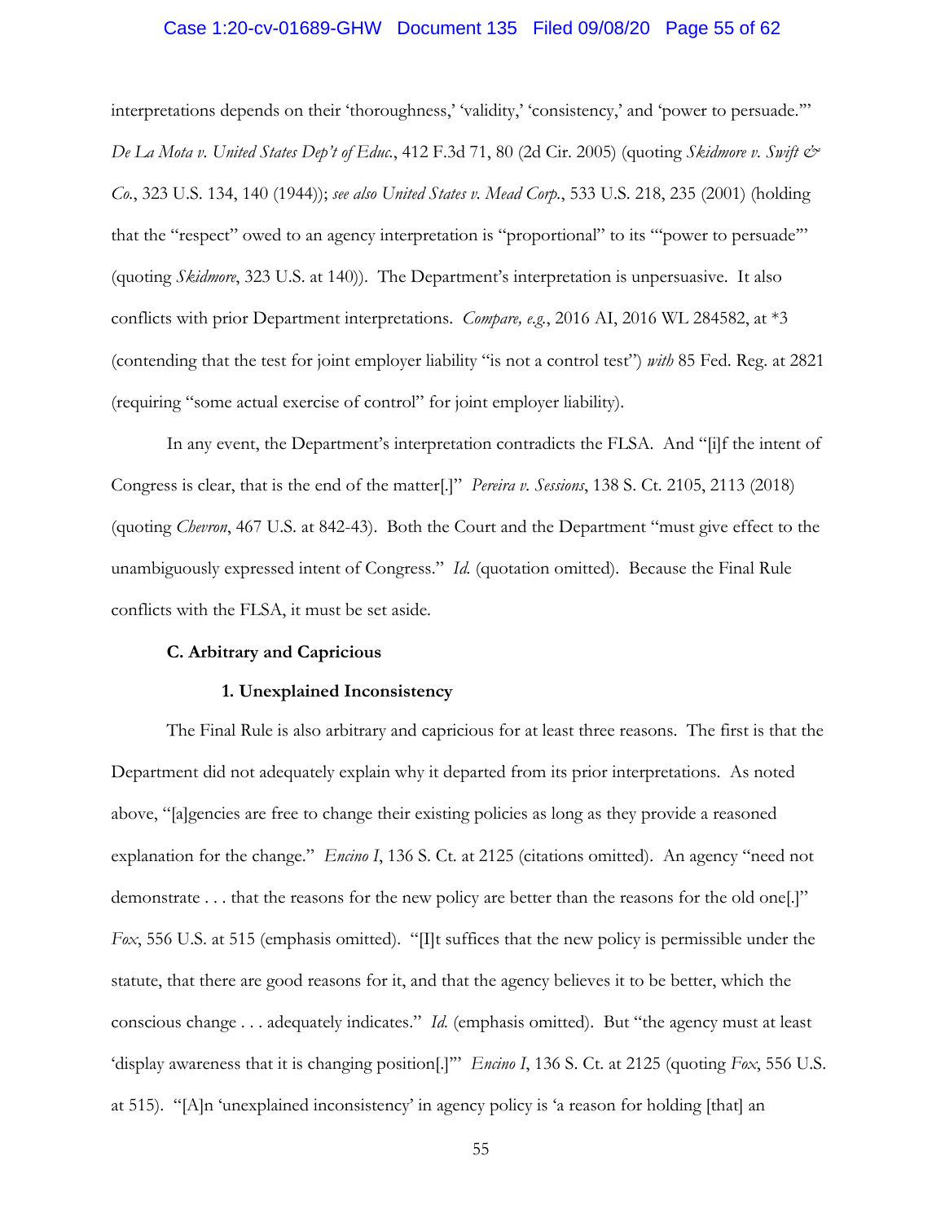interpretations depends on their 'thoroughness,' 'validity,' 'consistency,' and 'power to persuade.'" *De La Mota v. United States Dep't of Educ.*, 412 F.3d 71, 80 (2d Cir. 2005) (quoting *Skidmore v. Swift & Co.*, 323 U.S. 134, 140 (1944)); *see also United States v. Mead Corp.*, 533 U.S. 218, 235 (2001) (holding that the "respect" owed to an agency interpretation is "proportional" to its "'power to persuade'" (quoting *Skidmore*, 323 U.S. at 140)). The Department's interpretation is unpersuasive. It also conflicts with prior Department interpretations. *Compare, e.g.*, 2016 AI, 2016 WL 284582, at *3 (contending that the test for joint employer liability "is not a control test") *with* 85 Fed. Reg. at 2821 (requiring "some actual exercise of control" for joint employer liability).

In any event, the Department's interpretation contradicts the FLSA. And "[i]f the intent of Congress is clear, that is the end of the matter[.]" *Pereira v. Sessions*, 138 S. Ct. 2105, 2113 (2018) (quoting *Chevron*, 467 U.S. at 842-43). Both the Court and the Department "must give effect to the unambiguously expressed intent of Congress." *Id.* (quotation omitted). Because the Final Rule conflicts with the FLSA, it must be set aside.

**C. Arbitrary and Capricious**

**1. Unexplained Inconsistency**

The Final Rule is also arbitrary and capricious for at least three reasons. The first is that the Department did not adequately explain why it departed from its prior interpretations. As noted above, "[a]gencies are free to change their existing policies as long as they provide a reasoned explanation for the change." *Encino I*, 136 S. Ct. at 2125 (citations omitted). An agency "need not demonstrate . . . that the reasons for the new policy are better than the reasons for the old one[.]" *Fox*, 556 U.S. at 515 (emphasis omitted). "[I]t suffices that the new policy is permissible under the statute, that there are good reasons for it, and that the agency believes it to be better, which the conscious change . . . adequately indicates." *Id.* (emphasis omitted). But "the agency must at least 'display awareness that it is changing position[.]'" *Encino I*, 136 S. Ct. at 2125 (quoting *Fox*, 556 U.S. at 515). "[A]n 'unexplained inconsistency' in agency policy is 'a reason for holding [that] an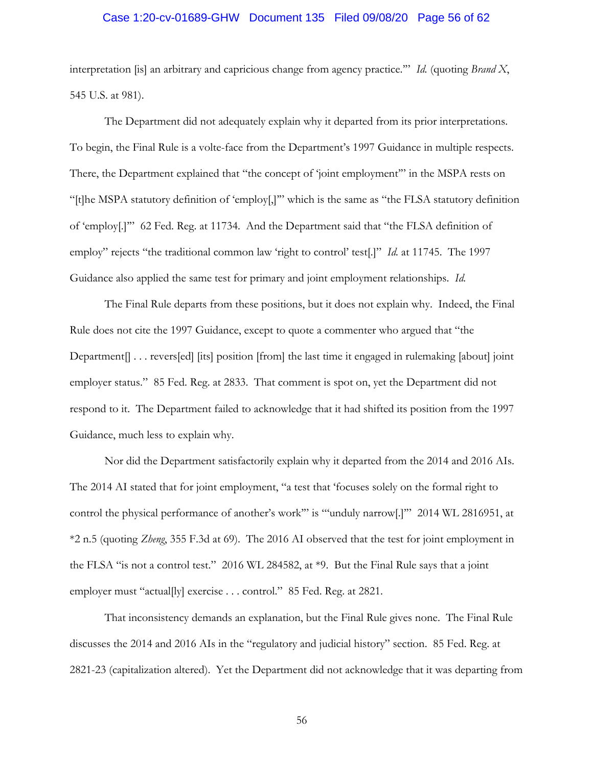interpretation [is] an arbitrary and capricious change from agency practice.'" *Id.* (quoting *Brand X*, 545 U.S. at 981).

The Department did not adequately explain why it departed from its prior interpretations. To begin, the Final Rule is a volte-face from the Department's 1997 Guidance in multiple respects. There, the Department explained that "the concept of 'joint employment'" in the MSPA rests on "[t]he MSPA statutory definition of 'employ[,]'" which is the same as "the FLSA statutory definition of 'employ[.]'" 62 Fed. Reg. at 11734. And the Department said that "the FLSA definition of employ" rejects "the traditional common law 'right to control' test[.]" *Id.* at 11745. The 1997 Guidance also applied the same test for primary and joint employment relationships. *Id.*

The Final Rule departs from these positions, but it does not explain why. Indeed, the Final Rule does not cite the 1997 Guidance, except to quote a commenter who argued that "the Department[] . . . revers[ed] [its] position [from] the last time it engaged in rulemaking [about] joint employer status." 85 Fed. Reg. at 2833. That comment is spot on, yet the Department did not respond to it. The Department failed to acknowledge that it had shifted its position from the 1997 Guidance, much less to explain why.

Nor did the Department satisfactorily explain why it departed from the 2014 and 2016 AIs. The 2014 AI stated that for joint employment, "a test that 'focuses solely on the formal right to control the physical performance of another's work'" is "'unduly narrow[.]'" 2014 WL 2816951, at *2 n.5 (quoting *Zheng*, 355 F.3d at 69). The 2016 AI observed that the test for joint employment in the FLSA "is not a control test." 2016 WL 284582, at *9. But the Final Rule says that a joint employer must "actual[ly] exercise . . . control." 85 Fed. Reg. at 2821.

That inconsistency demands an explanation, but the Final Rule gives none. The Final Rule discusses the 2014 and 2016 AIs in the "regulatory and judicial history" section. 85 Fed. Reg. at 2821-23 (capitalization altered). Yet the Department did not acknowledge that it was departing from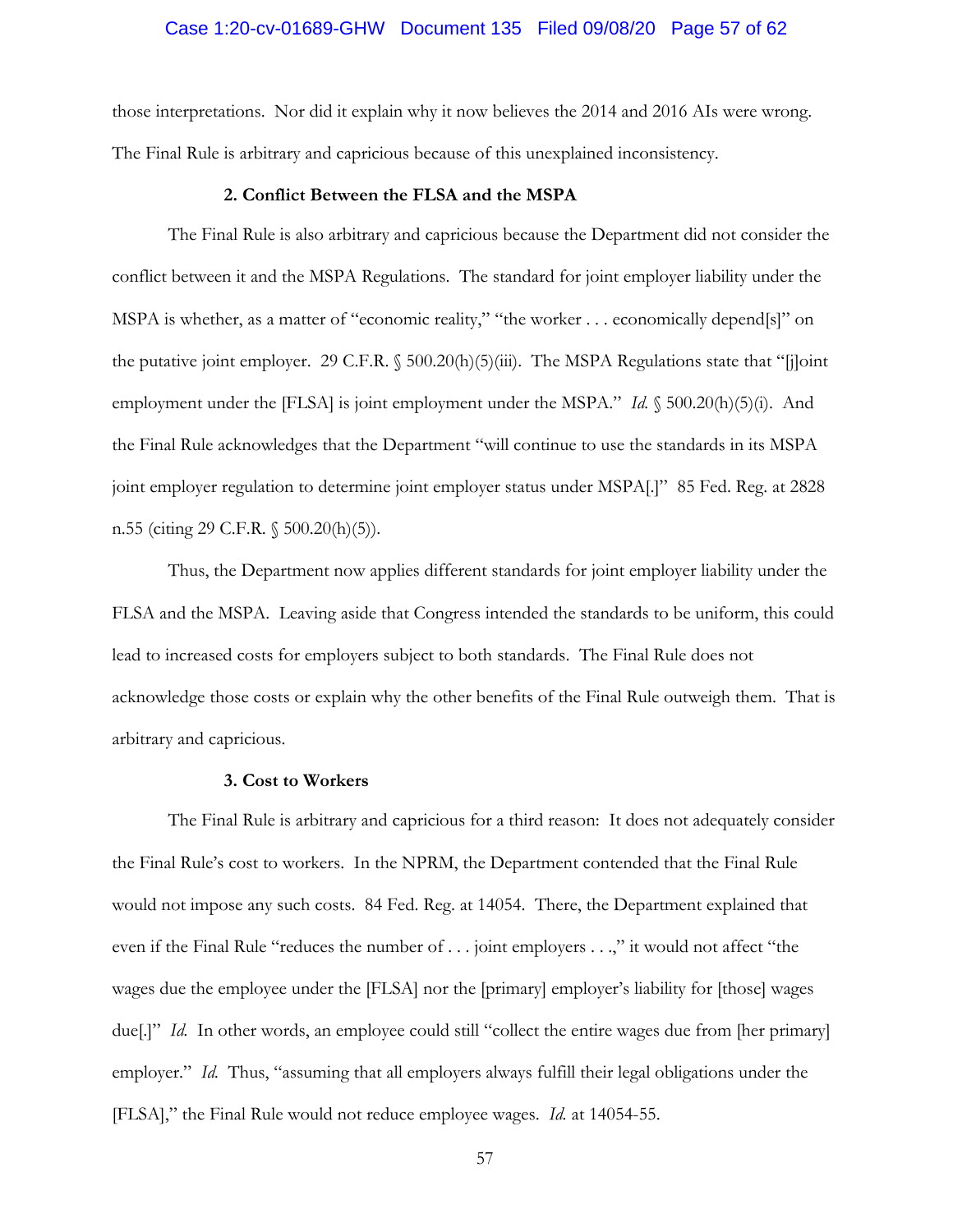those interpretations. Nor did it explain why it now believes the 2014 and 2016 AIs were wrong. The Final Rule is arbitrary and capricious because of this unexplained inconsistency.

**2. Conflict Between the FLSA and the MSPA**

The Final Rule is also arbitrary and capricious because the Department did not consider the conflict between it and the MSPA Regulations. The standard for joint employer liability under the MSPA is whether, as a matter of "economic reality," "the worker . . . economically depend[s]" on the putative joint employer. 29 C.F.R. § 500.20(h)(5)(iii). The MSPA Regulations state that "[j]oint employment under the [FLSA] is joint employment under the MSPA." *Id.* § 500.20(h)(5)(i). And the Final Rule acknowledges that the Department "will continue to use the standards in its MSPA joint employer regulation to determine joint employer status under MSPA[.]" 85 Fed. Reg. at 2828 n.55 (citing 29 C.F.R. § 500.20(h)(5)).

Thus, the Department now applies different standards for joint employer liability under the FLSA and the MSPA. Leaving aside that Congress intended the standards to be uniform, this could lead to increased costs for employers subject to both standards. The Final Rule does not acknowledge those costs or explain why the other benefits of the Final Rule outweigh them. That is arbitrary and capricious.

**3. Cost to Workers**

The Final Rule is arbitrary and capricious for a third reason: It does not adequately consider the Final Rule's cost to workers. In the NPRM, the Department contended that the Final Rule would not impose any such costs. 84 Fed. Reg. at 14054. There, the Department explained that even if the Final Rule "reduces the number of . . . joint employers . . .," it would not affect "the wages due the employee under the [FLSA] nor the [primary] employer's liability for [those] wages due[.]" *Id.* In other words, an employee could still "collect the entire wages due from [her primary] employer." *Id.* Thus, "assuming that all employers always fulfill their legal obligations under the [FLSA]," the Final Rule would not reduce employee wages. *Id.* at 14054-55.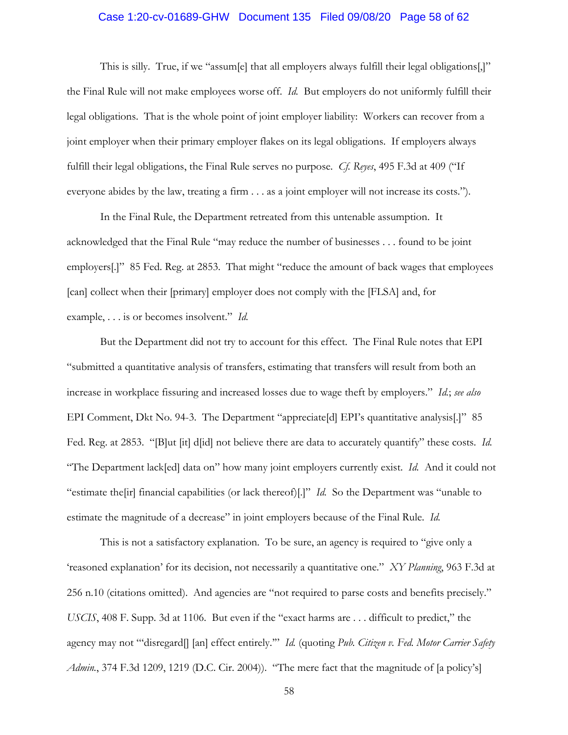This is silly. True, if we "assum[e] that all employers always fulfill their legal obligations[,]" the Final Rule will not make employees worse off. *Id.* But employers do not uniformly fulfill their legal obligations. That is the whole point of joint employer liability: Workers can recover from a joint employer when their primary employer flakes on its legal obligations. If employers always fulfill their legal obligations, the Final Rule serves no purpose. *Cf. Reyes*, 495 F.3d at 409 ("If everyone abides by the law, treating a firm . . . as a joint employer will not increase its costs.").

In the Final Rule, the Department retreated from this untenable assumption. It acknowledged that the Final Rule "may reduce the number of businesses . . . found to be joint employers[.]" 85 Fed. Reg. at 2853. That might "reduce the amount of back wages that employees [can] collect when their [primary] employer does not comply with the [FLSA] and, for example, . . . is or becomes insolvent." *Id.*

But the Department did not try to account for this effect. The Final Rule notes that EPI "submitted a quantitative analysis of transfers, estimating that transfers will result from both an increase in workplace fissuring and increased losses due to wage theft by employers." *Id.*; *see also* EPI Comment, Dkt No. 94-3. The Department "appreciate[d] EPI's quantitative analysis[.]" 85 Fed. Reg. at 2853. "[B]ut [it] d[id] not believe there are data to accurately quantify" these costs. *Id.* "The Department lack[ed] data on" how many joint employers currently exist. *Id.* And it could not "estimate the[ir] financial capabilities (or lack thereof)[.]" *Id.* So the Department was "unable to estimate the magnitude of a decrease" in joint employers because of the Final Rule. *Id.*

This is not a satisfactory explanation. To be sure, an agency is required to "give only a 'reasoned explanation' for its decision, not necessarily a quantitative one." *XY Planning*, 963 F.3d at 256 n.10 (citations omitted). And agencies are "not required to parse costs and benefits precisely." *USCIS*, 408 F. Supp. 3d at 1106. But even if the "exact harms are . . . difficult to predict," the agency may not "'disregard[] [an] effect entirely.'" *Id.* (quoting *Pub. Citizen v. Fed. Motor Carrier Safety Admin.*, 374 F.3d 1209, 1219 (D.C. Cir. 2004)). "The mere fact that the magnitude of [a policy's]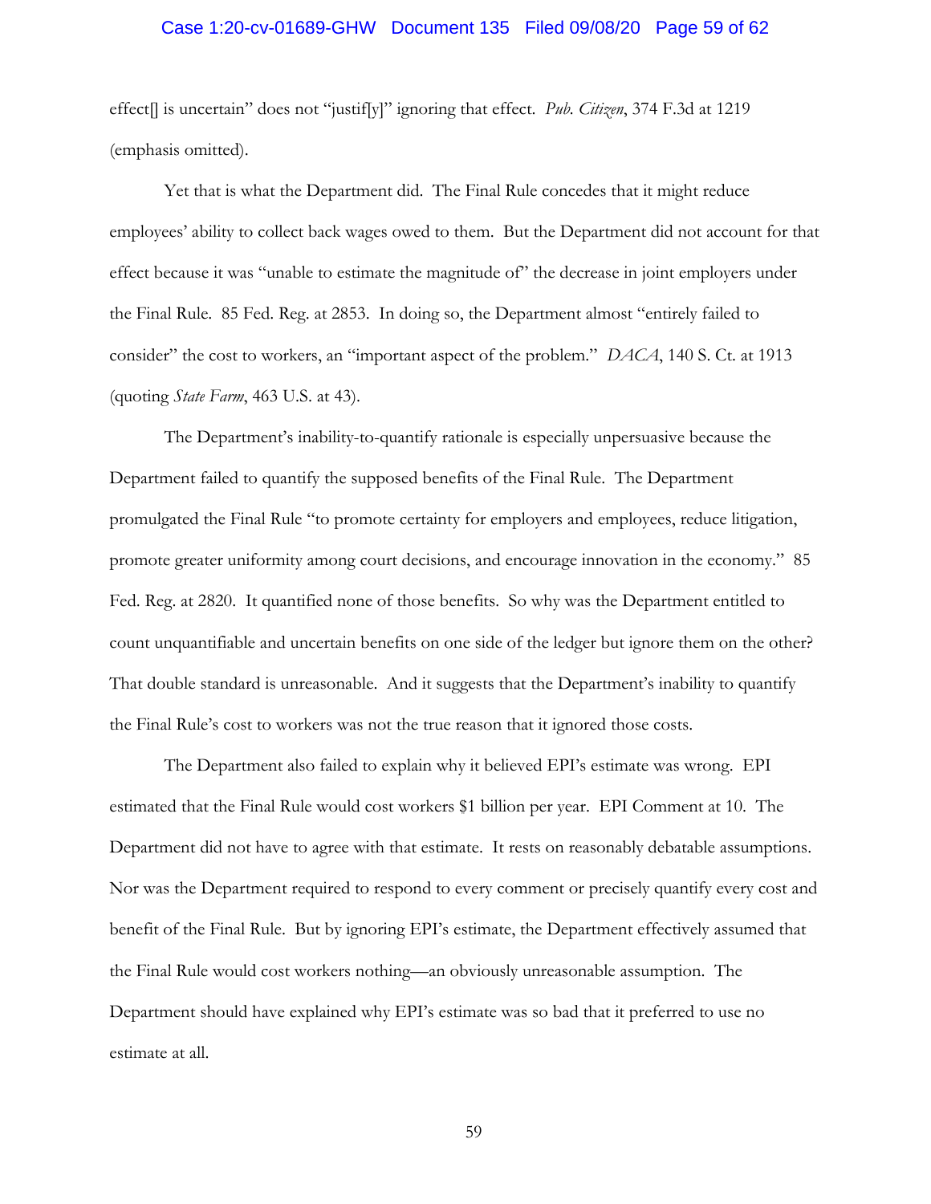effect[] is uncertain" does not "justif[y]" ignoring that effect. *Pub. Citizen*, 374 F.3d at 1219 (emphasis omitted).

Yet that is what the Department did. The Final Rule concedes that it might reduce employees' ability to collect back wages owed to them. But the Department did not account for that effect because it was "unable to estimate the magnitude of" the decrease in joint employers under the Final Rule. 85 Fed. Reg. at 2853. In doing so, the Department almost "entirely failed to consider" the cost to workers, an "important aspect of the problem." *DACA*, 140 S. Ct. at 1913 (quoting *State Farm*, 463 U.S. at 43).

The Department's inability-to-quantify rationale is especially unpersuasive because the Department failed to quantify the supposed benefits of the Final Rule. The Department promulgated the Final Rule "to promote certainty for employers and employees, reduce litigation, promote greater uniformity among court decisions, and encourage innovation in the economy." 85 Fed. Reg. at 2820. It quantified none of those benefits. So why was the Department entitled to count unquantifiable and uncertain benefits on one side of the ledger but ignore them on the other? That double standard is unreasonable. And it suggests that the Department's inability to quantify the Final Rule's cost to workers was not the true reason that it ignored those costs.

The Department also failed to explain why it believed EPI's estimate was wrong. EPI estimated that the Final Rule would cost workers $1 billion per year. EPI Comment at 10. The Department did not have to agree with that estimate. It rests on reasonably debatable assumptions. Nor was the Department required to respond to every comment or precisely quantify every cost and benefit of the Final Rule. But by ignoring EPI's estimate, the Department effectively assumed that the Final Rule would cost workers nothing—an obviously unreasonable assumption. The Department should have explained why EPI's estimate was so bad that it preferred to use no estimate at all.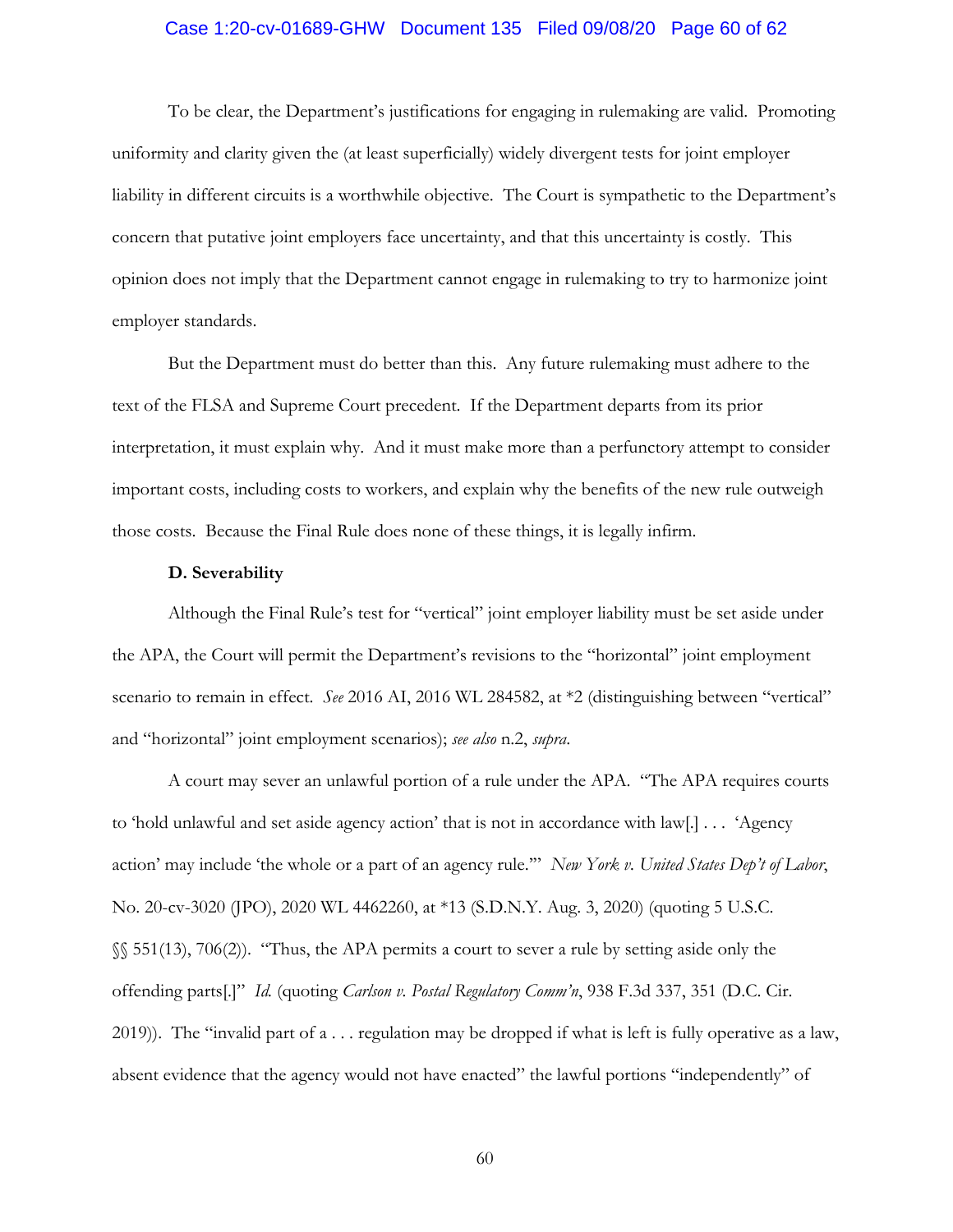To be clear, the Department's justifications for engaging in rulemaking are valid. Promoting uniformity and clarity given the (at least superficially) widely divergent tests for joint employer liability in different circuits is a worthwhile objective. The Court is sympathetic to the Department's concern that putative joint employers face uncertainty, and that this uncertainty is costly. This opinion does not imply that the Department cannot engage in rulemaking to try to harmonize joint employer standards.

But the Department must do better than this. Any future rulemaking must adhere to the text of the FLSA and Supreme Court precedent. If the Department departs from its prior interpretation, it must explain why. And it must make more than a perfunctory attempt to consider important costs, including costs to workers, and explain why the benefits of the new rule outweigh those costs. Because the Final Rule does none of these things, it is legally infirm.

**D. Severability**

Although the Final Rule's test for "vertical" joint employer liability must be set aside under the APA, the Court will permit the Department's revisions to the "horizontal" joint employment scenario to remain in effect. *See* 2016 AI, 2016 WL 284582, at *2 (distinguishing between "vertical" and "horizontal" joint employment scenarios); *see also* n.2, *supra*.

A court may sever an unlawful portion of a rule under the APA. "The APA requires courts to 'hold unlawful and set aside agency action' that is not in accordance with law[.] . . . 'Agency action' may include 'the whole or a part of an agency rule.'" *New York v. United States Dep't of Labor*, No. 20-cv-3020 (JPO), 2020 WL 4462260, at *13 (S.D.N.Y. Aug. 3, 2020) (quoting 5 U.S.C. §§ 551(13), 706(2)). "Thus, the APA permits a court to sever a rule by setting aside only the offending parts[.]" *Id.* (quoting *Carlson v. Postal Regulatory Comm'n*, 938 F.3d 337, 351 (D.C. Cir. 2019)). The "invalid part of a . . . regulation may be dropped if what is left is fully operative as a law, absent evidence that the agency would not have enacted" the lawful portions "independently" of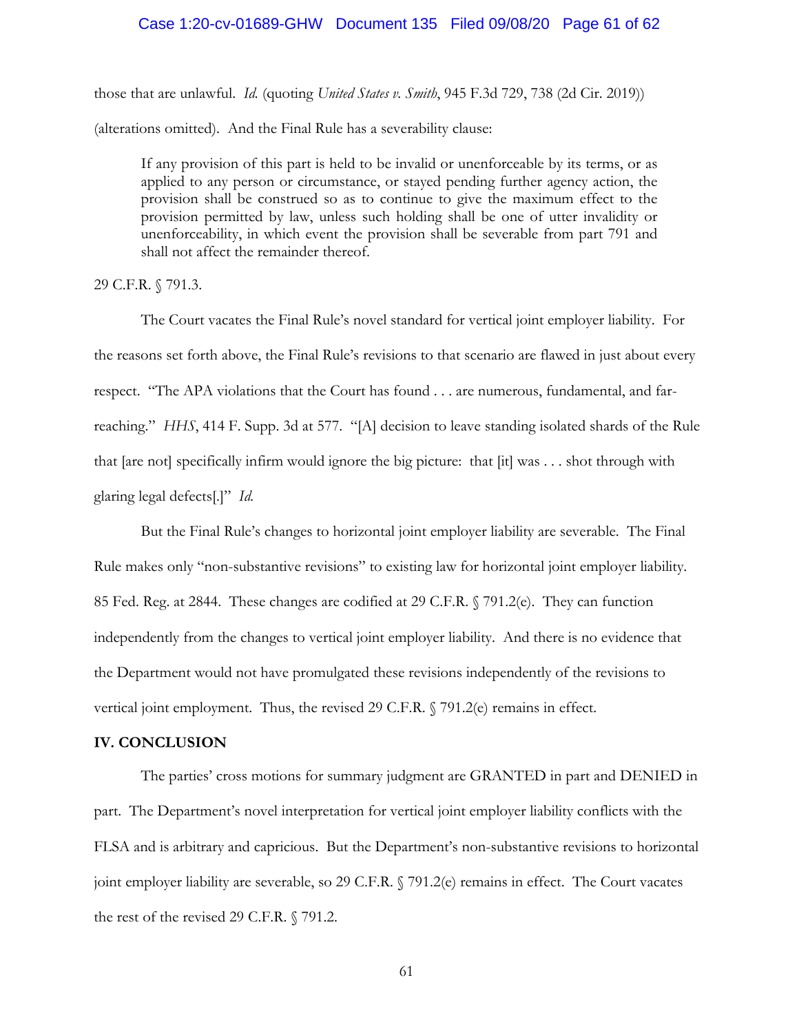those that are unlawful. *Id.* (quoting *United States v. Smith*, 945 F.3d 729, 738 (2d Cir. 2019)) (alterations omitted). And the Final Rule has a severability clause:

> If any provision of this part is held to be invalid or unenforceable by its terms, or as applied to any person or circumstance, or stayed pending further agency action, the provision shall be construed so as to continue to give the maximum effect to the provision permitted by law, unless such holding shall be one of utter invalidity or unenforceability, in which event the provision shall be severable from part 791 and shall not affect the remainder thereof.

29 C.F.R. § 791.3.

The Court vacates the Final Rule's novel standard for vertical joint employer liability. For the reasons set forth above, the Final Rule's revisions to that scenario are flawed in just about every respect. "The APA violations that the Court has found . . . are numerous, fundamental, and far-reaching." *HHS*, 414 F. Supp. 3d at 577. "[A] decision to leave standing isolated shards of the Rule that [are not] specifically infirm would ignore the big picture: that [it] was . . . shot through with glaring legal defects[.]" *Id.*

But the Final Rule's changes to horizontal joint employer liability are severable. The Final Rule makes only "non-substantive revisions" to existing law for horizontal joint employer liability. 85 Fed. Reg. at 2844. These changes are codified at 29 C.F.R. § 791.2(e). They can function independently from the changes to vertical joint employer liability. And there is no evidence that the Department would not have promulgated these revisions independently of the revisions to vertical joint employment. Thus, the revised 29 C.F.R. § 791.2(e) remains in effect.

## IV. CONCLUSION

The parties' cross motions for summary judgment are GRANTED in part and DENIED in part. The Department's novel interpretation for vertical joint employer liability conflicts with the FLSA and is arbitrary and capricious. But the Department's non-substantive revisions to horizontal joint employer liability are severable, so 29 C.F.R. § 791.2(e) remains in effect. The Court vacates the rest of the revised 29 C.F.R. § 791.2.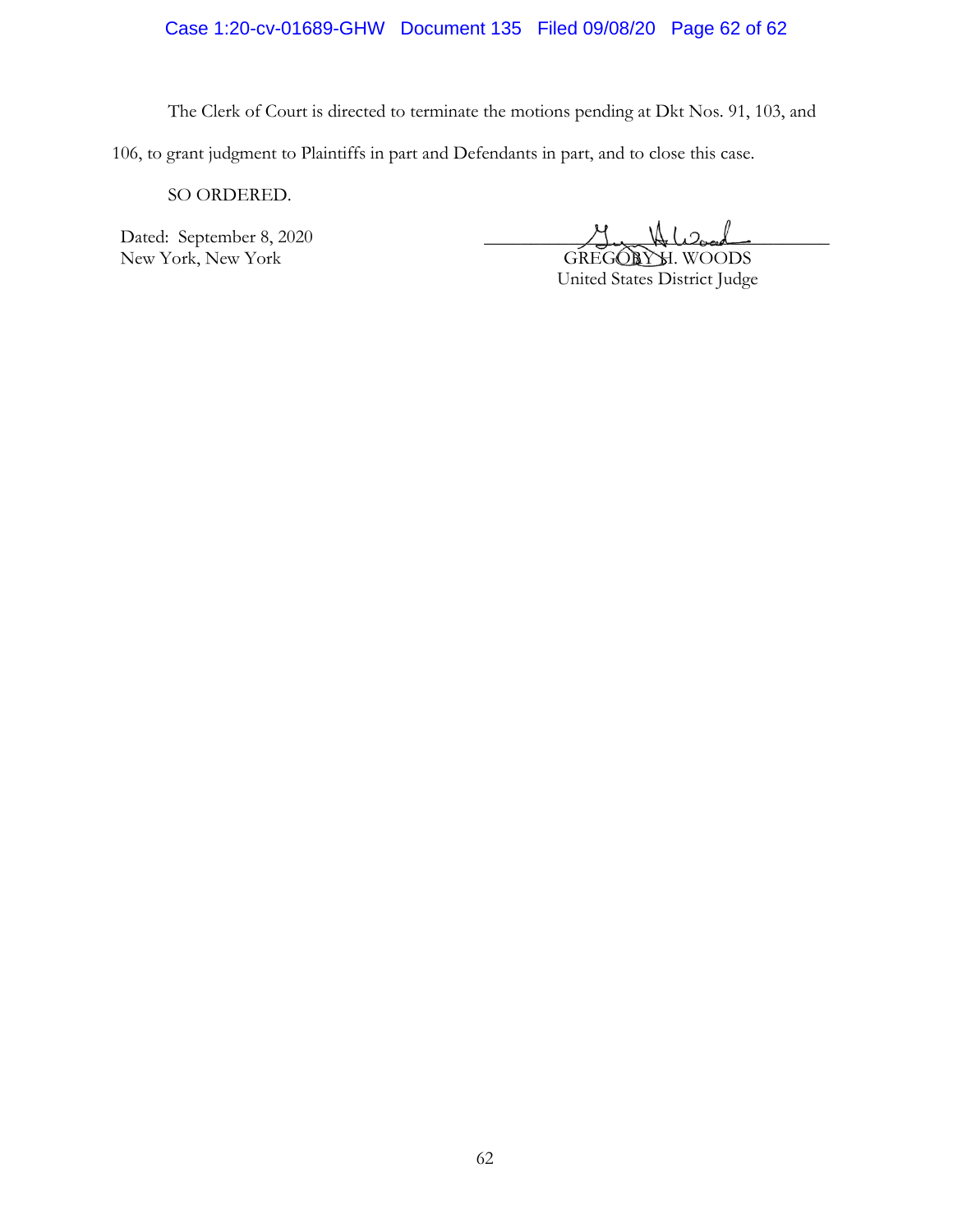The Clerk of Court is directed to terminate the motions pending at Dkt Nos. 91, 103, and 106, to grant judgment to Plaintiffs in part and Defendants in part, and to close this case.

SO ORDERED.

Dated: September 8, 2020
New York, New York

GREGORY H. WOODS
United States District Judge